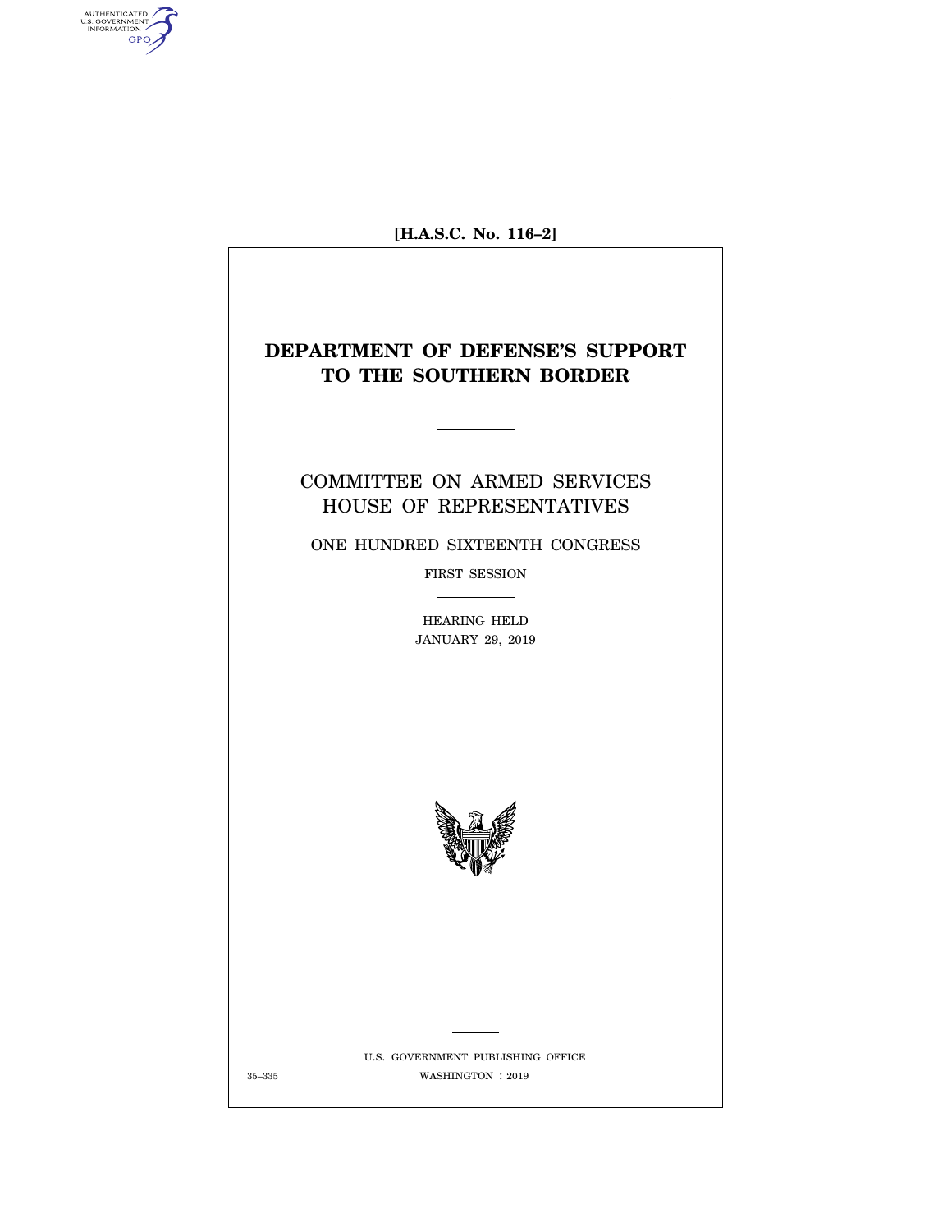[H.A.S.C. No. 116–2]

# DEPARTMENT OF DEFENSE'S SUPPORT TO THE SOUTHERN BORDER

COMMITTEE ON ARMED SERVICES
HOUSE OF REPRESENTATIVES

ONE HUNDRED SIXTEENTH CONGRESS

FIRST SESSION

HEARING HELD
JANUARY 29, 2019

U.S. GOVERNMENT PUBLISHING OFFICE

35–335 WASHINGTON : 2019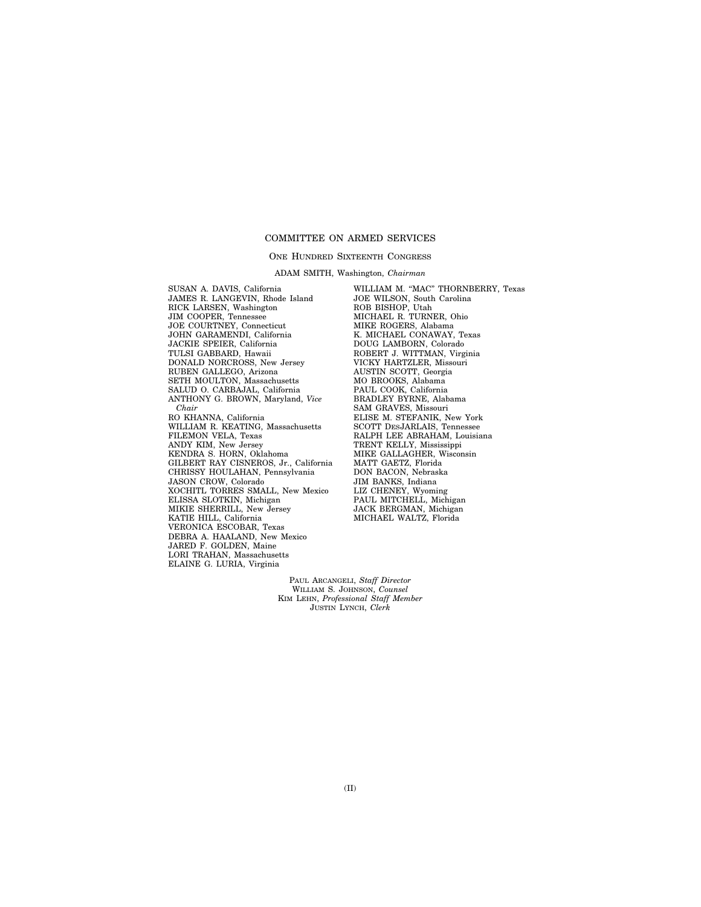# COMMITTEE ON ARMED SERVICES

## ONE HUNDRED SIXTEENTH CONGRESS

ADAM SMITH, Washington, *Chairman*

SUSAN A. DAVIS, California
JAMES R. LANGEVIN, Rhode Island
RICK LARSEN, Washington
JIM COOPER, Tennessee
JOE COURTNEY, Connecticut
JOHN GARAMENDI, California
JACKIE SPEIER, California
TULSI GABBARD, Hawaii
DONALD NORCROSS, New Jersey
RUBEN GALLEGO, Arizona
SETH MOULTON, Massachusetts
SALUD O. CARBAJAL, California
ANTHONY G. BROWN, Maryland, *Vice Chair*
RO KHANNA, California
WILLIAM R. KEATING, Massachusetts
FILEMON VELA, Texas
ANDY KIM, New Jersey
KENDRA S. HORN, Oklahoma
GILBERT RAY CISNEROS, Jr., California
CHRISSY HOULAHAN, Pennsylvania
JASON CROW, Colorado
XOCHITL TORRES SMALL, New Mexico
ELISSA SLOTKIN, Michigan
MIKIE SHERRILL, New Jersey
KATIE HILL, California
VERONICA ESCOBAR, Texas
DEBRA A. HAALAND, New Mexico
JARED F. GOLDEN, Maine
LORI TRAHAN, Massachusetts
ELAINE G. LURIA, Virginia

WILLIAM M. "MAC" THORNBERRY, Texas
JOE WILSON, South Carolina
ROB BISHOP, Utah
MICHAEL R. TURNER, Ohio
MIKE ROGERS, Alabama
K. MICHAEL CONAWAY, Texas
DOUG LAMBORN, Colorado
ROBERT J. WITTMAN, Virginia
VICKY HARTZLER, Missouri
AUSTIN SCOTT, Georgia
MO BROOKS, Alabama
PAUL COOK, California
BRADLEY BYRNE, Alabama
SAM GRAVES, Missouri
ELISE M. STEFANIK, New York
SCOTT DesJARLAIS, Tennessee
RALPH LEE ABRAHAM, Louisiana
TRENT KELLY, Mississippi
MIKE GALLAGHER, Wisconsin
MATT GAETZ, Florida
DON BACON, Nebraska
JIM BANKS, Indiana
LIZ CHENEY, Wyoming
PAUL MITCHELL, Michigan
JACK BERGMAN, Michigan
MICHAEL WALTZ, Florida

PAUL ARCANGELI, *Staff Director*
WILLIAM S. JOHNSON, *Counsel*
KIM LEHN, *Professional Staff Member*
JUSTIN LYNCH, *Clerk*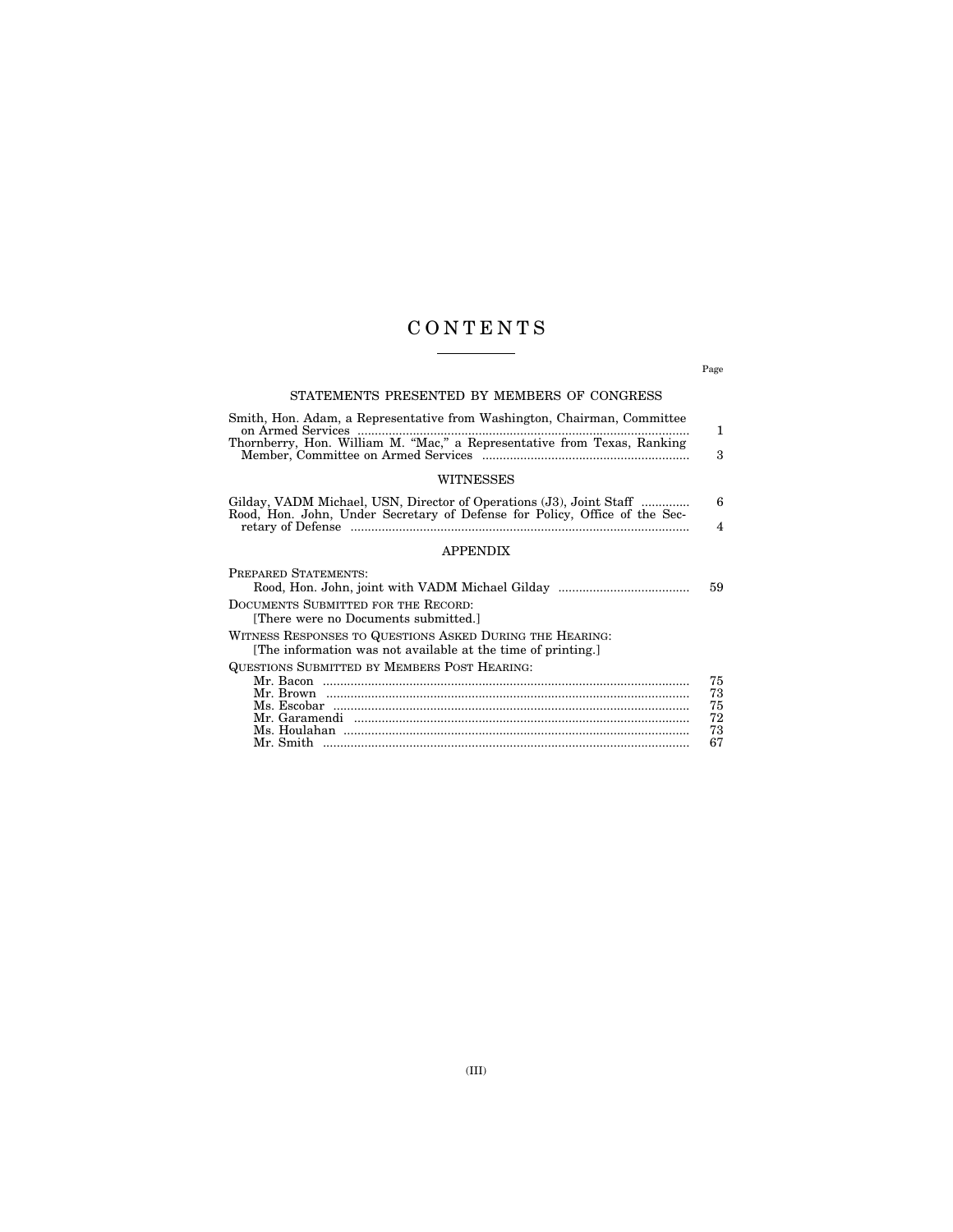# CONTENTS

Page

## STATEMENTS PRESENTED BY MEMBERS OF CONGRESS

Smith, Hon. Adam, a Representative from Washington, Chairman, Committee on Armed Services ..... 1

Thornberry, Hon. William M. "Mac," a Representative from Texas, Ranking Member, Committee on Armed Services ..... 3

## WITNESSES

Gilday, VADM Michael, USN, Director of Operations (J3), Joint Staff ..... 6

Rood, Hon. John, Under Secretary of Defense for Policy, Office of the Secretary of Defense ..... 4

## APPENDIX

PREPARED STATEMENTS:

- Rood, Hon. John, joint with VADM Michael Gilday ..... 59

DOCUMENTS SUBMITTED FOR THE RECORD:

- [There were no Documents submitted.]

WITNESS RESPONSES TO QUESTIONS ASKED DURING THE HEARING:

- [The information was not available at the time of printing.]

QUESTIONS SUBMITTED BY MEMBERS POST HEARING:

- Mr. Bacon ..... 75
- Mr. Brown ..... 73
- Ms. Escobar ..... 75
- Mr. Garamendi ..... 72
- Ms. Houlahan ..... 73
- Mr. Smith ..... 67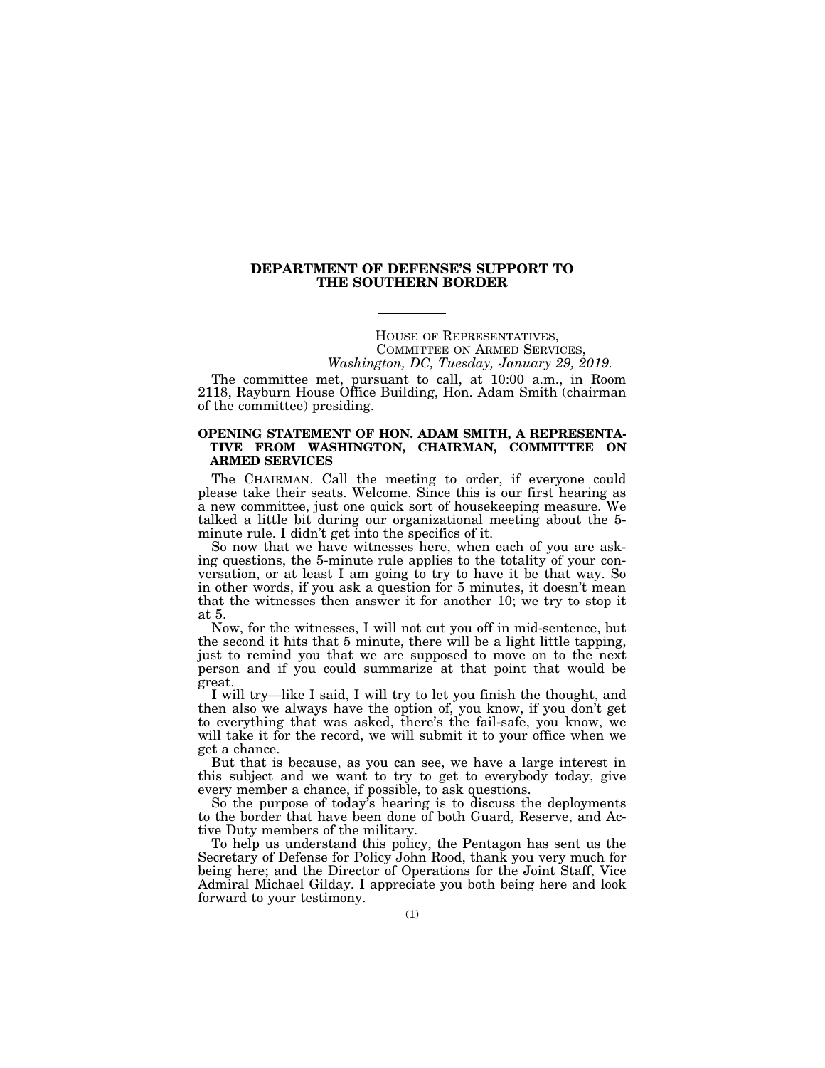# DEPARTMENT OF DEFENSE'S SUPPORT TO THE SOUTHERN BORDER

HOUSE OF REPRESENTATIVES,
COMMITTEE ON ARMED SERVICES,
*Washington, DC, Tuesday, January 29, 2019.*

The committee met, pursuant to call, at 10:00 a.m., in Room 2118, Rayburn House Office Building, Hon. Adam Smith (chairman of the committee) presiding.

## OPENING STATEMENT OF HON. ADAM SMITH, A REPRESENTATIVE FROM WASHINGTON, CHAIRMAN, COMMITTEE ON ARMED SERVICES

The CHAIRMAN. Call the meeting to order, if everyone could please take their seats. Welcome. Since this is our first hearing as a new committee, just one quick sort of housekeeping measure. We talked a little bit during our organizational meeting about the 5-minute rule. I didn't get into the specifics of it.

So now that we have witnesses here, when each of you are asking questions, the 5-minute rule applies to the totality of your conversation, or at least I am going to try to have it be that way. So in other words, if you ask a question for 5 minutes, it doesn't mean that the witnesses then answer it for another 10; we try to stop it at 5.

Now, for the witnesses, I will not cut you off in mid-sentence, but the second it hits that 5 minute, there will be a light little tapping, just to remind you that we are supposed to move on to the next person and if you could summarize at that point that would be great.

I will try—like I said, I will try to let you finish the thought, and then also we always have the option of, you know, if you don't get to everything that was asked, there's the fail-safe, you know, we will take it for the record, we will submit it to your office when we get a chance.

But that is because, as you can see, we have a large interest in this subject and we want to try to get to everybody today, give every member a chance, if possible, to ask questions.

So the purpose of today's hearing is to discuss the deployments to the border that have been done of both Guard, Reserve, and Active Duty members of the military.

To help us understand this policy, the Pentagon has sent us the Secretary of Defense for Policy John Rood, thank you very much for being here; and the Director of Operations for the Joint Staff, Vice Admiral Michael Gilday. I appreciate you both being here and look forward to your testimony.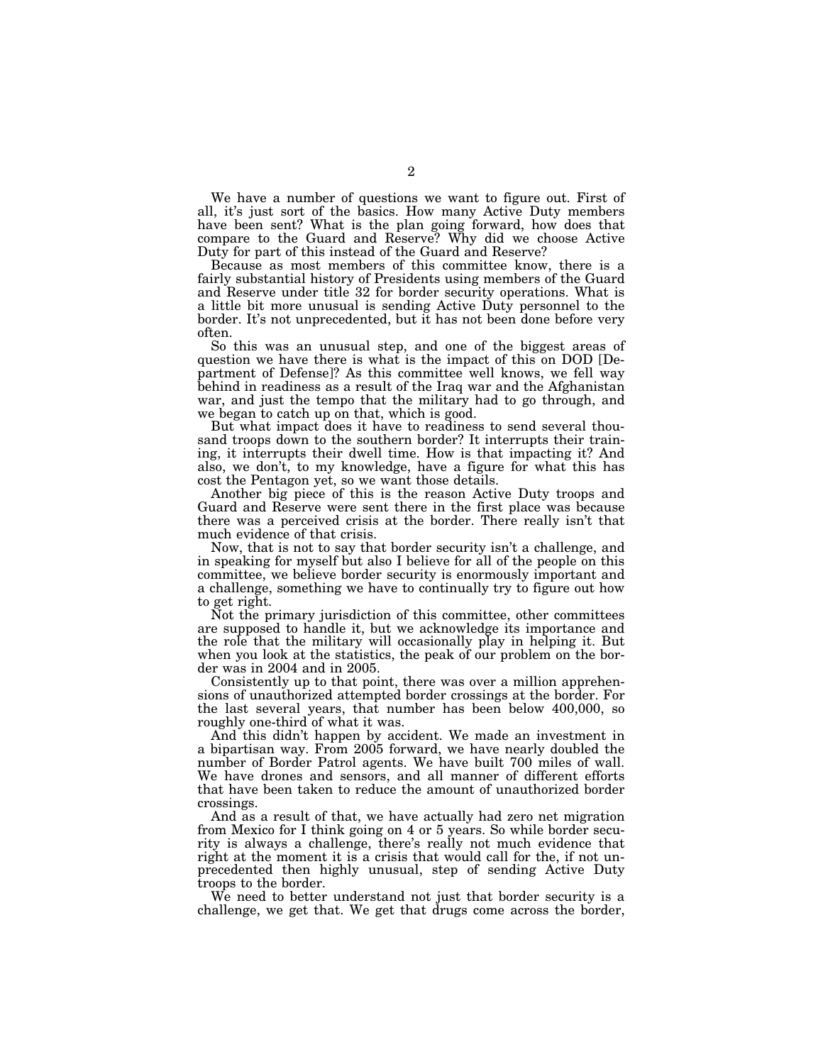We have a number of questions we want to figure out. First of all, it's just sort of the basics. How many Active Duty members have been sent? What is the plan going forward, how does that compare to the Guard and Reserve? Why did we choose Active Duty for part of this instead of the Guard and Reserve?

Because as most members of this committee know, there is a fairly substantial history of Presidents using members of the Guard and Reserve under title 32 for border security operations. What is a little bit more unusual is sending Active Duty personnel to the border. It's not unprecedented, but it has not been done before very often.

So this was an unusual step, and one of the biggest areas of question we have there is what is the impact of this on DOD [Department of Defense]? As this committee well knows, we fell way behind in readiness as a result of the Iraq war and the Afghanistan war, and just the tempo that the military had to go through, and we began to catch up on that, which is good.

But what impact does it have to readiness to send several thousand troops down to the southern border? It interrupts their training, it interrupts their dwell time. How is that impacting it? And also, we don't, to my knowledge, have a figure for what this has cost the Pentagon yet, so we want those details.

Another big piece of this is the reason Active Duty troops and Guard and Reserve were sent there in the first place was because there was a perceived crisis at the border. There really isn't that much evidence of that crisis.

Now, that is not to say that border security isn't a challenge, and in speaking for myself but also I believe for all of the people on this committee, we believe border security is enormously important and a challenge, something we have to continually try to figure out how to get right.

Not the primary jurisdiction of this committee, other committees are supposed to handle it, but we acknowledge its importance and the role that the military will occasionally play in helping it. But when you look at the statistics, the peak of our problem on the border was in 2004 and in 2005.

Consistently up to that point, there was over a million apprehensions of unauthorized attempted border crossings at the border. For the last several years, that number has been below 400,000, so roughly one-third of what it was.

And this didn't happen by accident. We made an investment in a bipartisan way. From 2005 forward, we have nearly doubled the number of Border Patrol agents. We have built 700 miles of wall. We have drones and sensors, and all manner of different efforts that have been taken to reduce the amount of unauthorized border crossings.

And as a result of that, we have actually had zero net migration from Mexico for I think going on 4 or 5 years. So while border security is always a challenge, there's really not much evidence that right at the moment it is a crisis that would call for the, if not unprecedented then highly unusual, step of sending Active Duty troops to the border.

We need to better understand not just that border security is a challenge, we get that. We get that drugs come across the border,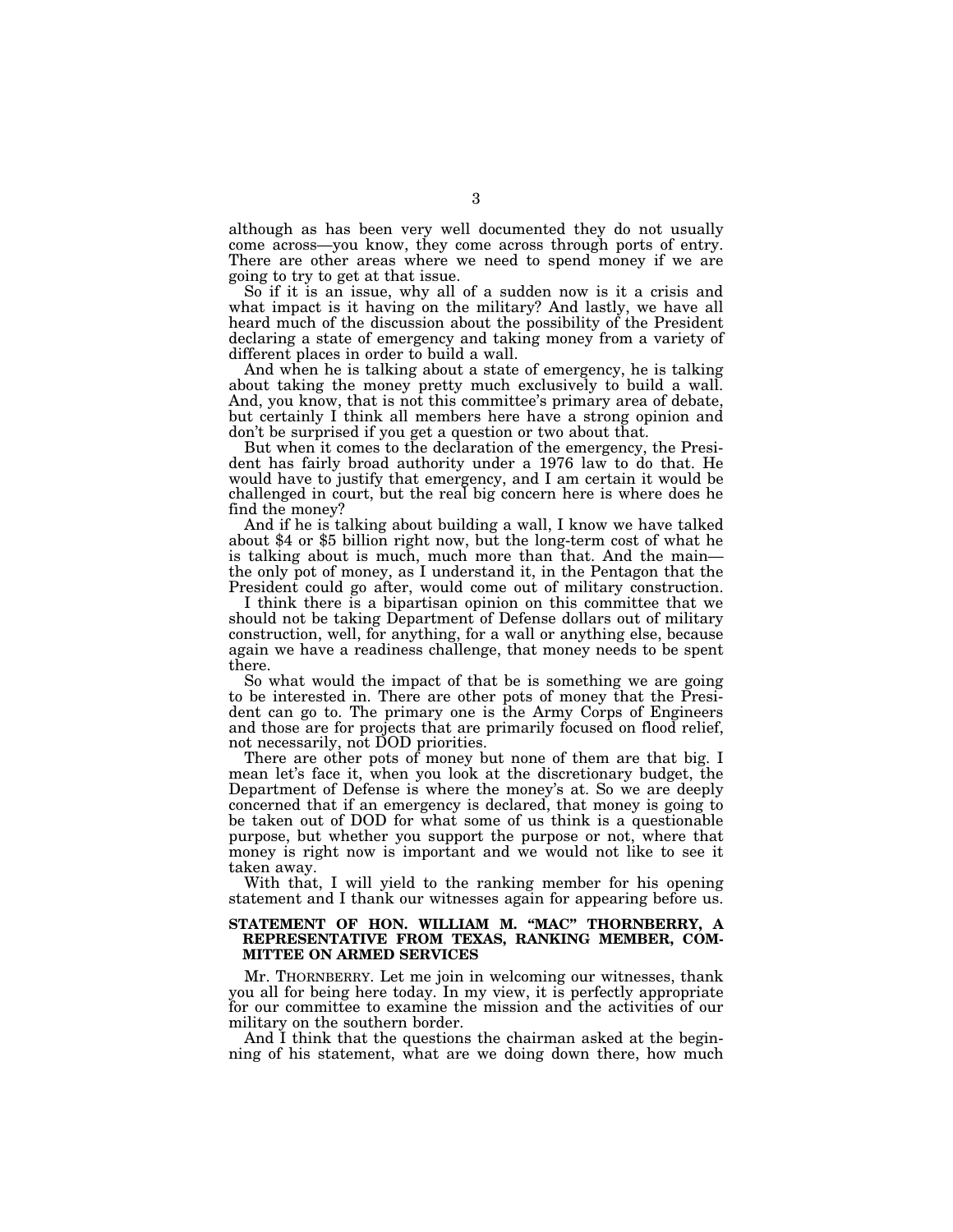although as has been very well documented they do not usually come across—you know, they come across through ports of entry. There are other areas where we need to spend money if we are going to try to get at that issue.

So if it is an issue, why all of a sudden now is it a crisis and what impact is it having on the military? And lastly, we have all heard much of the discussion about the possibility of the President declaring a state of emergency and taking money from a variety of different places in order to build a wall.

And when he is talking about a state of emergency, he is talking about taking the money pretty much exclusively to build a wall. And, you know, that is not this committee's primary area of debate, but certainly I think all members here have a strong opinion and don't be surprised if you get a question or two about that.

But when it comes to the declaration of the emergency, the President has fairly broad authority under a 1976 law to do that. He would have to justify that emergency, and I am certain it would be challenged in court, but the real big concern here is where does he find the money?

And if he is talking about building a wall, I know we have talked about $4 or $5 billion right now, but the long-term cost of what he is talking about is much, much more than that. And the main—the only pot of money, as I understand it, in the Pentagon that the President could go after, would come out of military construction.

I think there is a bipartisan opinion on this committee that we should not be taking Department of Defense dollars out of military construction, well, for anything, for a wall or anything else, because again we have a readiness challenge, that money needs to be spent there.

So what would the impact of that be is something we are going to be interested in. There are other pots of money that the President can go to. The primary one is the Army Corps of Engineers and those are for projects that are primarily focused on flood relief, not necessarily, not DOD priorities.

There are other pots of money but none of them are that big. I mean let's face it, when you look at the discretionary budget, the Department of Defense is where the money's at. So we are deeply concerned that if an emergency is declared, that money is going to be taken out of DOD for what some of us think is a questionable purpose, but whether you support the purpose or not, where that money is right now is important and we would not like to see it taken away.

With that, I will yield to the ranking member for his opening statement and I thank our witnesses again for appearing before us.

## STATEMENT OF HON. WILLIAM M. "MAC" THORNBERRY, A REPRESENTATIVE FROM TEXAS, RANKING MEMBER, COMMITTEE ON ARMED SERVICES

Mr. THORNBERRY. Let me join in welcoming our witnesses, thank you all for being here today. In my view, it is perfectly appropriate for our committee to examine the mission and the activities of our military on the southern border.

And I think that the questions the chairman asked at the beginning of his statement, what are we doing down there, how much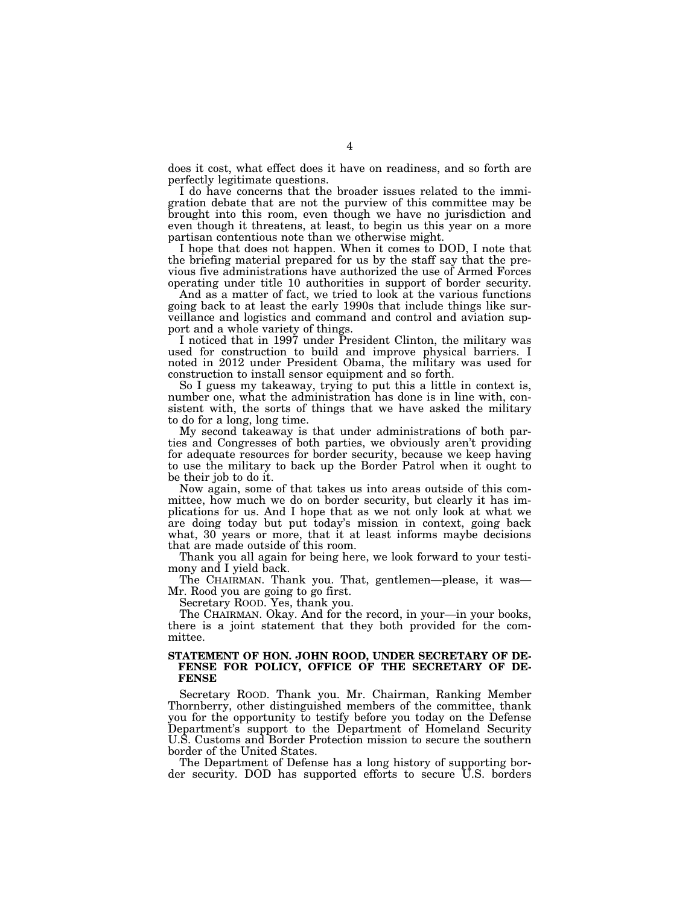does it cost, what effect does it have on readiness, and so forth are perfectly legitimate questions.

I do have concerns that the broader issues related to the immigration debate that are not the purview of this committee may be brought into this room, even though we have no jurisdiction and even though it threatens, at least, to begin us this year on a more partisan contentious note than we otherwise might.

I hope that does not happen. When it comes to DOD, I note that the briefing material prepared for us by the staff say that the previous five administrations have authorized the use of Armed Forces operating under title 10 authorities in support of border security.

And as a matter of fact, we tried to look at the various functions going back to at least the early 1990s that include things like surveillance and logistics and command and control and aviation support and a whole variety of things.

I noticed that in 1997 under President Clinton, the military was used for construction to build and improve physical barriers. I noted in 2012 under President Obama, the military was used for construction to install sensor equipment and so forth.

So I guess my takeaway, trying to put this a little in context is, number one, what the administration has done is in line with, consistent with, the sorts of things that we have asked the military to do for a long, long time.

My second takeaway is that under administrations of both parties and Congresses of both parties, we obviously aren't providing for adequate resources for border security, because we keep having to use the military to back up the Border Patrol when it ought to be their job to do it.

Now again, some of that takes us into areas outside of this committee, how much we do on border security, but clearly it has implications for us. And I hope that as we not only look at what we are doing today but put today's mission in context, going back what, 30 years or more, that it at least informs maybe decisions that are made outside of this room.

Thank you all again for being here, we look forward to your testimony and I yield back.

The CHAIRMAN. Thank you. That, gentlemen—please, it was—Mr. Rood you are going to go first.

Secretary ROOD. Yes, thank you.

The CHAIRMAN. Okay. And for the record, in your—in your books, there is a joint statement that they both provided for the committee.

**STATEMENT OF HON. JOHN ROOD, UNDER SECRETARY OF DEFENSE FOR POLICY, OFFICE OF THE SECRETARY OF DEFENSE**

Secretary ROOD. Thank you. Mr. Chairman, Ranking Member Thornberry, other distinguished members of the committee, thank you for the opportunity to testify before you today on the Defense Department's support to the Department of Homeland Security U.S. Customs and Border Protection mission to secure the southern border of the United States.

The Department of Defense has a long history of supporting border security. DOD has supported efforts to secure U.S. borders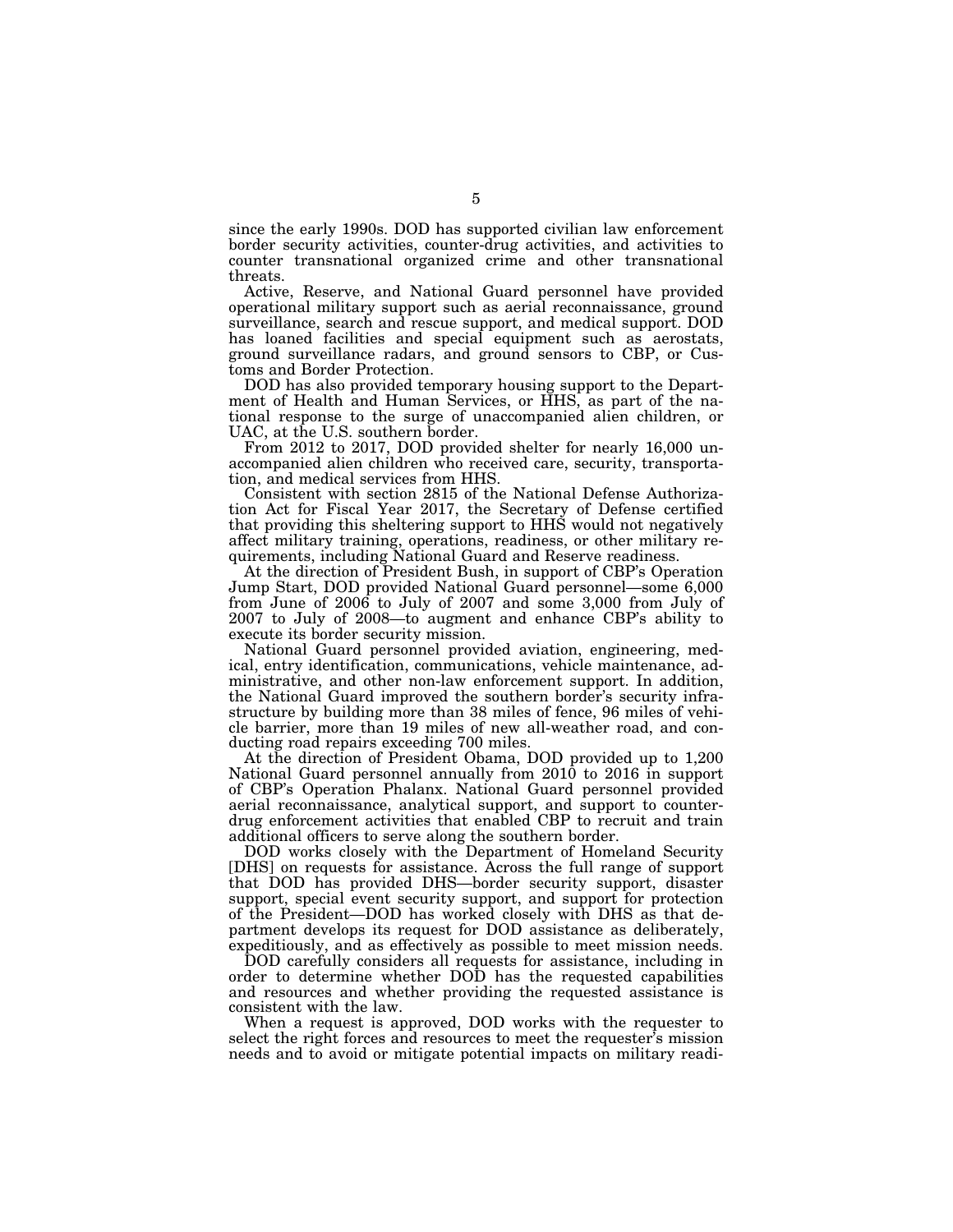since the early 1990s. DOD has supported civilian law enforcement border security activities, counter-drug activities, and activities to counter transnational organized crime and other transnational threats.

Active, Reserve, and National Guard personnel have provided operational military support such as aerial reconnaissance, ground surveillance, search and rescue support, and medical support. DOD has loaned facilities and special equipment such as aerostats, ground surveillance radars, and ground sensors to CBP, or Customs and Border Protection.

DOD has also provided temporary housing support to the Department of Health and Human Services, or HHS, as part of the national response to the surge of unaccompanied alien children, or UAC, at the U.S. southern border.

From 2012 to 2017, DOD provided shelter for nearly 16,000 unaccompanied alien children who received care, security, transportation, and medical services from HHS.

Consistent with section 2815 of the National Defense Authorization Act for Fiscal Year 2017, the Secretary of Defense certified that providing this sheltering support to HHS would not negatively affect military training, operations, readiness, or other military requirements, including National Guard and Reserve readiness.

At the direction of President Bush, in support of CBP's Operation Jump Start, DOD provided National Guard personnel—some 6,000 from June of 2006 to July of 2007 and some 3,000 from July of 2007 to July of 2008—to augment and enhance CBP's ability to execute its border security mission.

National Guard personnel provided aviation, engineering, medical, entry identification, communications, vehicle maintenance, administrative, and other non-law enforcement support. In addition, the National Guard improved the southern border's security infrastructure by building more than 38 miles of fence, 96 miles of vehicle barrier, more than 19 miles of new all-weather road, and conducting road repairs exceeding 700 miles.

At the direction of President Obama, DOD provided up to 1,200 National Guard personnel annually from 2010 to 2016 in support of CBP's Operation Phalanx. National Guard personnel provided aerial reconnaissance, analytical support, and support to counter-drug enforcement activities that enabled CBP to recruit and train additional officers to serve along the southern border.

DOD works closely with the Department of Homeland Security [DHS] on requests for assistance. Across the full range of support that DOD has provided DHS—border security support, disaster support, special event security support, and support for protection of the President—DOD has worked closely with DHS as that department develops its request for DOD assistance as deliberately, expeditiously, and as effectively as possible to meet mission needs.

DOD carefully considers all requests for assistance, including in order to determine whether DOD has the requested capabilities and resources and whether providing the requested assistance is consistent with the law.

When a request is approved, DOD works with the requester to select the right forces and resources to meet the requester's mission needs and to avoid or mitigate potential impacts on military readi-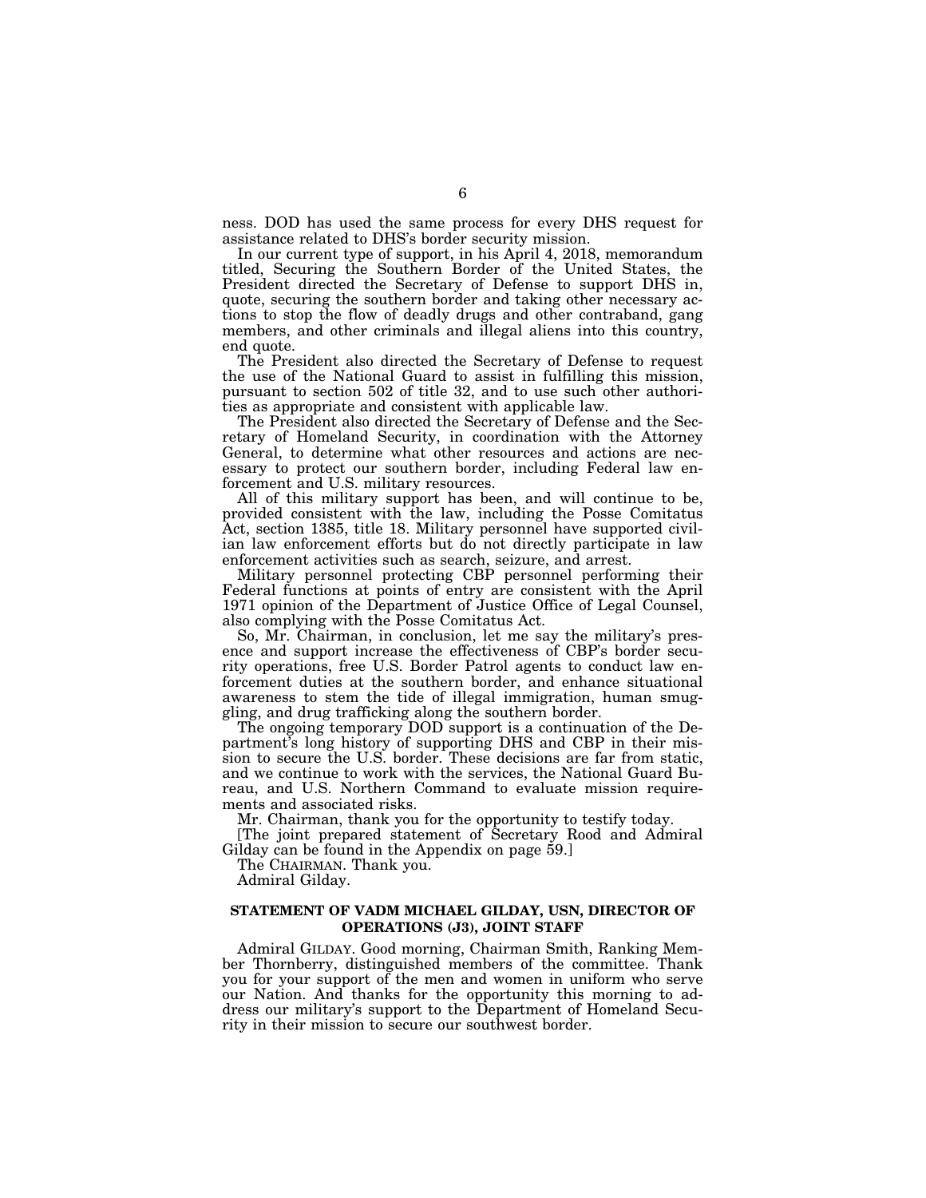ness. DOD has used the same process for every DHS request for assistance related to DHS's border security mission.

In our current type of support, in his April 4, 2018, memorandum titled, Securing the Southern Border of the United States, the President directed the Secretary of Defense to support DHS in, quote, securing the southern border and taking other necessary actions to stop the flow of deadly drugs and other contraband, gang members, and other criminals and illegal aliens into this country, end quote.

The President also directed the Secretary of Defense to request the use of the National Guard to assist in fulfilling this mission, pursuant to section 502 of title 32, and to use such other authorities as appropriate and consistent with applicable law.

The President also directed the Secretary of Defense and the Secretary of Homeland Security, in coordination with the Attorney General, to determine what other resources and actions are necessary to protect our southern border, including Federal law enforcement and U.S. military resources.

All of this military support has been, and will continue to be, provided consistent with the law, including the Posse Comitatus Act, section 1385, title 18. Military personnel have supported civilian law enforcement efforts but do not directly participate in law enforcement activities such as search, seizure, and arrest.

Military personnel protecting CBP personnel performing their Federal functions at points of entry are consistent with the April 1971 opinion of the Department of Justice Office of Legal Counsel, also complying with the Posse Comitatus Act.

So, Mr. Chairman, in conclusion, let me say the military's presence and support increase the effectiveness of CBP's border security operations, free U.S. Border Patrol agents to conduct law enforcement duties at the southern border, and enhance situational awareness to stem the tide of illegal immigration, human smuggling, and drug trafficking along the southern border.

The ongoing temporary DOD support is a continuation of the Department's long history of supporting DHS and CBP in their mission to secure the U.S. border. These decisions are far from static, and we continue to work with the services, the National Guard Bureau, and U.S. Northern Command to evaluate mission requirements and associated risks.

Mr. Chairman, thank you for the opportunity to testify today.

[The joint prepared statement of Secretary Rood and Admiral Gilday can be found in the Appendix on page 59.]

The CHAIRMAN. Thank you.

Admiral Gilday.

## STATEMENT OF VADM MICHAEL GILDAY, USN, DIRECTOR OF OPERATIONS (J3), JOINT STAFF

Admiral GILDAY. Good morning, Chairman Smith, Ranking Member Thornberry, distinguished members of the committee. Thank you for your support of the men and women in uniform who serve our Nation. And thanks for the opportunity this morning to address our military's support to the Department of Homeland Security in their mission to secure our southwest border.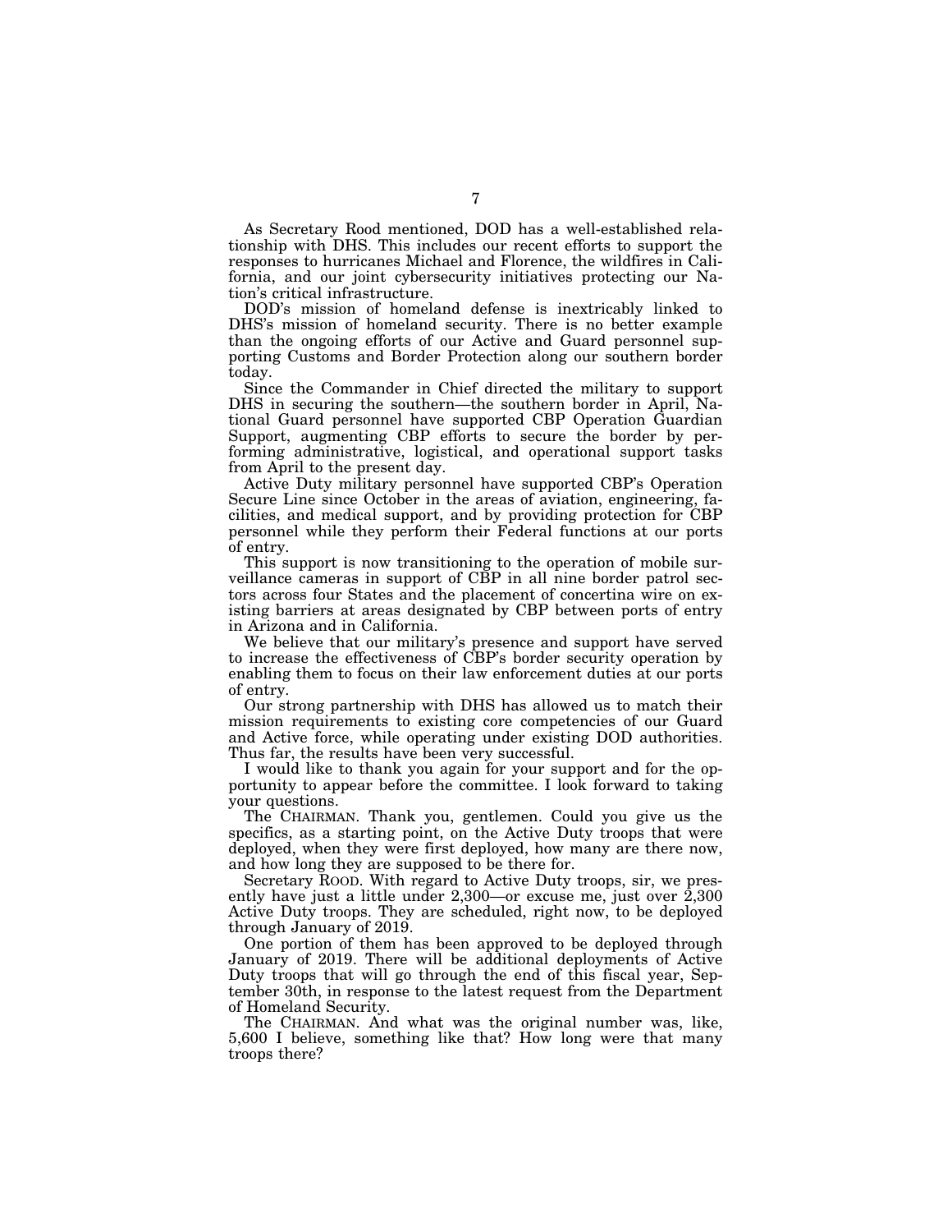As Secretary Rood mentioned, DOD has a well-established relationship with DHS. This includes our recent efforts to support the responses to hurricanes Michael and Florence, the wildfires in California, and our joint cybersecurity initiatives protecting our Nation's critical infrastructure.

DOD's mission of homeland defense is inextricably linked to DHS's mission of homeland security. There is no better example than the ongoing efforts of our Active and Guard personnel supporting Customs and Border Protection along our southern border today.

Since the Commander in Chief directed the military to support DHS in securing the southern—the southern border in April, National Guard personnel have supported CBP Operation Guardian Support, augmenting CBP efforts to secure the border by performing administrative, logistical, and operational support tasks from April to the present day.

Active Duty military personnel have supported CBP's Operation Secure Line since October in the areas of aviation, engineering, facilities, and medical support, and by providing protection for CBP personnel while they perform their Federal functions at our ports of entry.

This support is now transitioning to the operation of mobile surveillance cameras in support of CBP in all nine border patrol sectors across four States and the placement of concertina wire on existing barriers at areas designated by CBP between ports of entry in Arizona and in California.

We believe that our military's presence and support have served to increase the effectiveness of CBP's border security operation by enabling them to focus on their law enforcement duties at our ports of entry.

Our strong partnership with DHS has allowed us to match their mission requirements to existing core competencies of our Guard and Active force, while operating under existing DOD authorities. Thus far, the results have been very successful.

I would like to thank you again for your support and for the opportunity to appear before the committee. I look forward to taking your questions.

The CHAIRMAN. Thank you, gentlemen. Could you give us the specifics, as a starting point, on the Active Duty troops that were deployed, when they were first deployed, how many are there now, and how long they are supposed to be there for.

Secretary ROOD. With regard to Active Duty troops, sir, we presently have just a little under 2,300—or excuse me, just over 2,300 Active Duty troops. They are scheduled, right now, to be deployed through January of 2019.

One portion of them has been approved to be deployed through January of 2019. There will be additional deployments of Active Duty troops that will go through the end of this fiscal year, September 30th, in response to the latest request from the Department of Homeland Security.

The CHAIRMAN. And what was the original number was, like, 5,600 I believe, something like that? How long were that many troops there?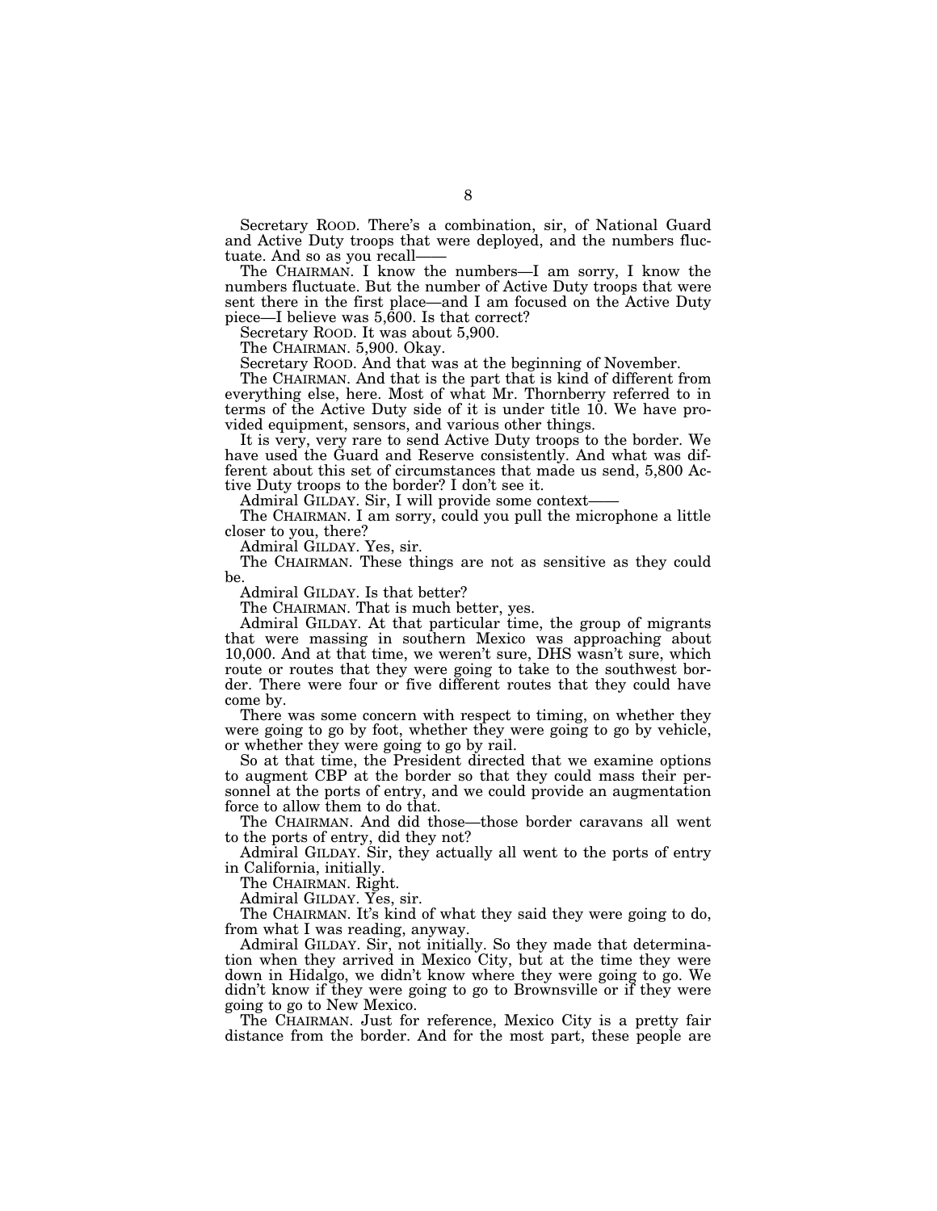Secretary ROOD. There's a combination, sir, of National Guard and Active Duty troops that were deployed, and the numbers fluctuate. And so as you recall——

The CHAIRMAN. I know the numbers—I am sorry, I know the numbers fluctuate. But the number of Active Duty troops that were sent there in the first place—and I am focused on the Active Duty piece—I believe was 5,600. Is that correct?

Secretary ROOD. It was about 5,900.

The CHAIRMAN. 5,900. Okay.

Secretary ROOD. And that was at the beginning of November.

The CHAIRMAN. And that is the part that is kind of different from everything else, here. Most of what Mr. Thornberry referred to in terms of the Active Duty side of it is under title 10. We have provided equipment, sensors, and various other things.

It is very, very rare to send Active Duty troops to the border. We have used the Guard and Reserve consistently. And what was different about this set of circumstances that made us send, 5,800 Active Duty troops to the border? I don't see it.

Admiral GILDAY. Sir, I will provide some context——

The CHAIRMAN. I am sorry, could you pull the microphone a little closer to you, there?

Admiral GILDAY. Yes, sir.

The CHAIRMAN. These things are not as sensitive as they could be.

Admiral GILDAY. Is that better?

The CHAIRMAN. That is much better, yes.

Admiral GILDAY. At that particular time, the group of migrants that were massing in southern Mexico was approaching about 10,000. And at that time, we weren't sure, DHS wasn't sure, which route or routes that they were going to take to the southwest border. There were four or five different routes that they could have come by.

There was some concern with respect to timing, on whether they were going to go by foot, whether they were going to go by vehicle, or whether they were going to go by rail.

So at that time, the President directed that we examine options to augment CBP at the border so that they could mass their personnel at the ports of entry, and we could provide an augmentation force to allow them to do that.

The CHAIRMAN. And did those—those border caravans all went to the ports of entry, did they not?

Admiral GILDAY. Sir, they actually all went to the ports of entry in California, initially.

The CHAIRMAN. Right.

Admiral GILDAY. Yes, sir.

The CHAIRMAN. It's kind of what they said they were going to do, from what I was reading, anyway.

Admiral GILDAY. Sir, not initially. So they made that determination when they arrived in Mexico City, but at the time they were down in Hidalgo, we didn't know where they were going to go. We didn't know if they were going to go to Brownsville or if they were going to go to New Mexico.

The CHAIRMAN. Just for reference, Mexico City is a pretty fair distance from the border. And for the most part, these people are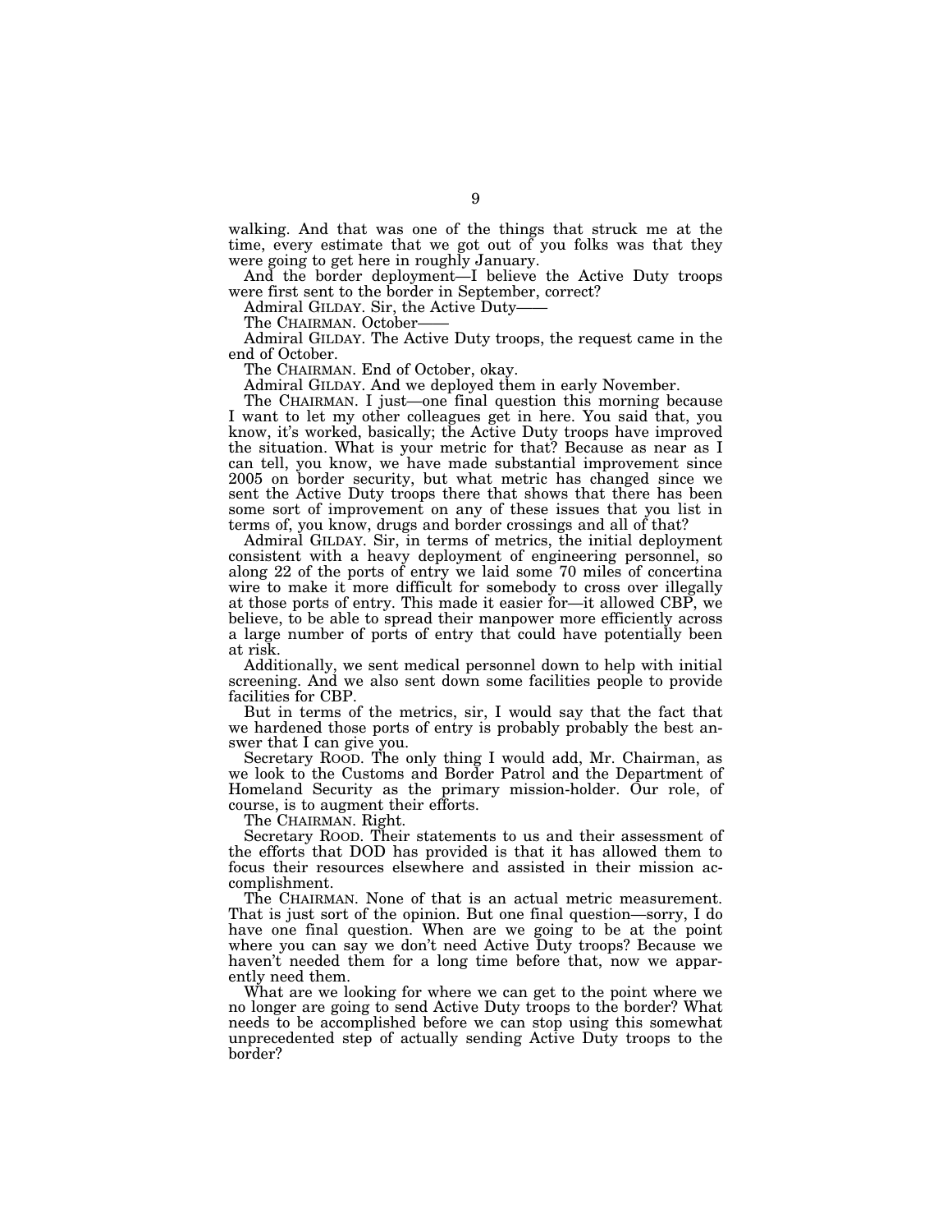walking. And that was one of the things that struck me at the time, every estimate that we got out of you folks was that they were going to get here in roughly January.

And the border deployment—I believe the Active Duty troops were first sent to the border in September, correct?

Admiral GILDAY. Sir, the Active Duty——

The CHAIRMAN. October——

Admiral GILDAY. The Active Duty troops, the request came in the end of October.

The CHAIRMAN. End of October, okay.

Admiral GILDAY. And we deployed them in early November.

The CHAIRMAN. I just—one final question this morning because I want to let my other colleagues get in here. You said that, you know, it's worked, basically; the Active Duty troops have improved the situation. What is your metric for that? Because as near as I can tell, you know, we have made substantial improvement since 2005 on border security, but what metric has changed since we sent the Active Duty troops there that shows that there has been some sort of improvement on any of these issues that you list in terms of, you know, drugs and border crossings and all of that?

Admiral GILDAY. Sir, in terms of metrics, the initial deployment consistent with a heavy deployment of engineering personnel, so along 22 of the ports of entry we laid some 70 miles of concertina wire to make it more difficult for somebody to cross over illegally at those ports of entry. This made it easier for—it allowed CBP, we believe, to be able to spread their manpower more efficiently across a large number of ports of entry that could have potentially been at risk.

Additionally, we sent medical personnel down to help with initial screening. And we also sent down some facilities people to provide facilities for CBP.

But in terms of the metrics, sir, I would say that the fact that we hardened those ports of entry is probably probably the best answer that I can give you.

Secretary ROOD. The only thing I would add, Mr. Chairman, as we look to the Customs and Border Patrol and the Department of Homeland Security as the primary mission-holder. Our role, of course, is to augment their efforts.

The CHAIRMAN. Right.

Secretary ROOD. Their statements to us and their assessment of the efforts that DOD has provided is that it has allowed them to focus their resources elsewhere and assisted in their mission accomplishment.

The CHAIRMAN. None of that is an actual metric measurement. That is just sort of the opinion. But one final question—sorry, I do have one final question. When are we going to be at the point where you can say we don't need Active Duty troops? Because we haven't needed them for a long time before that, now we apparently need them.

What are we looking for where we can get to the point where we no longer are going to send Active Duty troops to the border? What needs to be accomplished before we can stop using this somewhat unprecedented step of actually sending Active Duty troops to the border?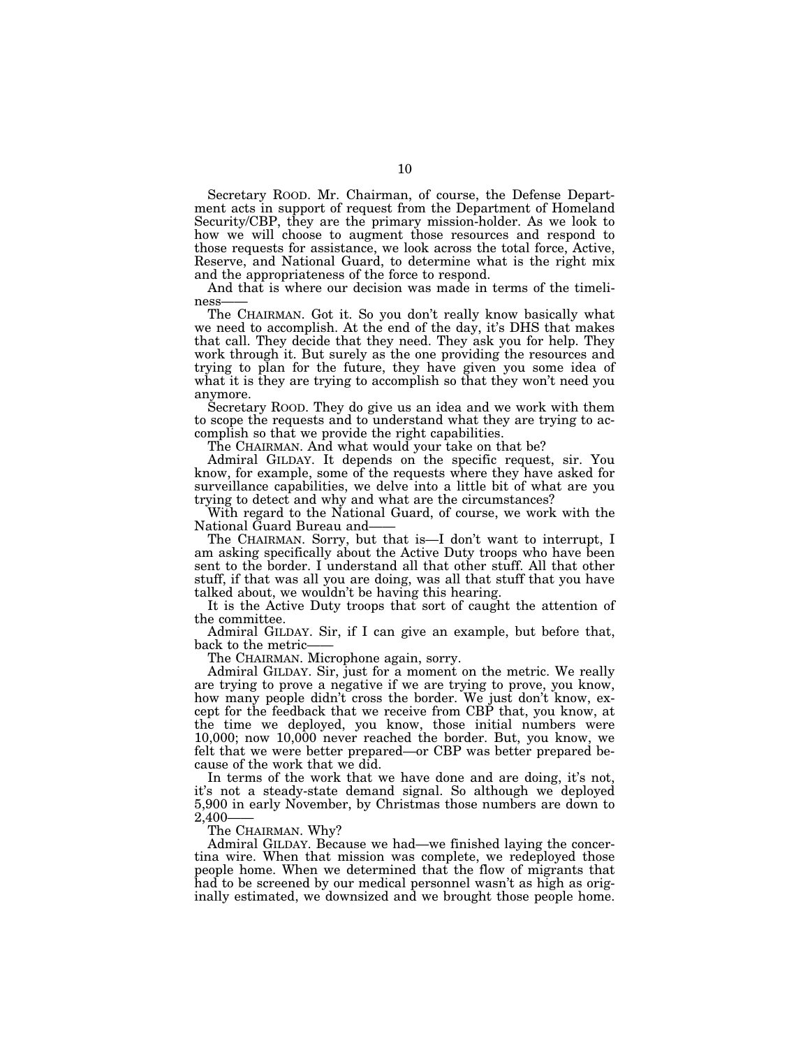Secretary ROOD. Mr. Chairman, of course, the Defense Department acts in support of request from the Department of Homeland Security/CBP, they are the primary mission-holder. As we look to how we will choose to augment those resources and respond to those requests for assistance, we look across the total force, Active, Reserve, and National Guard, to determine what is the right mix and the appropriateness of the force to respond.

And that is where our decision was made in terms of the timeliness——

The CHAIRMAN. Got it. So you don't really know basically what we need to accomplish. At the end of the day, it's DHS that makes that call. They decide that they need. They ask you for help. They work through it. But surely as the one providing the resources and trying to plan for the future, they have given you some idea of what it is they are trying to accomplish so that they won't need you anymore.

Secretary ROOD. They do give us an idea and we work with them to scope the requests and to understand what they are trying to accomplish so that we provide the right capabilities.

The CHAIRMAN. And what would your take on that be?

Admiral GILDAY. It depends on the specific request, sir. You know, for example, some of the requests where they have asked for surveillance capabilities, we delve into a little bit of what are you trying to detect and why and what are the circumstances?

With regard to the National Guard, of course, we work with the National Guard Bureau and——

The CHAIRMAN. Sorry, but that is—I don't want to interrupt, I am asking specifically about the Active Duty troops who have been sent to the border. I understand all that other stuff. All that other stuff, if that was all you are doing, was all that stuff that you have talked about, we wouldn't be having this hearing.

It is the Active Duty troops that sort of caught the attention of the committee.

Admiral GILDAY. Sir, if I can give an example, but before that, back to the metric——

The CHAIRMAN. Microphone again, sorry.

Admiral GILDAY. Sir, just for a moment on the metric. We really are trying to prove a negative if we are trying to prove, you know, how many people didn't cross the border. We just don't know, except for the feedback that we receive from CBP that, you know, at the time we deployed, you know, those initial numbers were 10,000; now 10,000 never reached the border. But, you know, we felt that we were better prepared—or CBP was better prepared because of the work that we did.

In terms of the work that we have done and are doing, it's not, it's not a steady-state demand signal. So although we deployed 5,900 in early November, by Christmas those numbers are down to 2,400——

The CHAIRMAN. Why?

Admiral GILDAY. Because we had—we finished laying the concertina wire. When that mission was complete, we redeployed those people home. When we determined that the flow of migrants that had to be screened by our medical personnel wasn't as high as originally estimated, we downsized and we brought those people home.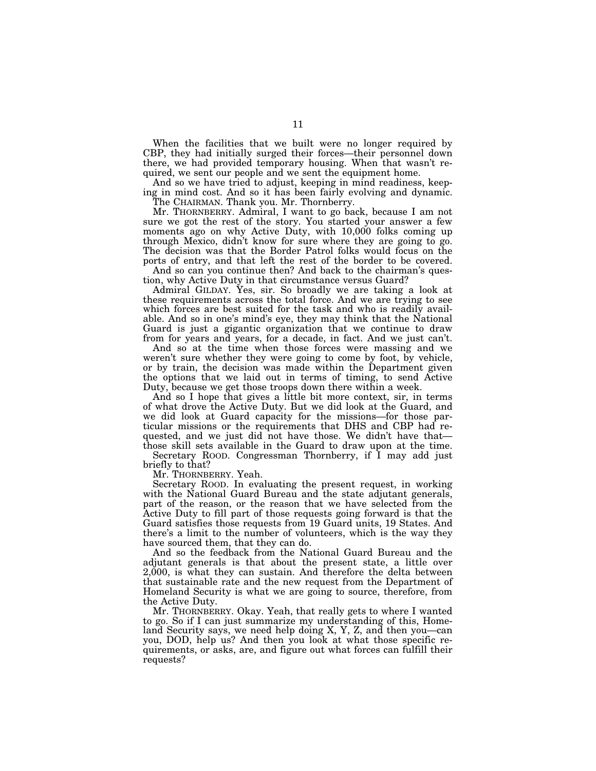When the facilities that we built were no longer required by CBP, they had initially surged their forces—their personnel down there, we had provided temporary housing. When that wasn't required, we sent our people and we sent the equipment home.

And so we have tried to adjust, keeping in mind readiness, keeping in mind cost. And so it has been fairly evolving and dynamic.

The CHAIRMAN. Thank you. Mr. Thornberry.

Mr. THORNBERRY. Admiral, I want to go back, because I am not sure we got the rest of the story. You started your answer a few moments ago on why Active Duty, with 10,000 folks coming up through Mexico, didn't know for sure where they are going to go. The decision was that the Border Patrol folks would focus on the ports of entry, and that left the rest of the border to be covered.

And so can you continue then? And back to the chairman's question, why Active Duty in that circumstance versus Guard?

Admiral GILDAY. Yes, sir. So broadly we are taking a look at these requirements across the total force. And we are trying to see which forces are best suited for the task and who is readily available. And so in one's mind's eye, they may think that the National Guard is just a gigantic organization that we continue to draw from for years and years, for a decade, in fact. And we just can't.

And so at the time when those forces were massing and we weren't sure whether they were going to come by foot, by vehicle, or by train, the decision was made within the Department given the options that we laid out in terms of timing, to send Active Duty, because we get those troops down there within a week.

And so I hope that gives a little bit more context, sir, in terms of what drove the Active Duty. But we did look at the Guard, and we did look at Guard capacity for the missions—for those particular missions or the requirements that DHS and CBP had requested, and we just did not have those. We didn't have that—those skill sets available in the Guard to draw upon at the time.

Secretary ROOD. Congressman Thornberry, if I may add just briefly to that?

Mr. THORNBERRY. Yeah.

Secretary ROOD. In evaluating the present request, in working with the National Guard Bureau and the state adjutant generals, part of the reason, or the reason that we have selected from the Active Duty to fill part of those requests going forward is that the Guard satisfies those requests from 19 Guard units, 19 States. And there's a limit to the number of volunteers, which is the way they have sourced them, that they can do.

And so the feedback from the National Guard Bureau and the adjutant generals is that about the present state, a little over 2,000, is what they can sustain. And therefore the delta between that sustainable rate and the new request from the Department of Homeland Security is what we are going to source, therefore, from the Active Duty.

Mr. THORNBERRY. Okay. Yeah, that really gets to where I wanted to go. So if I can just summarize my understanding of this, Homeland Security says, we need help doing X, Y, Z, and then you—can you, DOD, help us? And then you look at what those specific requirements, or asks, are, and figure out what forces can fulfill their requests?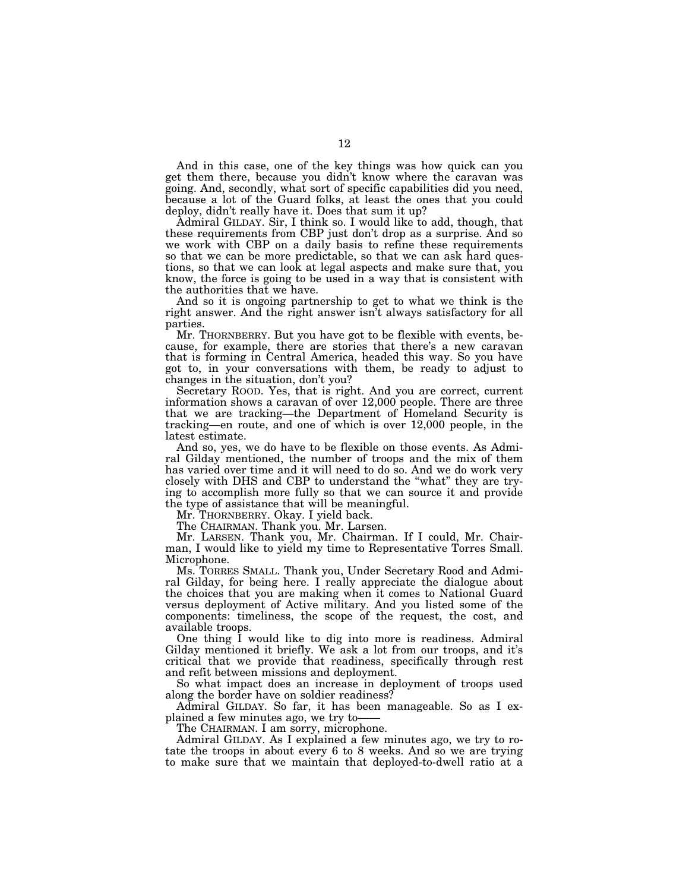And in this case, one of the key things was how quick can you get them there, because you didn't know where the caravan was going. And, secondly, what sort of specific capabilities did you need, because a lot of the Guard folks, at least the ones that you could deploy, didn't really have it. Does that sum it up?

Admiral GILDAY. Sir, I think so. I would like to add, though, that these requirements from CBP just don't drop as a surprise. And so we work with CBP on a daily basis to refine these requirements so that we can be more predictable, so that we can ask hard questions, so that we can look at legal aspects and make sure that, you know, the force is going to be used in a way that is consistent with the authorities that we have.

And so it is ongoing partnership to get to what we think is the right answer. And the right answer isn't always satisfactory for all parties.

Mr. THORNBERRY. But you have got to be flexible with events, because, for example, there are stories that there's a new caravan that is forming in Central America, headed this way. So you have got to, in your conversations with them, be ready to adjust to changes in the situation, don't you?

Secretary ROOD. Yes, that is right. And you are correct, current information shows a caravan of over 12,000 people. There are three that we are tracking—the Department of Homeland Security is tracking—en route, and one of which is over 12,000 people, in the latest estimate.

And so, yes, we do have to be flexible on those events. As Admiral Gilday mentioned, the number of troops and the mix of them has varied over time and it will need to do so. And we do work very closely with DHS and CBP to understand the "what" they are trying to accomplish more fully so that we can source it and provide the type of assistance that will be meaningful.

Mr. THORNBERRY. Okay. I yield back.

The CHAIRMAN. Thank you. Mr. Larsen.

Mr. LARSEN. Thank you, Mr. Chairman. If I could, Mr. Chairman, I would like to yield my time to Representative Torres Small. Microphone.

Ms. TORRES SMALL. Thank you, Under Secretary Rood and Admiral Gilday, for being here. I really appreciate the dialogue about the choices that you are making when it comes to National Guard versus deployment of Active military. And you listed some of the components: timeliness, the scope of the request, the cost, and available troops.

One thing I would like to dig into more is readiness. Admiral Gilday mentioned it briefly. We ask a lot from our troops, and it's critical that we provide that readiness, specifically through rest and refit between missions and deployment.

So what impact does an increase in deployment of troops used along the border have on soldier readiness?

Admiral GILDAY. So far, it has been manageable. So as I explained a few minutes ago, we try to——

The CHAIRMAN. I am sorry, microphone.

Admiral GILDAY. As I explained a few minutes ago, we try to rotate the troops in about every 6 to 8 weeks. And so we are trying to make sure that we maintain that deployed-to-dwell ratio at a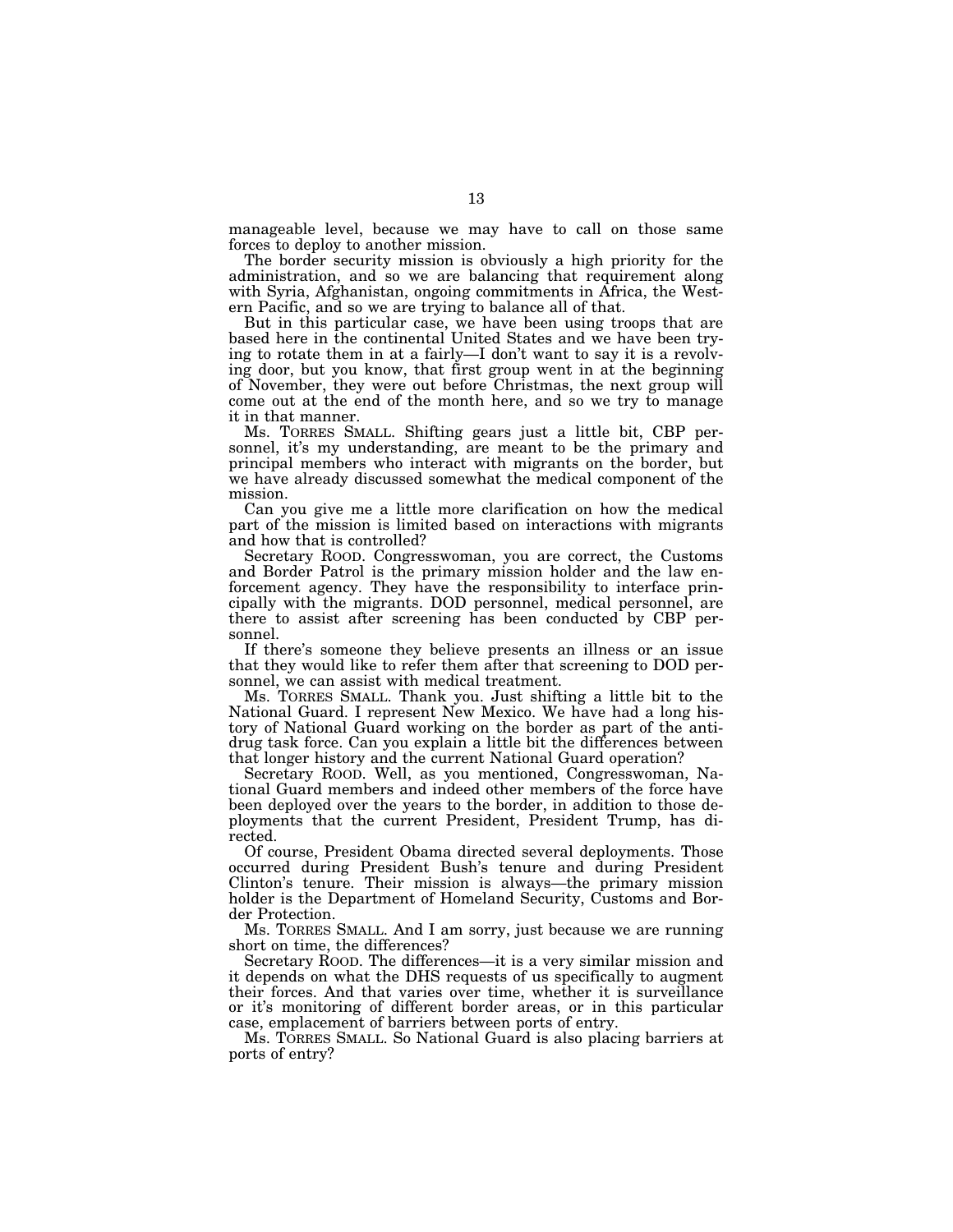manageable level, because we may have to call on those same forces to deploy to another mission.

The border security mission is obviously a high priority for the administration, and so we are balancing that requirement along with Syria, Afghanistan, ongoing commitments in Africa, the Western Pacific, and so we are trying to balance all of that.

But in this particular case, we have been using troops that are based here in the continental United States and we have been trying to rotate them in at a fairly—I don't want to say it is a revolving door, but you know, that first group went in at the beginning of November, they were out before Christmas, the next group will come out at the end of the month here, and so we try to manage it in that manner.

Ms. TORRES SMALL. Shifting gears just a little bit, CBP personnel, it's my understanding, are meant to be the primary and principal members who interact with migrants on the border, but we have already discussed somewhat the medical component of the mission.

Can you give me a little more clarification on how the medical part of the mission is limited based on interactions with migrants and how that is controlled?

Secretary ROOD. Congresswoman, you are correct, the Customs and Border Patrol is the primary mission holder and the law enforcement agency. They have the responsibility to interface principally with the migrants. DOD personnel, medical personnel, are there to assist after screening has been conducted by CBP personnel.

If there's someone they believe presents an illness or an issue that they would like to refer them after that screening to DOD personnel, we can assist with medical treatment.

Ms. TORRES SMALL. Thank you. Just shifting a little bit to the National Guard. I represent New Mexico. We have had a long history of National Guard working on the border as part of the antidrug task force. Can you explain a little bit the differences between that longer history and the current National Guard operation?

Secretary ROOD. Well, as you mentioned, Congresswoman, National Guard members and indeed other members of the force have been deployed over the years to the border, in addition to those deployments that the current President, President Trump, has directed.

Of course, President Obama directed several deployments. Those occurred during President Bush's tenure and during President Clinton's tenure. Their mission is always—the primary mission holder is the Department of Homeland Security, Customs and Border Protection.

Ms. TORRES SMALL. And I am sorry, just because we are running short on time, the differences?

Secretary ROOD. The differences—it is a very similar mission and it depends on what the DHS requests of us specifically to augment their forces. And that varies over time, whether it is surveillance or it's monitoring of different border areas, or in this particular case, emplacement of barriers between ports of entry.

Ms. TORRES SMALL. So National Guard is also placing barriers at ports of entry?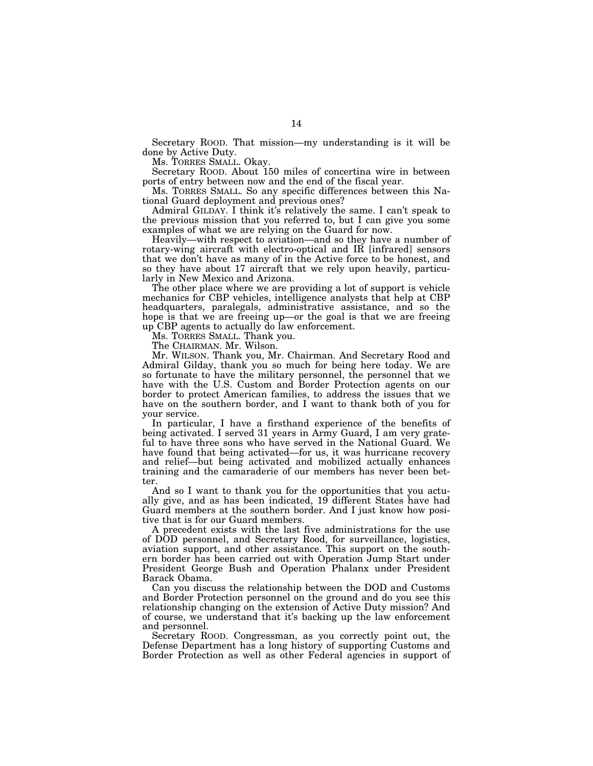Secretary ROOD. That mission—my understanding is it will be done by Active Duty.

Ms. TORRES SMALL. Okay.

Secretary ROOD. About 150 miles of concertina wire in between ports of entry between now and the end of the fiscal year.

Ms. TORRES SMALL. So any specific differences between this National Guard deployment and previous ones?

Admiral GILDAY. I think it's relatively the same. I can't speak to the previous mission that you referred to, but I can give you some examples of what we are relying on the Guard for now.

Heavily—with respect to aviation—and so they have a number of rotary-wing aircraft with electro-optical and IR [infrared] sensors that we don't have as many of in the Active force to be honest, and so they have about 17 aircraft that we rely upon heavily, particularly in New Mexico and Arizona.

The other place where we are providing a lot of support is vehicle mechanics for CBP vehicles, intelligence analysts that help at CBP headquarters, paralegals, administrative assistance, and so the hope is that we are freeing up—or the goal is that we are freeing up CBP agents to actually do law enforcement.

Ms. TORRES SMALL. Thank you.

The CHAIRMAN. Mr. Wilson.

Mr. WILSON. Thank you, Mr. Chairman. And Secretary Rood and Admiral Gilday, thank you so much for being here today. We are so fortunate to have the military personnel, the personnel that we have with the U.S. Custom and Border Protection agents on our border to protect American families, to address the issues that we have on the southern border, and I want to thank both of you for your service.

In particular, I have a firsthand experience of the benefits of being activated. I served 31 years in Army Guard, I am very grateful to have three sons who have served in the National Guard. We have found that being activated—for us, it was hurricane recovery and relief—but being activated and mobilized actually enhances training and the camaraderie of our members has never been better.

And so I want to thank you for the opportunities that you actually give, and as has been indicated, 19 different States have had Guard members at the southern border. And I just know how positive that is for our Guard members.

A precedent exists with the last five administrations for the use of DOD personnel, and Secretary Rood, for surveillance, logistics, aviation support, and other assistance. This support on the southern border has been carried out with Operation Jump Start under President George Bush and Operation Phalanx under President Barack Obama.

Can you discuss the relationship between the DOD and Customs and Border Protection personnel on the ground and do you see this relationship changing on the extension of Active Duty mission? And of course, we understand that it's backing up the law enforcement and personnel.

Secretary ROOD. Congressman, as you correctly point out, the Defense Department has a long history of supporting Customs and Border Protection as well as other Federal agencies in support of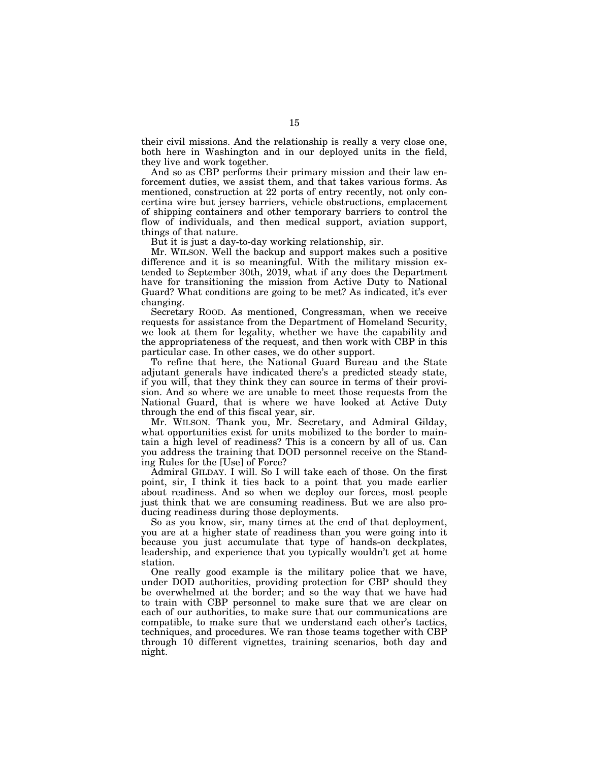their civil missions. And the relationship is really a very close one, both here in Washington and in our deployed units in the field, they live and work together.

And so as CBP performs their primary mission and their law enforcement duties, we assist them, and that takes various forms. As mentioned, construction at 22 ports of entry recently, not only concertina wire but jersey barriers, vehicle obstructions, emplacement of shipping containers and other temporary barriers to control the flow of individuals, and then medical support, aviation support, things of that nature.

But it is just a day-to-day working relationship, sir.

Mr. WILSON. Well the backup and support makes such a positive difference and it is so meaningful. With the military mission extended to September 30th, 2019, what if any does the Department have for transitioning the mission from Active Duty to National Guard? What conditions are going to be met? As indicated, it's ever changing.

Secretary ROOD. As mentioned, Congressman, when we receive requests for assistance from the Department of Homeland Security, we look at them for legality, whether we have the capability and the appropriateness of the request, and then work with CBP in this particular case. In other cases, we do other support.

To refine that here, the National Guard Bureau and the State adjutant generals have indicated there's a predicted steady state, if you will, that they think they can source in terms of their provision. And so where we are unable to meet those requests from the National Guard, that is where we have looked at Active Duty through the end of this fiscal year, sir.

Mr. WILSON. Thank you, Mr. Secretary, and Admiral Gilday, what opportunities exist for units mobilized to the border to maintain a high level of readiness? This is a concern by all of us. Can you address the training that DOD personnel receive on the Standing Rules for the [Use] of Force?

Admiral GILDAY. I will. So I will take each of those. On the first point, sir, I think it ties back to a point that you made earlier about readiness. And so when we deploy our forces, most people just think that we are consuming readiness. But we are also producing readiness during those deployments.

So as you know, sir, many times at the end of that deployment, you are at a higher state of readiness than you were going into it because you just accumulate that type of hands-on deckplates, leadership, and experience that you typically wouldn't get at home station.

One really good example is the military police that we have, under DOD authorities, providing protection for CBP should they be overwhelmed at the border; and so the way that we have had to train with CBP personnel to make sure that we are clear on each of our authorities, to make sure that our communications are compatible, to make sure that we understand each other's tactics, techniques, and procedures. We ran those teams together with CBP through 10 different vignettes, training scenarios, both day and night.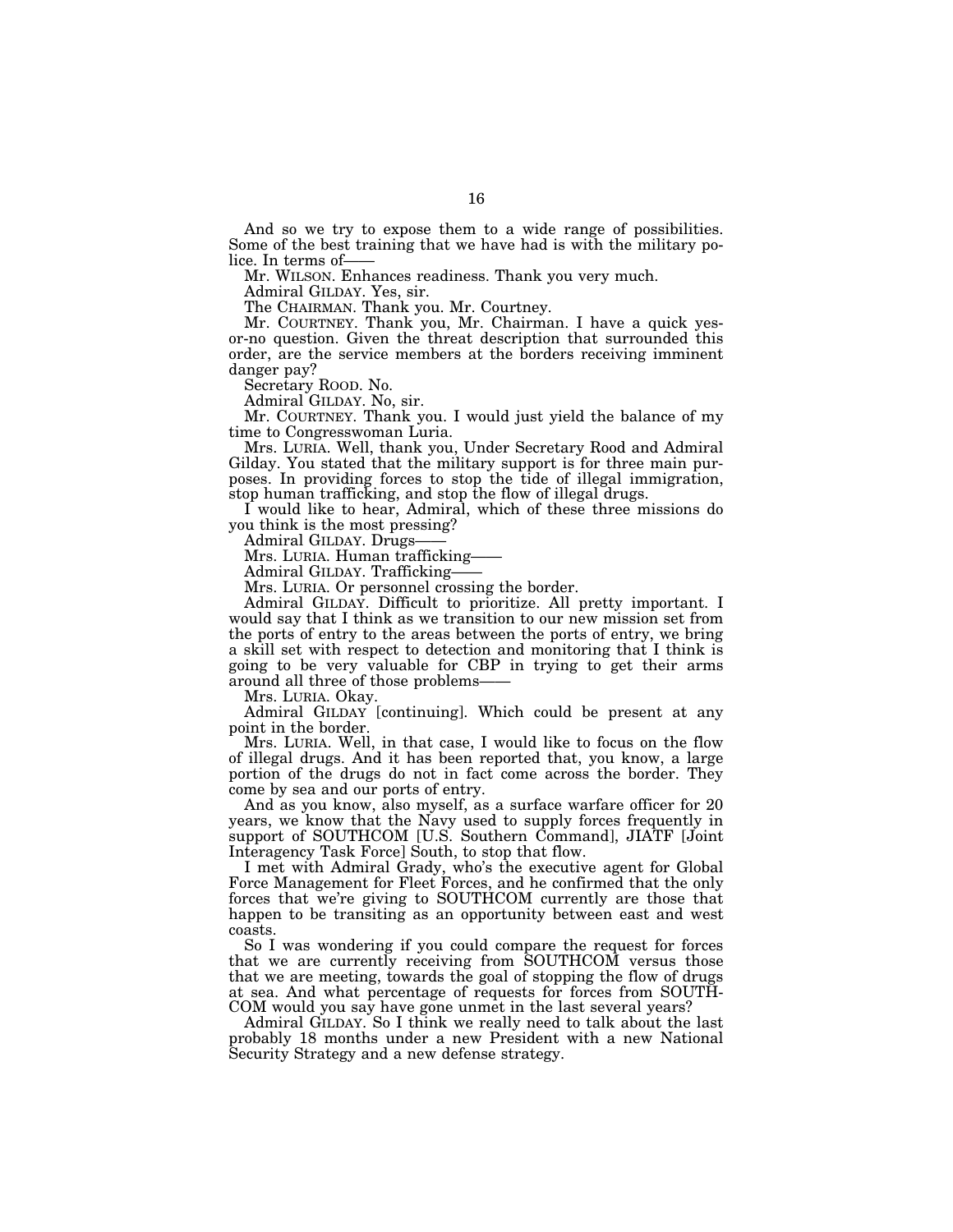And so we try to expose them to a wide range of possibilities. Some of the best training that we have had is with the military police. In terms of——

Mr. WILSON. Enhances readiness. Thank you very much.

Admiral GILDAY. Yes, sir.

The CHAIRMAN. Thank you. Mr. Courtney.

Mr. COURTNEY. Thank you, Mr. Chairman. I have a quick yes-or-no question. Given the threat description that surrounded this order, are the service members at the borders receiving imminent danger pay?

Secretary ROOD. No.

Admiral GILDAY. No, sir.

Mr. COURTNEY. Thank you. I would just yield the balance of my time to Congresswoman Luria.

Mrs. LURIA. Well, thank you, Under Secretary Rood and Admiral Gilday. You stated that the military support is for three main purposes. In providing forces to stop the tide of illegal immigration, stop human trafficking, and stop the flow of illegal drugs.

I would like to hear, Admiral, which of these three missions do you think is the most pressing?

Admiral GILDAY. Drugs——

Mrs. LURIA. Human trafficking——

Admiral GILDAY. Trafficking——

Mrs. LURIA. Or personnel crossing the border.

Admiral GILDAY. Difficult to prioritize. All pretty important. I would say that I think as we transition to our new mission set from the ports of entry to the areas between the ports of entry, we bring a skill set with respect to detection and monitoring that I think is going to be very valuable for CBP in trying to get their arms around all three of those problems——

Mrs. LURIA. Okay.

Admiral GILDAY [continuing]. Which could be present at any point in the border.

Mrs. LURIA. Well, in that case, I would like to focus on the flow of illegal drugs. And it has been reported that, you know, a large portion of the drugs do not in fact come across the border. They come by sea and our ports of entry.

And as you know, also myself, as a surface warfare officer for 20 years, we know that the Navy used to supply forces frequently in support of SOUTHCOM [U.S. Southern Command], JIATF [Joint Interagency Task Force] South, to stop that flow.

I met with Admiral Grady, who's the executive agent for Global Force Management for Fleet Forces, and he confirmed that the only forces that we're giving to SOUTHCOM currently are those that happen to be transiting as an opportunity between east and west coasts.

So I was wondering if you could compare the request for forces that we are currently receiving from SOUTHCOM versus those that we are meeting, towards the goal of stopping the flow of drugs at sea. And what percentage of requests for forces from SOUTHCOM would you say have gone unmet in the last several years?

Admiral GILDAY. So I think we really need to talk about the last probably 18 months under a new President with a new National Security Strategy and a new defense strategy.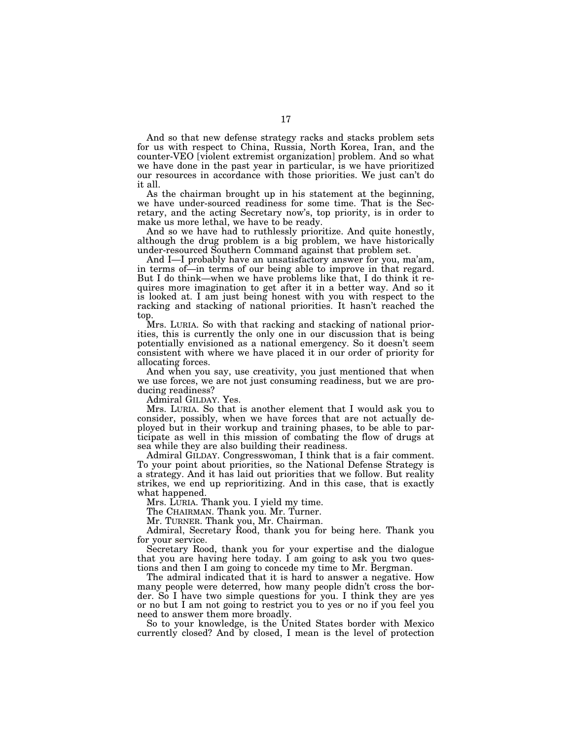And so that new defense strategy racks and stacks problem sets for us with respect to China, Russia, North Korea, Iran, and the counter-VEO [violent extremist organization] problem. And so what we have done in the past year in particular, is we have prioritized our resources in accordance with those priorities. We just can't do it all.

As the chairman brought up in his statement at the beginning, we have under-sourced readiness for some time. That is the Secretary, and the acting Secretary now's, top priority, is in order to make us more lethal, we have to be ready.

And so we have had to ruthlessly prioritize. And quite honestly, although the drug problem is a big problem, we have historically under-resourced Southern Command against that problem set.

And I—I probably have an unsatisfactory answer for you, ma'am, in terms of—in terms of our being able to improve in that regard. But I do think—when we have problems like that, I do think it requires more imagination to get after it in a better way. And so it is looked at. I am just being honest with you with respect to the racking and stacking of national priorities. It hasn't reached the top.

Mrs. LURIA. So with that racking and stacking of national priorities, this is currently the only one in our discussion that is being potentially envisioned as a national emergency. So it doesn't seem consistent with where we have placed it in our order of priority for allocating forces.

And when you say, use creativity, you just mentioned that when we use forces, we are not just consuming readiness, but we are producing readiness?

Admiral GILDAY. Yes.

Mrs. LURIA. So that is another element that I would ask you to consider, possibly, when we have forces that are not actually deployed but in their workup and training phases, to be able to participate as well in this mission of combating the flow of drugs at sea while they are also building their readiness.

Admiral GILDAY. Congresswoman, I think that is a fair comment. To your point about priorities, so the National Defense Strategy is a strategy. And it has laid out priorities that we follow. But reality strikes, we end up reprioritizing. And in this case, that is exactly what happened.

Mrs. LURIA. Thank you. I yield my time.

The CHAIRMAN. Thank you. Mr. Turner.

Mr. TURNER. Thank you, Mr. Chairman.

Admiral, Secretary Rood, thank you for being here. Thank you for your service.

Secretary Rood, thank you for your expertise and the dialogue that you are having here today. I am going to ask you two questions and then I am going to concede my time to Mr. Bergman.

The admiral indicated that it is hard to answer a negative. How many people were deterred, how many people didn't cross the border. So I have two simple questions for you. I think they are yes or no but I am not going to restrict you to yes or no if you feel you need to answer them more broadly.

So to your knowledge, is the United States border with Mexico currently closed? And by closed, I mean is the level of protection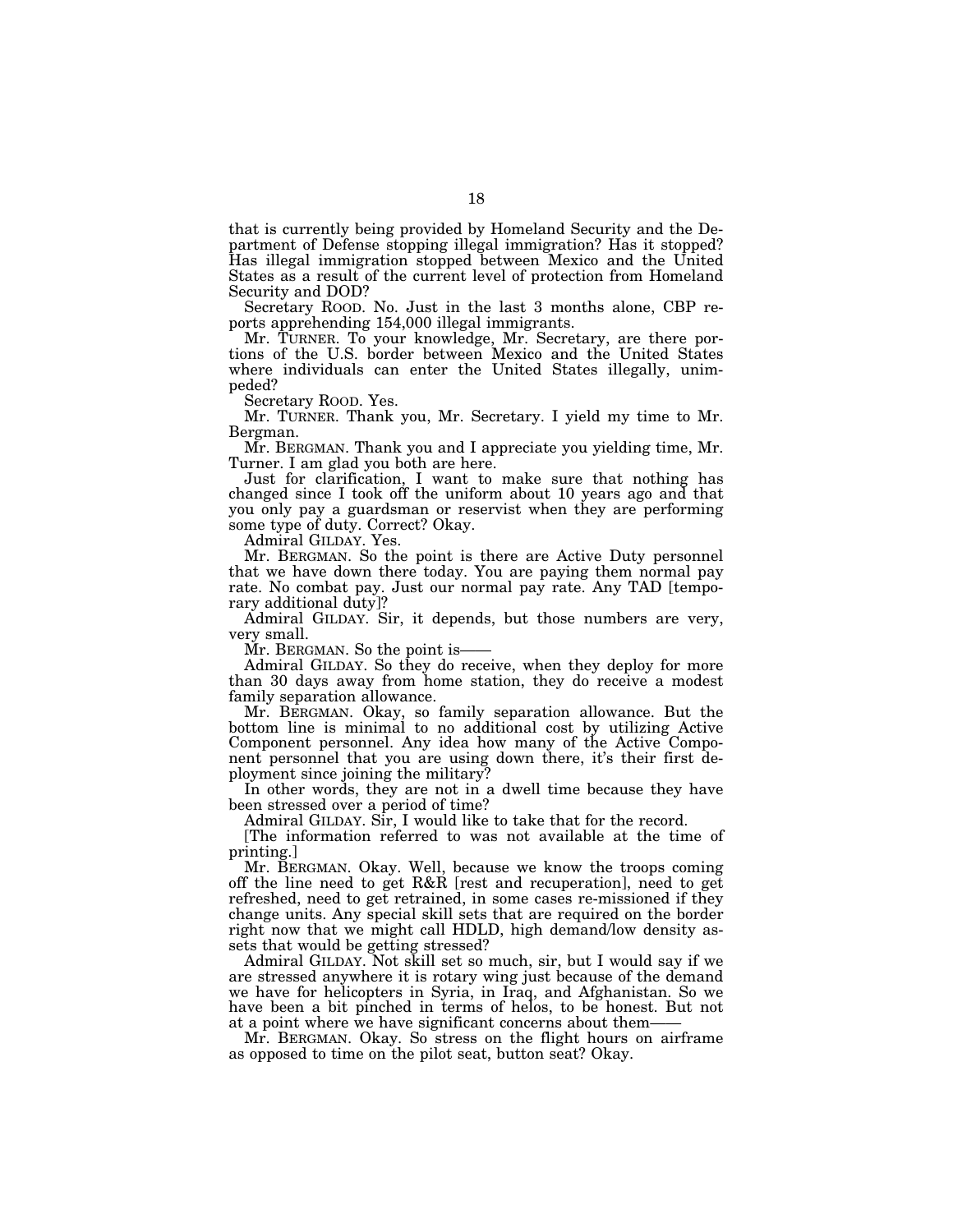that is currently being provided by Homeland Security and the Department of Defense stopping illegal immigration? Has it stopped? Has illegal immigration stopped between Mexico and the United States as a result of the current level of protection from Homeland Security and DOD?

Secretary ROOD. No. Just in the last 3 months alone, CBP reports apprehending 154,000 illegal immigrants.

Mr. TURNER. To your knowledge, Mr. Secretary, are there portions of the U.S. border between Mexico and the United States where individuals can enter the United States illegally, unimpeded?

Secretary ROOD. Yes.

Mr. TURNER. Thank you, Mr. Secretary. I yield my time to Mr. Bergman.

Mr. BERGMAN. Thank you and I appreciate you yielding time, Mr. Turner. I am glad you both are here.

Just for clarification, I want to make sure that nothing has changed since I took off the uniform about 10 years ago and that you only pay a guardsman or reservist when they are performing some type of duty. Correct? Okay.

Admiral GILDAY. Yes.

Mr. BERGMAN. So the point is there are Active Duty personnel that we have down there today. You are paying them normal pay rate. No combat pay. Just our normal pay rate. Any TAD [temporary additional duty]?

Admiral GILDAY. Sir, it depends, but those numbers are very, very small.

Mr. BERGMAN. So the point is——

Admiral GILDAY. So they do receive, when they deploy for more than 30 days away from home station, they do receive a modest family separation allowance.

Mr. BERGMAN. Okay, so family separation allowance. But the bottom line is minimal to no additional cost by utilizing Active Component personnel. Any idea how many of the Active Component personnel that you are using down there, it's their first deployment since joining the military?

In other words, they are not in a dwell time because they have been stressed over a period of time?

Admiral GILDAY. Sir, I would like to take that for the record.

[The information referred to was not available at the time of printing.]

Mr. BERGMAN. Okay. Well, because we know the troops coming off the line need to get R&R [rest and recuperation], need to get refreshed, need to get retrained, in some cases re-missioned if they change units. Any special skill sets that are required on the border right now that we might call HDLD, high demand/low density assets that would be getting stressed?

Admiral GILDAY. Not skill set so much, sir, but I would say if we are stressed anywhere it is rotary wing just because of the demand we have for helicopters in Syria, in Iraq, and Afghanistan. So we have been a bit pinched in terms of helos, to be honest. But not at a point where we have significant concerns about them——

Mr. BERGMAN. Okay. So stress on the flight hours on airframe as opposed to time on the pilot seat, button seat? Okay.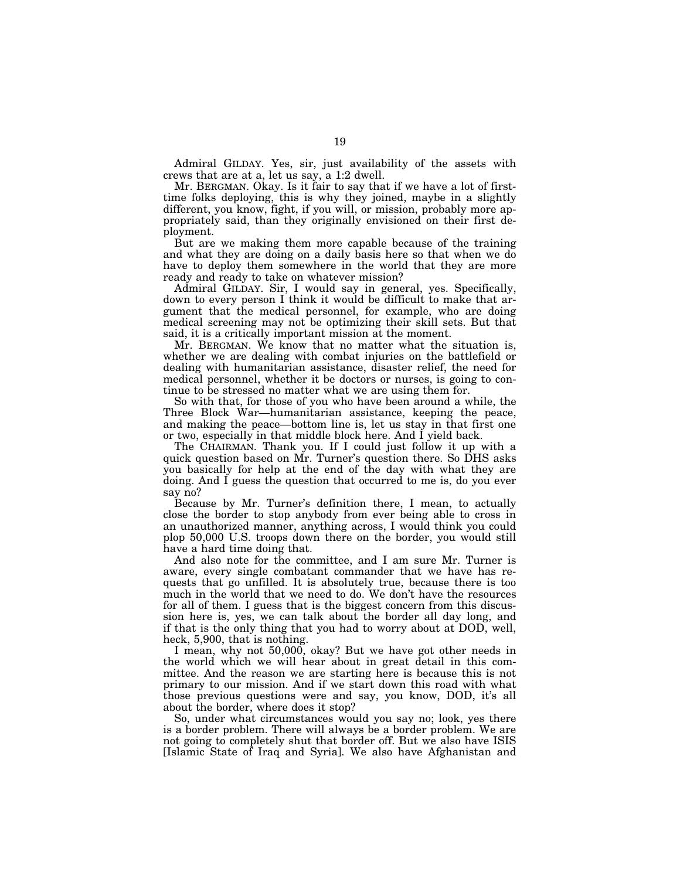Admiral GILDAY. Yes, sir, just availability of the assets with crews that are at a, let us say, a 1:2 dwell.

Mr. BERGMAN. Okay. Is it fair to say that if we have a lot of first-time folks deploying, this is why they joined, maybe in a slightly different, you know, fight, if you will, or mission, probably more appropriately said, than they originally envisioned on their first deployment.

But are we making them more capable because of the training and what they are doing on a daily basis here so that when we do have to deploy them somewhere in the world that they are more ready and ready to take on whatever mission?

Admiral GILDAY. Sir, I would say in general, yes. Specifically, down to every person I think it would be difficult to make that argument that the medical personnel, for example, who are doing medical screening may not be optimizing their skill sets. But that said, it is a critically important mission at the moment.

Mr. BERGMAN. We know that no matter what the situation is, whether we are dealing with combat injuries on the battlefield or dealing with humanitarian assistance, disaster relief, the need for medical personnel, whether it be doctors or nurses, is going to continue to be stressed no matter what we are using them for.

So with that, for those of you who have been around a while, the Three Block War—humanitarian assistance, keeping the peace, and making the peace—bottom line is, let us stay in that first one or two, especially in that middle block here. And I yield back.

The CHAIRMAN. Thank you. If I could just follow it up with a quick question based on Mr. Turner's question there. So DHS asks you basically for help at the end of the day with what they are doing. And I guess the question that occurred to me is, do you ever say no?

Because by Mr. Turner's definition there, I mean, to actually close the border to stop anybody from ever being able to cross in an unauthorized manner, anything across, I would think you could plop 50,000 U.S. troops down there on the border, you would still have a hard time doing that.

And also note for the committee, and I am sure Mr. Turner is aware, every single combatant commander that we have has requests that go unfilled. It is absolutely true, because there is too much in the world that we need to do. We don't have the resources for all of them. I guess that is the biggest concern from this discussion here is, yes, we can talk about the border all day long, and if that is the only thing that you had to worry about at DOD, well, heck, 5,900, that is nothing.

I mean, why not 50,000, okay? But we have got other needs in the world which we will hear about in great detail in this committee. And the reason we are starting here is because this is not primary to our mission. And if we start down this road with what those previous questions were and say, you know, DOD, it's all about the border, where does it stop?

So, under what circumstances would you say no; look, yes there is a border problem. There will always be a border problem. We are not going to completely shut that border off. But we also have ISIS [Islamic State of Iraq and Syria]. We also have Afghanistan and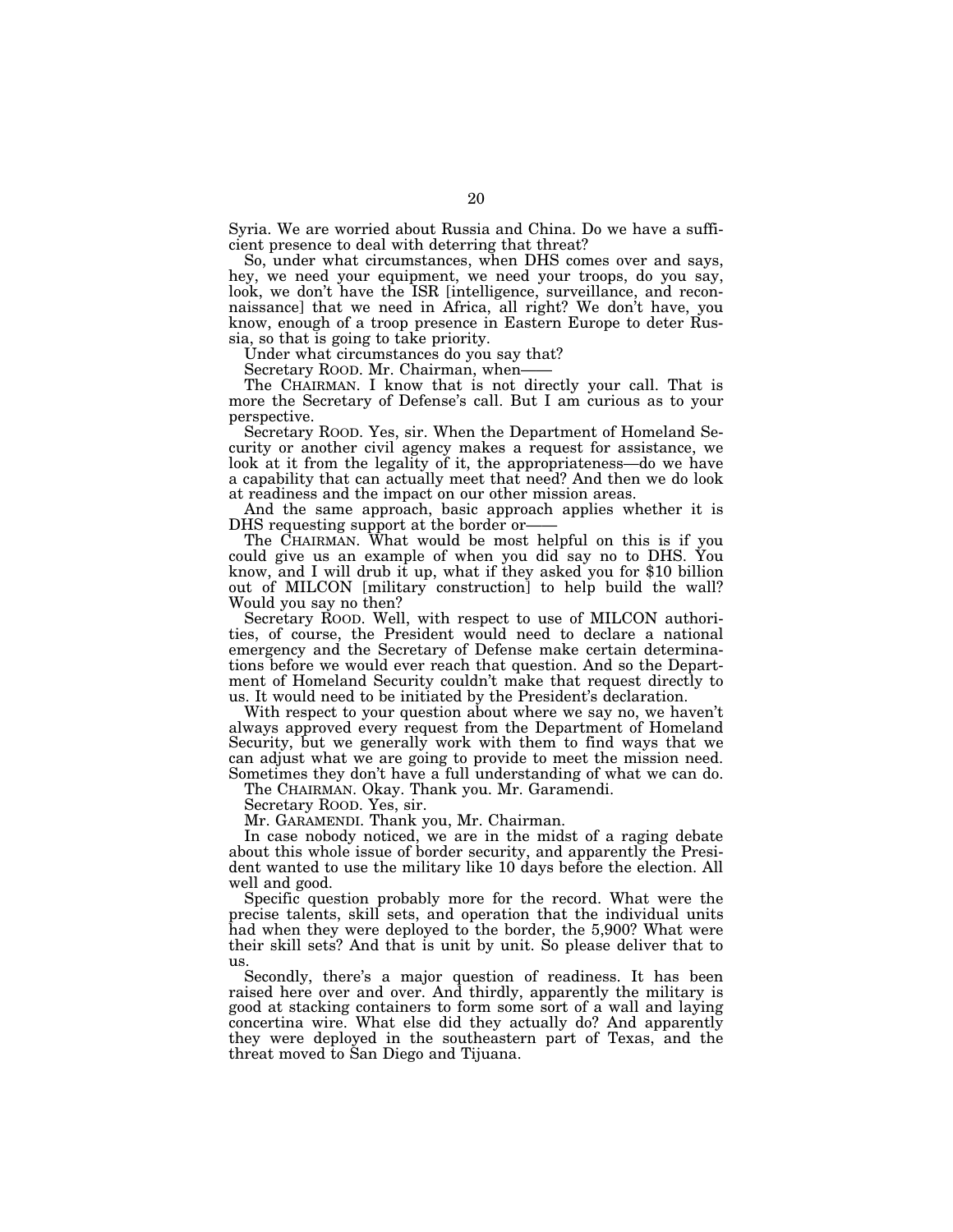Syria. We are worried about Russia and China. Do we have a sufficient presence to deal with deterring that threat?

So, under what circumstances, when DHS comes over and says, hey, we need your equipment, we need your troops, do you say, look, we don't have the ISR [intelligence, surveillance, and reconnaissance] that we need in Africa, all right? We don't have, you know, enough of a troop presence in Eastern Europe to deter Russia, so that is going to take priority.

Under what circumstances do you say that?

Secretary ROOD. Mr. Chairman, when——

The CHAIRMAN. I know that is not directly your call. That is more the Secretary of Defense's call. But I am curious as to your perspective.

Secretary ROOD. Yes, sir. When the Department of Homeland Security or another civil agency makes a request for assistance, we look at it from the legality of it, the appropriateness—do we have a capability that can actually meet that need? And then we do look at readiness and the impact on our other mission areas.

And the same approach, basic approach applies whether it is DHS requesting support at the border or——

The CHAIRMAN. What would be most helpful on this is if you could give us an example of when you did say no to DHS. You know, and I will drub it up, what if they asked you for $10 billion out of MILCON [military construction] to help build the wall? Would you say no then?

Secretary ROOD. Well, with respect to use of MILCON authorities, of course, the President would need to declare a national emergency and the Secretary of Defense make certain determinations before we would ever reach that question. And so the Department of Homeland Security couldn't make that request directly to us. It would need to be initiated by the President's declaration.

With respect to your question about where we say no, we haven't always approved every request from the Department of Homeland Security, but we generally work with them to find ways that we can adjust what we are going to provide to meet the mission need. Sometimes they don't have a full understanding of what we can do.

The CHAIRMAN. Okay. Thank you. Mr. Garamendi.

Secretary ROOD. Yes, sir.

Mr. GARAMENDI. Thank you, Mr. Chairman.

In case nobody noticed, we are in the midst of a raging debate about this whole issue of border security, and apparently the President wanted to use the military like 10 days before the election. All well and good.

Specific question probably more for the record. What were the precise talents, skill sets, and operation that the individual units had when they were deployed to the border, the 5,900? What were their skill sets? And that is unit by unit. So please deliver that to us.

Secondly, there's a major question of readiness. It has been raised here over and over. And thirdly, apparently the military is good at stacking containers to form some sort of a wall and laying concertina wire. What else did they actually do? And apparently they were deployed in the southeastern part of Texas, and the threat moved to San Diego and Tijuana.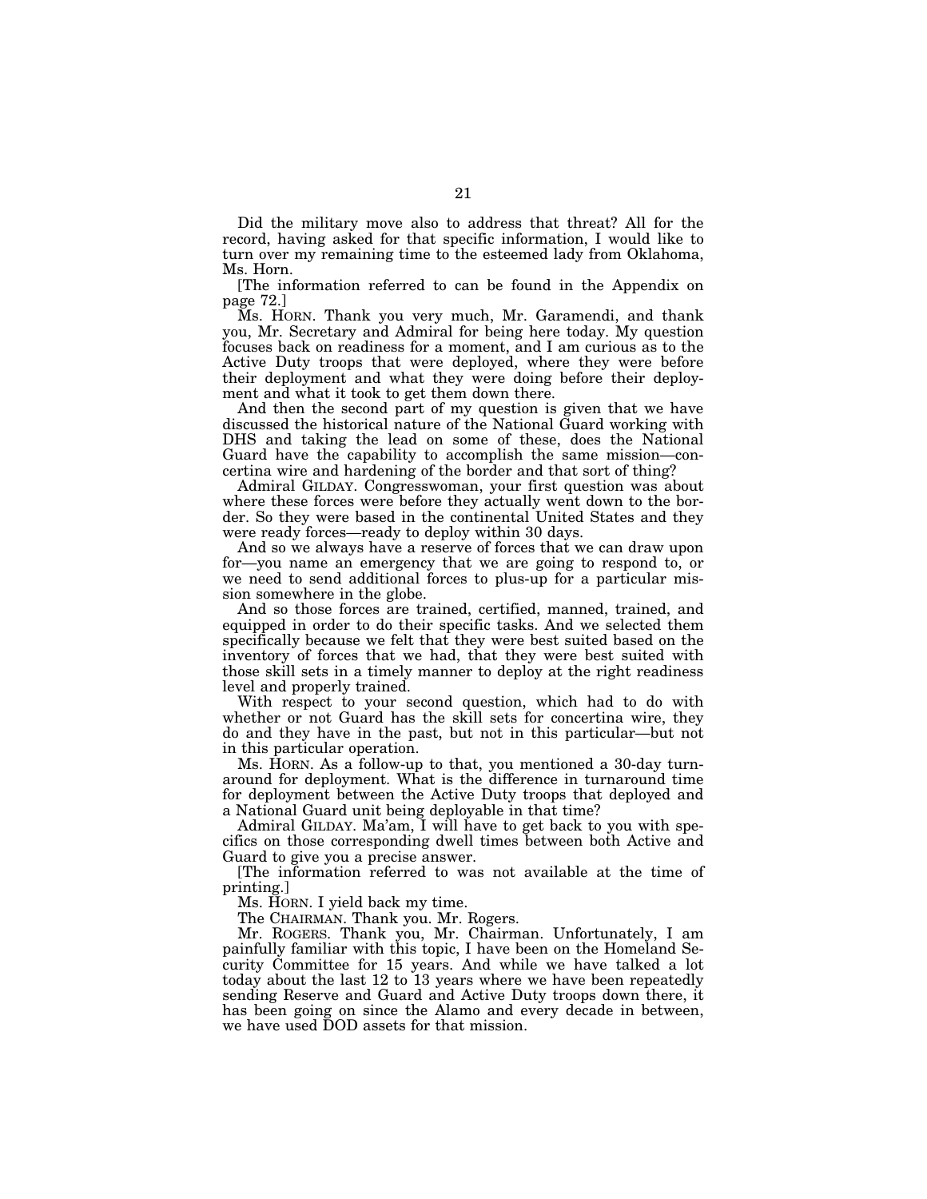Did the military move also to address that threat? All for the record, having asked for that specific information, I would like to turn over my remaining time to the esteemed lady from Oklahoma, Ms. Horn.

[The information referred to can be found in the Appendix on page 72.]

Ms. HORN. Thank you very much, Mr. Garamendi, and thank you, Mr. Secretary and Admiral for being here today. My question focuses back on readiness for a moment, and I am curious as to the Active Duty troops that were deployed, where they were before their deployment and what they were doing before their deployment and what it took to get them down there.

And then the second part of my question is given that we have discussed the historical nature of the National Guard working with DHS and taking the lead on some of these, does the National Guard have the capability to accomplish the same mission—concertina wire and hardening of the border and that sort of thing?

Admiral GILDAY. Congresswoman, your first question was about where these forces were before they actually went down to the border. So they were based in the continental United States and they were ready forces—ready to deploy within 30 days.

And so we always have a reserve of forces that we can draw upon for—you name an emergency that we are going to respond to, or we need to send additional forces to plus-up for a particular mission somewhere in the globe.

And so those forces are trained, certified, manned, trained, and equipped in order to do their specific tasks. And we selected them specifically because we felt that they were best suited based on the inventory of forces that we had, that they were best suited with those skill sets in a timely manner to deploy at the right readiness level and properly trained.

With respect to your second question, which had to do with whether or not Guard has the skill sets for concertina wire, they do and they have in the past, but not in this particular—but not in this particular operation.

Ms. HORN. As a follow-up to that, you mentioned a 30-day turnaround for deployment. What is the difference in turnaround time for deployment between the Active Duty troops that deployed and a National Guard unit being deployable in that time?

Admiral GILDAY. Ma'am, I will have to get back to you with specifics on those corresponding dwell times between both Active and Guard to give you a precise answer.

[The information referred to was not available at the time of printing.]

Ms. HORN. I yield back my time.

The CHAIRMAN. Thank you. Mr. Rogers.

Mr. ROGERS. Thank you, Mr. Chairman. Unfortunately, I am painfully familiar with this topic, I have been on the Homeland Security Committee for 15 years. And while we have talked a lot today about the last 12 to 13 years where we have been repeatedly sending Reserve and Guard and Active Duty troops down there, it has been going on since the Alamo and every decade in between, we have used DOD assets for that mission.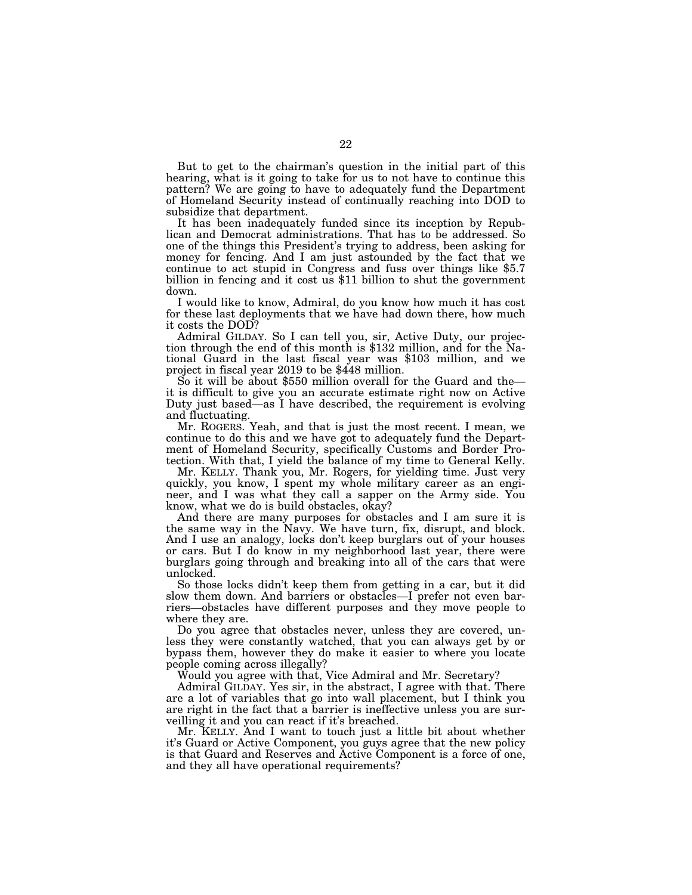But to get to the chairman's question in the initial part of this hearing, what is it going to take for us to not have to continue this pattern? We are going to have to adequately fund the Department of Homeland Security instead of continually reaching into DOD to subsidize that department.

It has been inadequately funded since its inception by Republican and Democrat administrations. That has to be addressed. So one of the things this President's trying to address, been asking for money for fencing. And I am just astounded by the fact that we continue to act stupid in Congress and fuss over things like $5.7 billion in fencing and it cost us $11 billion to shut the government down.

I would like to know, Admiral, do you know how much it has cost for these last deployments that we have had down there, how much it costs the DOD?

Admiral GILDAY. So I can tell you, sir, Active Duty, our projection through the end of this month is $132 million, and for the National Guard in the last fiscal year was $103 million, and we project in fiscal year 2019 to be $448 million.

So it will be about $550 million overall for the Guard and the—it is difficult to give you an accurate estimate right now on Active Duty just based—as I have described, the requirement is evolving and fluctuating.

Mr. ROGERS. Yeah, and that is just the most recent. I mean, we continue to do this and we have got to adequately fund the Department of Homeland Security, specifically Customs and Border Protection. With that, I yield the balance of my time to General Kelly.

Mr. KELLY. Thank you, Mr. Rogers, for yielding time. Just very quickly, you know, I spent my whole military career as an engineer, and I was what they call a sapper on the Army side. You know, what we do is build obstacles, okay?

And there are many purposes for obstacles and I am sure it is the same way in the Navy. We have turn, fix, disrupt, and block. And I use an analogy, locks don't keep burglars out of your houses or cars. But I do know in my neighborhood last year, there were burglars going through and breaking into all of the cars that were unlocked.

So those locks didn't keep them from getting in a car, but it did slow them down. And barriers or obstacles—I prefer not even barriers—obstacles have different purposes and they move people to where they are.

Do you agree that obstacles never, unless they are covered, unless they were constantly watched, that you can always get by or bypass them, however they do make it easier to where you locate people coming across illegally?

Would you agree with that, Vice Admiral and Mr. Secretary?

Admiral GILDAY. Yes sir, in the abstract, I agree with that. There are a lot of variables that go into wall placement, but I think you are right in the fact that a barrier is ineffective unless you are surveilling it and you can react if it's breached.

Mr. KELLY. And I want to touch just a little bit about whether it's Guard or Active Component, you guys agree that the new policy is that Guard and Reserves and Active Component is a force of one, and they all have operational requirements?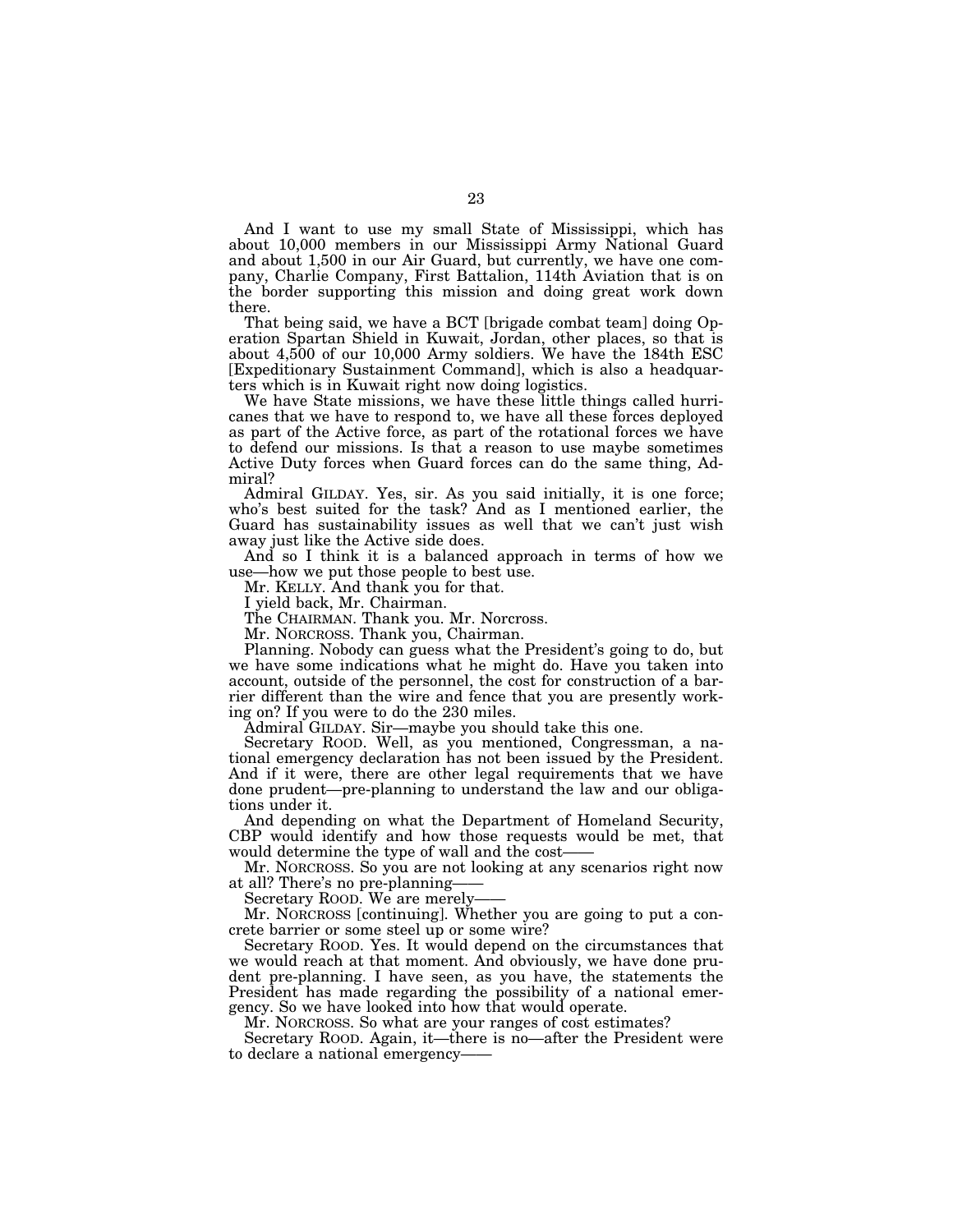And I want to use my small State of Mississippi, which has about 10,000 members in our Mississippi Army National Guard and about 1,500 in our Air Guard, but currently, we have one company, Charlie Company, First Battalion, 114th Aviation that is on the border supporting this mission and doing great work down there.

That being said, we have a BCT [brigade combat team] doing Operation Spartan Shield in Kuwait, Jordan, other places, so that is about 4,500 of our 10,000 Army soldiers. We have the 184th ESC [Expeditionary Sustainment Command], which is also a headquarters which is in Kuwait right now doing logistics.

We have State missions, we have these little things called hurricanes that we have to respond to, we have all these forces deployed as part of the Active force, as part of the rotational forces we have to defend our missions. Is that a reason to use maybe sometimes Active Duty forces when Guard forces can do the same thing, Admiral?

Admiral GILDAY. Yes, sir. As you said initially, it is one force; who's best suited for the task? And as I mentioned earlier, the Guard has sustainability issues as well that we can't just wish away just like the Active side does.

And so I think it is a balanced approach in terms of how we use—how we put those people to best use.

Mr. KELLY. And thank you for that.

I yield back, Mr. Chairman.

The CHAIRMAN. Thank you. Mr. Norcross.

Mr. NORCROSS. Thank you, Chairman.

Planning. Nobody can guess what the President's going to do, but we have some indications what he might do. Have you taken into account, outside of the personnel, the cost for construction of a barrier different than the wire and fence that you are presently working on? If you were to do the 230 miles.

Admiral GILDAY. Sir—maybe you should take this one.

Secretary ROOD. Well, as you mentioned, Congressman, a national emergency declaration has not been issued by the President. And if it were, there are other legal requirements that we have done prudent—pre-planning to understand the law and our obligations under it.

And depending on what the Department of Homeland Security, CBP would identify and how those requests would be met, that would determine the type of wall and the cost——

Mr. NORCROSS. So you are not looking at any scenarios right now at all? There's no pre-planning——

Secretary ROOD. We are merely——

Mr. NORCROSS [continuing]. Whether you are going to put a concrete barrier or some steel up or some wire?

Secretary ROOD. Yes. It would depend on the circumstances that we would reach at that moment. And obviously, we have done prudent pre-planning. I have seen, as you have, the statements the President has made regarding the possibility of a national emergency. So we have looked into how that would operate.

Mr. NORCROSS. So what are your ranges of cost estimates?

Secretary ROOD. Again, it—there is no—after the President were to declare a national emergency——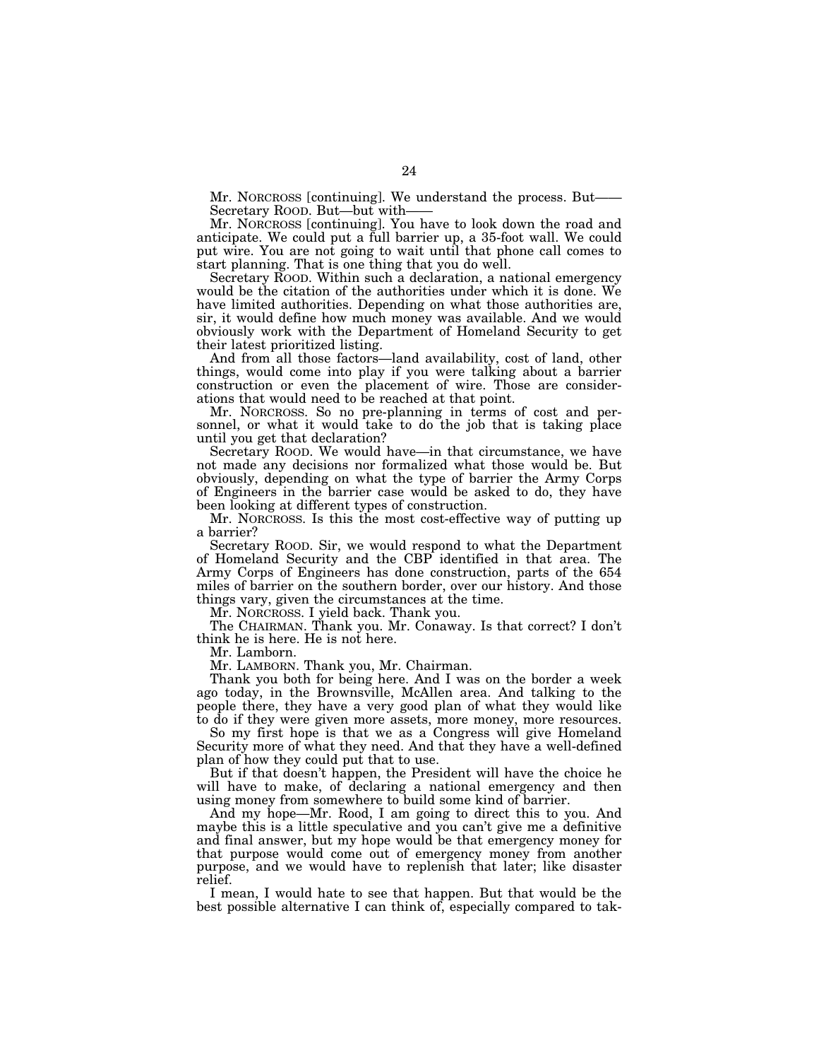Mr. NORCROSS [continuing]. We understand the process. But——

Secretary ROOD. But—but with——

Mr. NORCROSS [continuing]. You have to look down the road and anticipate. We could put a full barrier up, a 35-foot wall. We could put wire. You are not going to wait until that phone call comes to start planning. That is one thing that you do well.

Secretary ROOD. Within such a declaration, a national emergency would be the citation of the authorities under which it is done. We have limited authorities. Depending on what those authorities are, sir, it would define how much money was available. And we would obviously work with the Department of Homeland Security to get their latest prioritized listing.

And from all those factors—land availability, cost of land, other things, would come into play if you were talking about a barrier construction or even the placement of wire. Those are considerations that would need to be reached at that point.

Mr. NORCROSS. So no pre-planning in terms of cost and personnel, or what it would take to do the job that is taking place until you get that declaration?

Secretary ROOD. We would have—in that circumstance, we have not made any decisions nor formalized what those would be. But obviously, depending on what the type of barrier the Army Corps of Engineers in the barrier case would be asked to do, they have been looking at different types of construction.

Mr. NORCROSS. Is this the most cost-effective way of putting up a barrier?

Secretary ROOD. Sir, we would respond to what the Department of Homeland Security and the CBP identified in that area. The Army Corps of Engineers has done construction, parts of the 654 miles of barrier on the southern border, over our history. And those things vary, given the circumstances at the time.

Mr. NORCROSS. I yield back. Thank you.

The CHAIRMAN. Thank you. Mr. Conaway. Is that correct? I don't think he is here. He is not here.

Mr. Lamborn.

Mr. LAMBORN. Thank you, Mr. Chairman.

Thank you both for being here. And I was on the border a week ago today, in the Brownsville, McAllen area. And talking to the people there, they have a very good plan of what they would like to do if they were given more assets, more money, more resources.

So my first hope is that we as a Congress will give Homeland Security more of what they need. And that they have a well-defined plan of how they could put that to use.

But if that doesn't happen, the President will have the choice he will have to make, of declaring a national emergency and then using money from somewhere to build some kind of barrier.

And my hope—Mr. Rood, I am going to direct this to you. And maybe this is a little speculative and you can't give me a definitive and final answer, but my hope would be that emergency money for that purpose would come out of emergency money from another purpose, and we would have to replenish that later; like disaster relief.

I mean, I would hate to see that happen. But that would be the best possible alternative I can think of, especially compared to tak-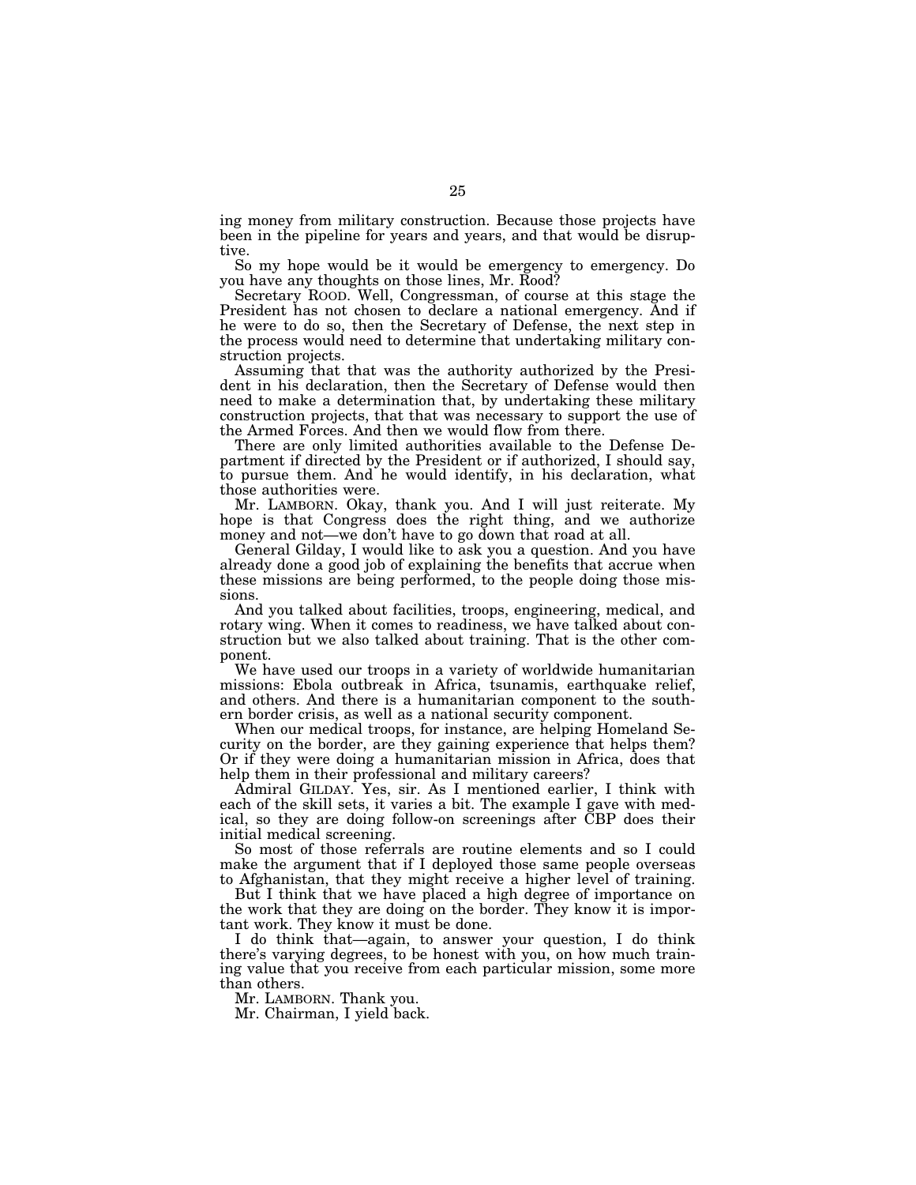ing money from military construction. Because those projects have been in the pipeline for years and years, and that would be disruptive.

So my hope would be it would be emergency to emergency. Do you have any thoughts on those lines, Mr. Rood?

Secretary ROOD. Well, Congressman, of course at this stage the President has not chosen to declare a national emergency. And if he were to do so, then the Secretary of Defense, the next step in the process would need to determine that undertaking military construction projects.

Assuming that that was the authority authorized by the President in his declaration, then the Secretary of Defense would then need to make a determination that, by undertaking these military construction projects, that that was necessary to support the use of the Armed Forces. And then we would flow from there.

There are only limited authorities available to the Defense Department if directed by the President or if authorized, I should say, to pursue them. And he would identify, in his declaration, what those authorities were.

Mr. LAMBORN. Okay, thank you. And I will just reiterate. My hope is that Congress does the right thing, and we authorize money and not—we don't have to go down that road at all.

General Gilday, I would like to ask you a question. And you have already done a good job of explaining the benefits that accrue when these missions are being performed, to the people doing those missions.

And you talked about facilities, troops, engineering, medical, and rotary wing. When it comes to readiness, we have talked about construction but we also talked about training. That is the other component.

We have used our troops in a variety of worldwide humanitarian missions: Ebola outbreak in Africa, tsunamis, earthquake relief, and others. And there is a humanitarian component to the southern border crisis, as well as a national security component.

When our medical troops, for instance, are helping Homeland Security on the border, are they gaining experience that helps them? Or if they were doing a humanitarian mission in Africa, does that help them in their professional and military careers?

Admiral GILDAY. Yes, sir. As I mentioned earlier, I think with each of the skill sets, it varies a bit. The example I gave with medical, so they are doing follow-on screenings after CBP does their initial medical screening.

So most of those referrals are routine elements and so I could make the argument that if I deployed those same people overseas to Afghanistan, that they might receive a higher level of training.

But I think that we have placed a high degree of importance on the work that they are doing on the border. They know it is important work. They know it must be done.

I do think that—again, to answer your question, I do think there's varying degrees, to be honest with you, on how much training value that you receive from each particular mission, some more than others.

Mr. LAMBORN. Thank you.

Mr. Chairman, I yield back.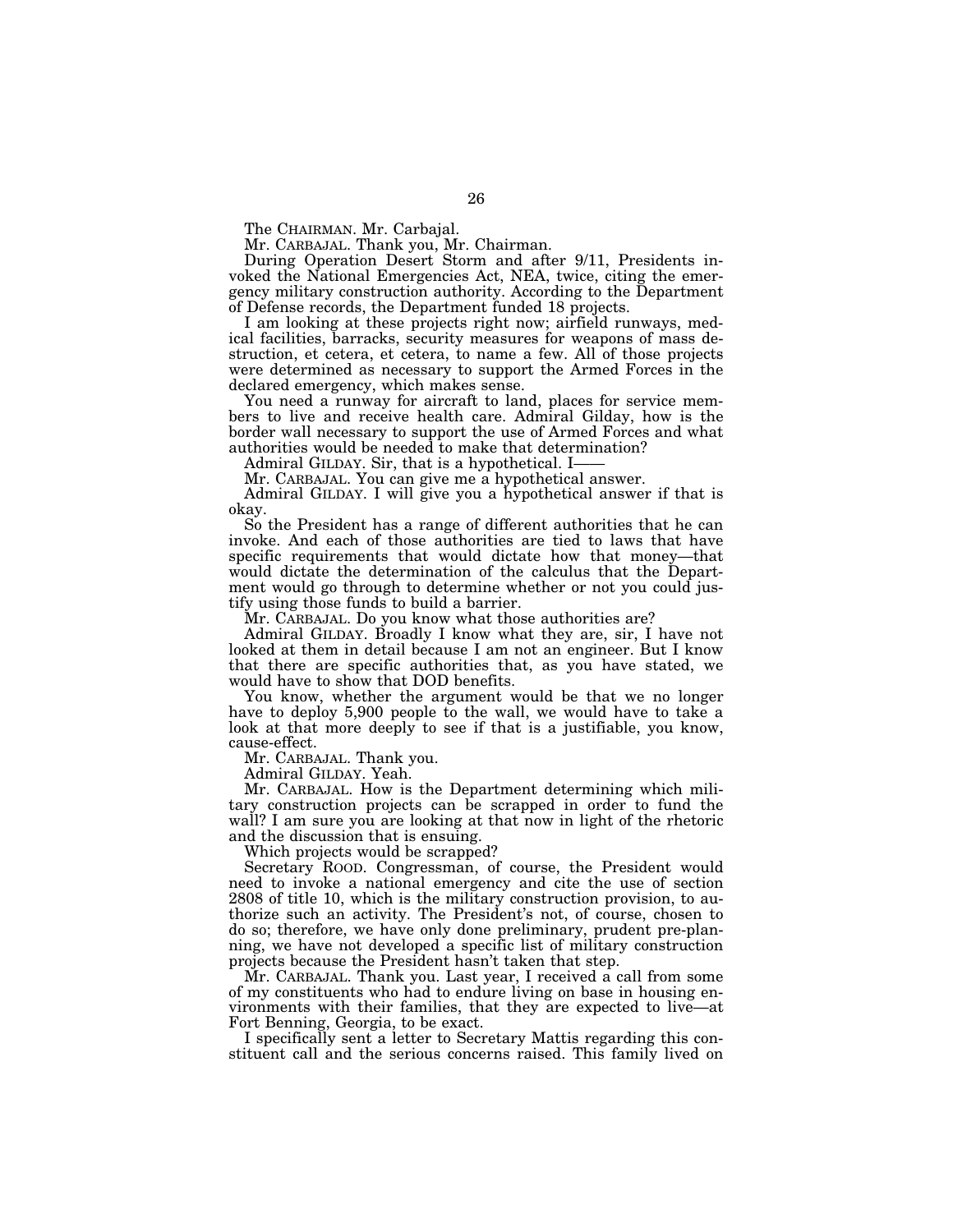The CHAIRMAN. Mr. Carbajal.

Mr. CARBAJAL. Thank you, Mr. Chairman.

During Operation Desert Storm and after 9/11, Presidents invoked the National Emergencies Act, NEA, twice, citing the emergency military construction authority. According to the Department of Defense records, the Department funded 18 projects.

I am looking at these projects right now; airfield runways, medical facilities, barracks, security measures for weapons of mass destruction, et cetera, et cetera, to name a few. All of those projects were determined as necessary to support the Armed Forces in the declared emergency, which makes sense.

You need a runway for aircraft to land, places for service members to live and receive health care. Admiral Gilday, how is the border wall necessary to support the use of Armed Forces and what authorities would be needed to make that determination?

Admiral GILDAY. Sir, that is a hypothetical. I——

Mr. CARBAJAL. You can give me a hypothetical answer.

Admiral GILDAY. I will give you a hypothetical answer if that is okay.

So the President has a range of different authorities that he can invoke. And each of those authorities are tied to laws that have specific requirements that would dictate how that money—that would dictate the determination of the calculus that the Department would go through to determine whether or not you could justify using those funds to build a barrier.

Mr. CARBAJAL. Do you know what those authorities are?

Admiral GILDAY. Broadly I know what they are, sir, I have not looked at them in detail because I am not an engineer. But I know that there are specific authorities that, as you have stated, we would have to show that DOD benefits.

You know, whether the argument would be that we no longer have to deploy 5,900 people to the wall, we would have to take a look at that more deeply to see if that is a justifiable, you know, cause-effect.

Mr. CARBAJAL. Thank you.

Admiral GILDAY. Yeah.

Mr. CARBAJAL. How is the Department determining which military construction projects can be scrapped in order to fund the wall? I am sure you are looking at that now in light of the rhetoric and the discussion that is ensuing.

Which projects would be scrapped?

Secretary ROOD. Congressman, of course, the President would need to invoke a national emergency and cite the use of section 2808 of title 10, which is the military construction provision, to authorize such an activity. The President's not, of course, chosen to do so; therefore, we have only done preliminary, prudent pre-planning, we have not developed a specific list of military construction projects because the President hasn't taken that step.

Mr. CARBAJAL. Thank you. Last year, I received a call from some of my constituents who had to endure living on base in housing environments with their families, that they are expected to live—at Fort Benning, Georgia, to be exact.

I specifically sent a letter to Secretary Mattis regarding this constituent call and the serious concerns raised. This family lived on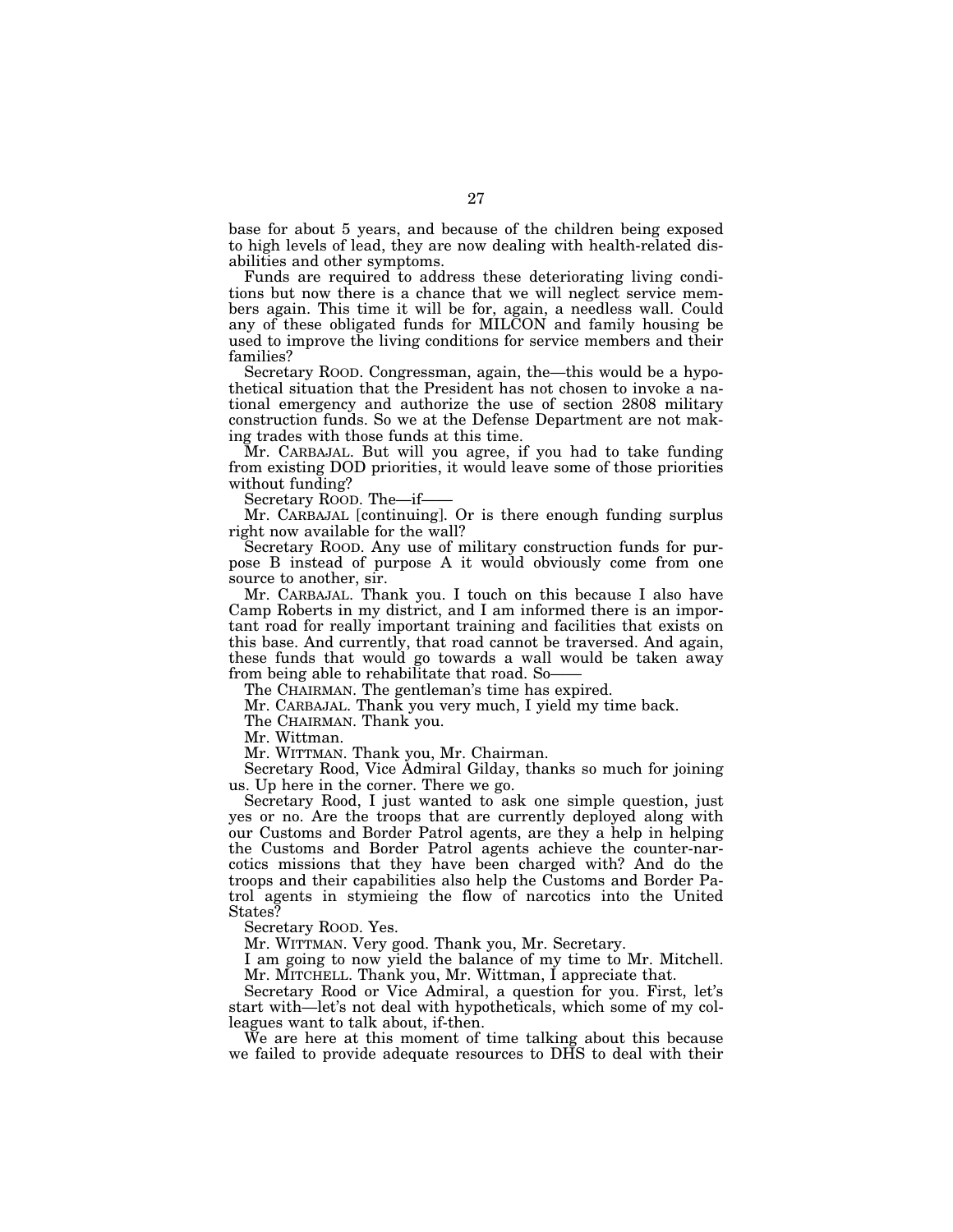base for about 5 years, and because of the children being exposed to high levels of lead, they are now dealing with health-related disabilities and other symptoms.

Funds are required to address these deteriorating living conditions but now there is a chance that we will neglect service members again. This time it will be for, again, a needless wall. Could any of these obligated funds for MILCON and family housing be used to improve the living conditions for service members and their families?

Secretary ROOD. Congressman, again, the—this would be a hypothetical situation that the President has not chosen to invoke a national emergency and authorize the use of section 2808 military construction funds. So we at the Defense Department are not making trades with those funds at this time.

Mr. CARBAJAL. But will you agree, if you had to take funding from existing DOD priorities, it would leave some of those priorities without funding?

Secretary ROOD. The—if——

Mr. CARBAJAL [continuing]. Or is there enough funding surplus right now available for the wall?

Secretary ROOD. Any use of military construction funds for purpose B instead of purpose A it would obviously come from one source to another, sir.

Mr. CARBAJAL. Thank you. I touch on this because I also have Camp Roberts in my district, and I am informed there is an important road for really important training and facilities that exists on this base. And currently, that road cannot be traversed. And again, these funds that would go towards a wall would be taken away from being able to rehabilitate that road. So——

The CHAIRMAN. The gentleman's time has expired.

Mr. CARBAJAL. Thank you very much, I yield my time back.

The CHAIRMAN. Thank you.

Mr. Wittman.

Mr. WITTMAN. Thank you, Mr. Chairman.

Secretary Rood, Vice Admiral Gilday, thanks so much for joining us. Up here in the corner. There we go.

Secretary Rood, I just wanted to ask one simple question, just yes or no. Are the troops that are currently deployed along with our Customs and Border Patrol agents, are they a help in helping the Customs and Border Patrol agents achieve the counter-narcotics missions that they have been charged with? And do the troops and their capabilities also help the Customs and Border Patrol agents in stymieing the flow of narcotics into the United States?

Secretary ROOD. Yes.

Mr. WITTMAN. Very good. Thank you, Mr. Secretary.

I am going to now yield the balance of my time to Mr. Mitchell.

Mr. MITCHELL. Thank you, Mr. Wittman, I appreciate that.

Secretary Rood or Vice Admiral, a question for you. First, let's start with—let's not deal with hypotheticals, which some of my colleagues want to talk about, if-then.

We are here at this moment of time talking about this because we failed to provide adequate resources to DHS to deal with their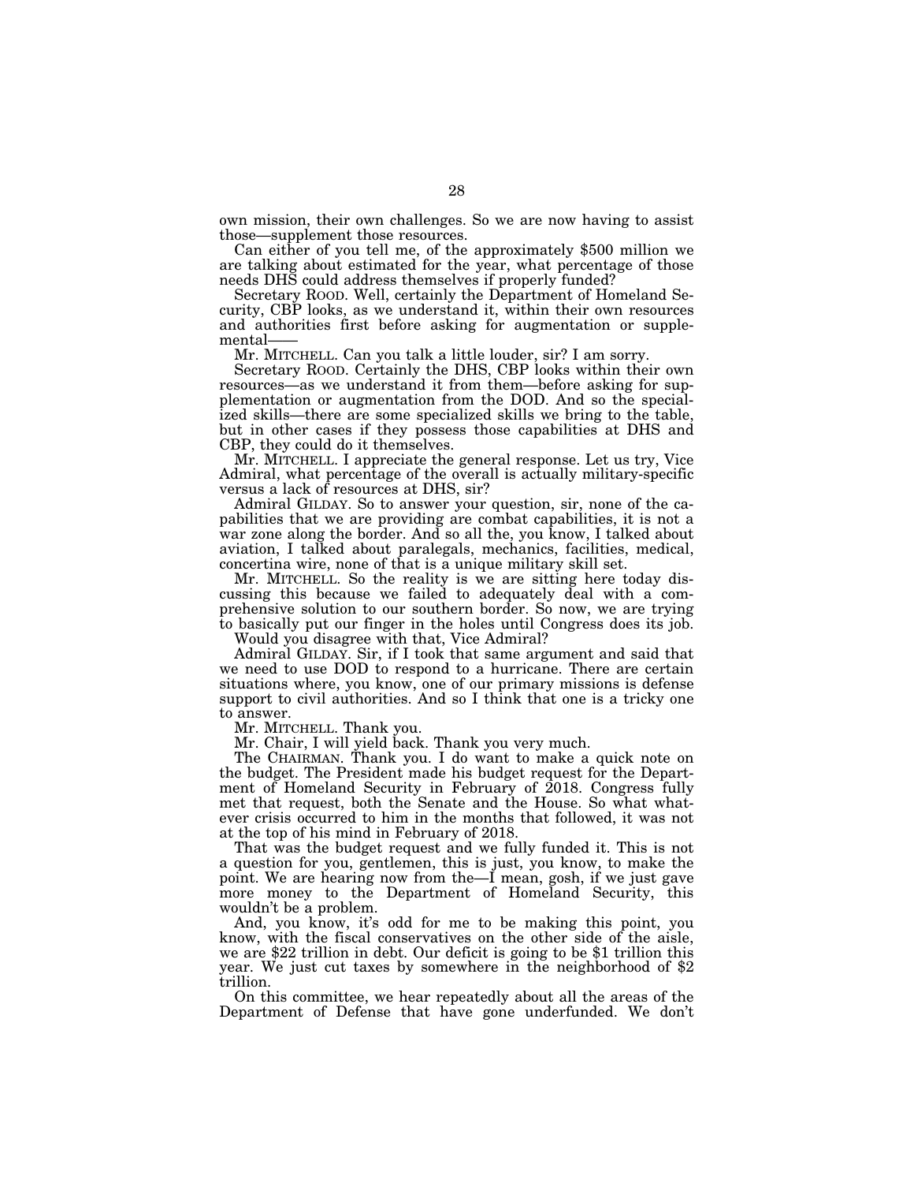own mission, their own challenges. So we are now having to assist those—supplement those resources.

Can either of you tell me, of the approximately $500 million we are talking about estimated for the year, what percentage of those needs DHS could address themselves if properly funded?

Secretary ROOD. Well, certainly the Department of Homeland Security, CBP looks, as we understand it, within their own resources and authorities first before asking for augmentation or supplemental——

Mr. MITCHELL. Can you talk a little louder, sir? I am sorry.

Secretary ROOD. Certainly the DHS, CBP looks within their own resources—as we understand it from them—before asking for supplementation or augmentation from the DOD. And so the specialized skills—there are some specialized skills we bring to the table, but in other cases if they possess those capabilities at DHS and CBP, they could do it themselves.

Mr. MITCHELL. I appreciate the general response. Let us try, Vice Admiral, what percentage of the overall is actually military-specific versus a lack of resources at DHS, sir?

Admiral GILDAY. So to answer your question, sir, none of the capabilities that we are providing are combat capabilities, it is not a war zone along the border. And so all the, you know, I talked about aviation, I talked about paralegals, mechanics, facilities, medical, concertina wire, none of that is a unique military skill set.

Mr. MITCHELL. So the reality is we are sitting here today discussing this because we failed to adequately deal with a comprehensive solution to our southern border. So now, we are trying to basically put our finger in the holes until Congress does its job.

Would you disagree with that, Vice Admiral?

Admiral GILDAY. Sir, if I took that same argument and said that we need to use DOD to respond to a hurricane. There are certain situations where, you know, one of our primary missions is defense support to civil authorities. And so I think that one is a tricky one to answer.

Mr. MITCHELL. Thank you.

Mr. Chair, I will yield back. Thank you very much.

The CHAIRMAN. Thank you. I do want to make a quick note on the budget. The President made his budget request for the Department of Homeland Security in February of 2018. Congress fully met that request, both the Senate and the House. So what whatever crisis occurred to him in the months that followed, it was not at the top of his mind in February of 2018.

That was the budget request and we fully funded it. This is not a question for you, gentlemen, this is just, you know, to make the point. We are hearing now from the—I mean, gosh, if we just gave more money to the Department of Homeland Security, this wouldn't be a problem.

And, you know, it's odd for me to be making this point, you know, with the fiscal conservatives on the other side of the aisle, we are $22 trillion in debt. Our deficit is going to be $1 trillion this year. We just cut taxes by somewhere in the neighborhood of $2 trillion.

On this committee, we hear repeatedly about all the areas of the Department of Defense that have gone underfunded. We don't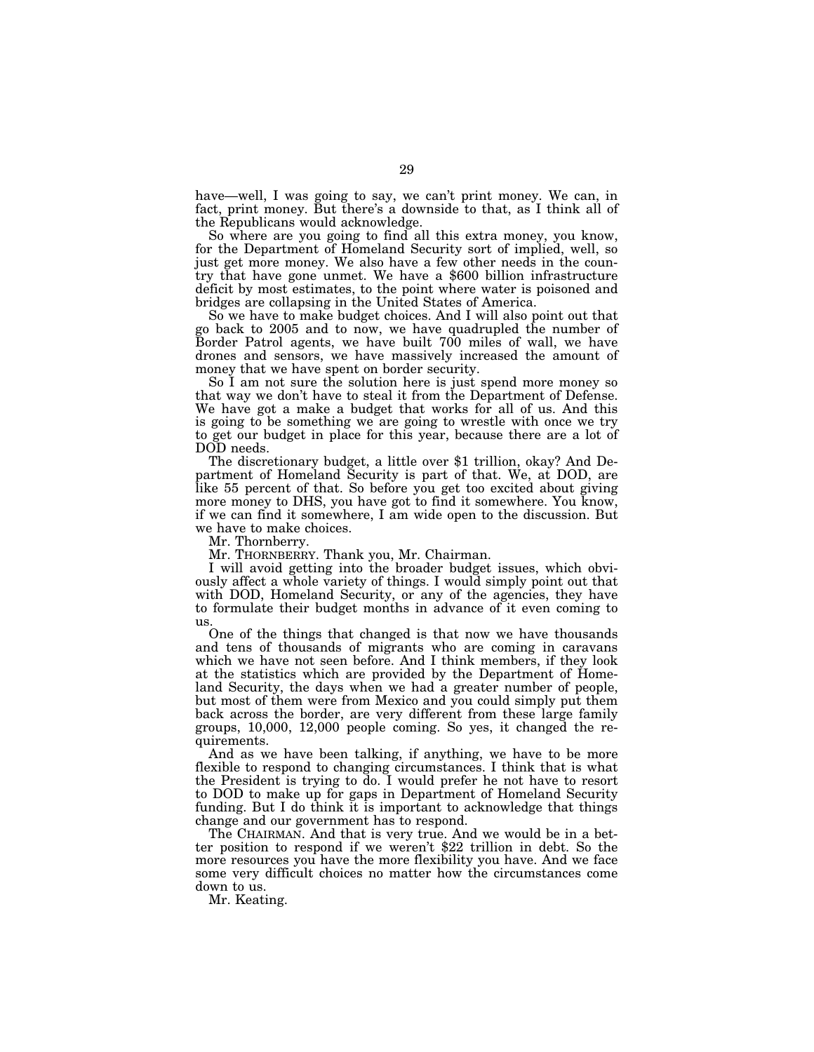have—well, I was going to say, we can't print money. We can, in fact, print money. But there's a downside to that, as I think all of the Republicans would acknowledge.

So where are you going to find all this extra money, you know, for the Department of Homeland Security sort of implied, well, so just get more money. We also have a few other needs in the country that have gone unmet. We have a $600 billion infrastructure deficit by most estimates, to the point where water is poisoned and bridges are collapsing in the United States of America.

So we have to make budget choices. And I will also point out that go back to 2005 and to now, we have quadrupled the number of Border Patrol agents, we have built 700 miles of wall, we have drones and sensors, we have massively increased the amount of money that we have spent on border security.

So I am not sure the solution here is just spend more money so that way we don't have to steal it from the Department of Defense. We have got a make a budget that works for all of us. And this is going to be something we are going to wrestle with once we try to get our budget in place for this year, because there are a lot of DOD needs.

The discretionary budget, a little over $1 trillion, okay? And Department of Homeland Security is part of that. We, at DOD, are like 55 percent of that. So before you get too excited about giving more money to DHS, you have got to find it somewhere. You know, if we can find it somewhere, I am wide open to the discussion. But we have to make choices.

Mr. Thornberry.

Mr. THORNBERRY. Thank you, Mr. Chairman.

I will avoid getting into the broader budget issues, which obviously affect a whole variety of things. I would simply point out that with DOD, Homeland Security, or any of the agencies, they have to formulate their budget months in advance of it even coming to us.

One of the things that changed is that now we have thousands and tens of thousands of migrants who are coming in caravans which we have not seen before. And I think members, if they look at the statistics which are provided by the Department of Homeland Security, the days when we had a greater number of people, but most of them were from Mexico and you could simply put them back across the border, are very different from these large family groups, 10,000, 12,000 people coming. So yes, it changed the requirements.

And as we have been talking, if anything, we have to be more flexible to respond to changing circumstances. I think that is what the President is trying to do. I would prefer he not have to resort to DOD to make up for gaps in Department of Homeland Security funding. But I do think it is important to acknowledge that things change and our government has to respond.

The CHAIRMAN. And that is very true. And we would be in a better position to respond if we weren't $22 trillion in debt. So the more resources you have the more flexibility you have. And we face some very difficult choices no matter how the circumstances come down to us.

Mr. Keating.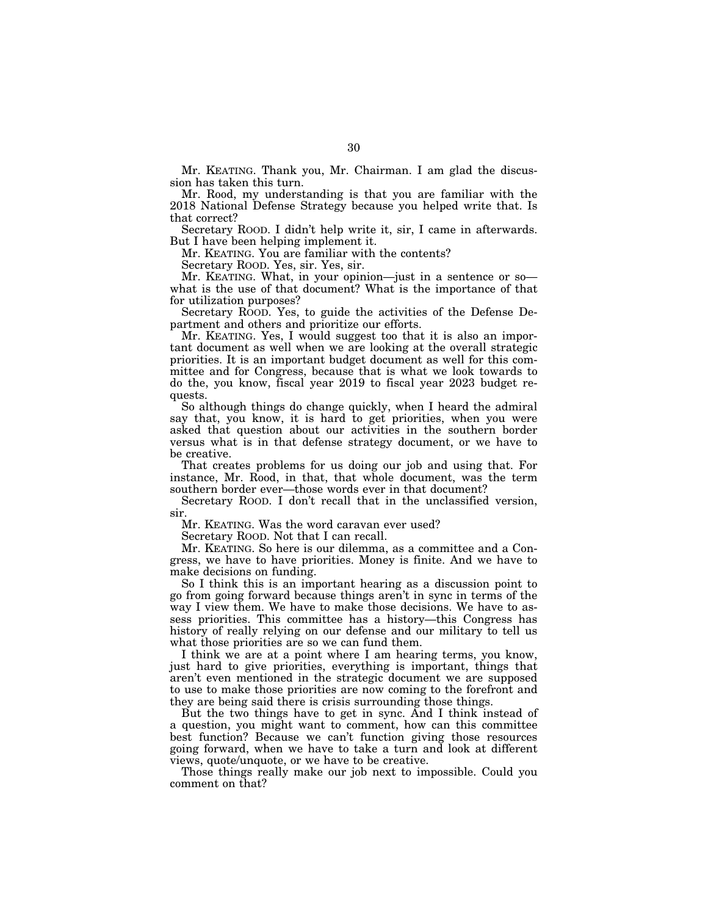Mr. KEATING. Thank you, Mr. Chairman. I am glad the discussion has taken this turn.

Mr. Rood, my understanding is that you are familiar with the 2018 National Defense Strategy because you helped write that. Is that correct?

Secretary ROOD. I didn't help write it, sir, I came in afterwards. But I have been helping implement it.

Mr. KEATING. You are familiar with the contents?

Secretary ROOD. Yes, sir. Yes, sir.

Mr. KEATING. What, in your opinion—just in a sentence or so—what is the use of that document? What is the importance of that for utilization purposes?

Secretary ROOD. Yes, to guide the activities of the Defense Department and others and prioritize our efforts.

Mr. KEATING. Yes, I would suggest too that it is also an important document as well when we are looking at the overall strategic priorities. It is an important budget document as well for this committee and for Congress, because that is what we look towards to do the, you know, fiscal year 2019 to fiscal year 2023 budget requests.

So although things do change quickly, when I heard the admiral say that, you know, it is hard to get priorities, when you were asked that question about our activities in the southern border versus what is in that defense strategy document, or we have to be creative.

That creates problems for us doing our job and using that. For instance, Mr. Rood, in that, that whole document, was the term southern border ever—those words ever in that document?

Secretary ROOD. I don't recall that in the unclassified version, sir.

Mr. KEATING. Was the word caravan ever used?

Secretary ROOD. Not that I can recall.

Mr. KEATING. So here is our dilemma, as a committee and a Congress, we have to have priorities. Money is finite. And we have to make decisions on funding.

So I think this is an important hearing as a discussion point to go from going forward because things aren't in sync in terms of the way I view them. We have to make those decisions. We have to assess priorities. This committee has a history—this Congress has history of really relying on our defense and our military to tell us what those priorities are so we can fund them.

I think we are at a point where I am hearing terms, you know, just hard to give priorities, everything is important, things that aren't even mentioned in the strategic document we are supposed to use to make those priorities are now coming to the forefront and they are being said there is crisis surrounding those things.

But the two things have to get in sync. And I think instead of a question, you might want to comment, how can this committee best function? Because we can't function giving those resources going forward, when we have to take a turn and look at different views, quote/unquote, or we have to be creative.

Those things really make our job next to impossible. Could you comment on that?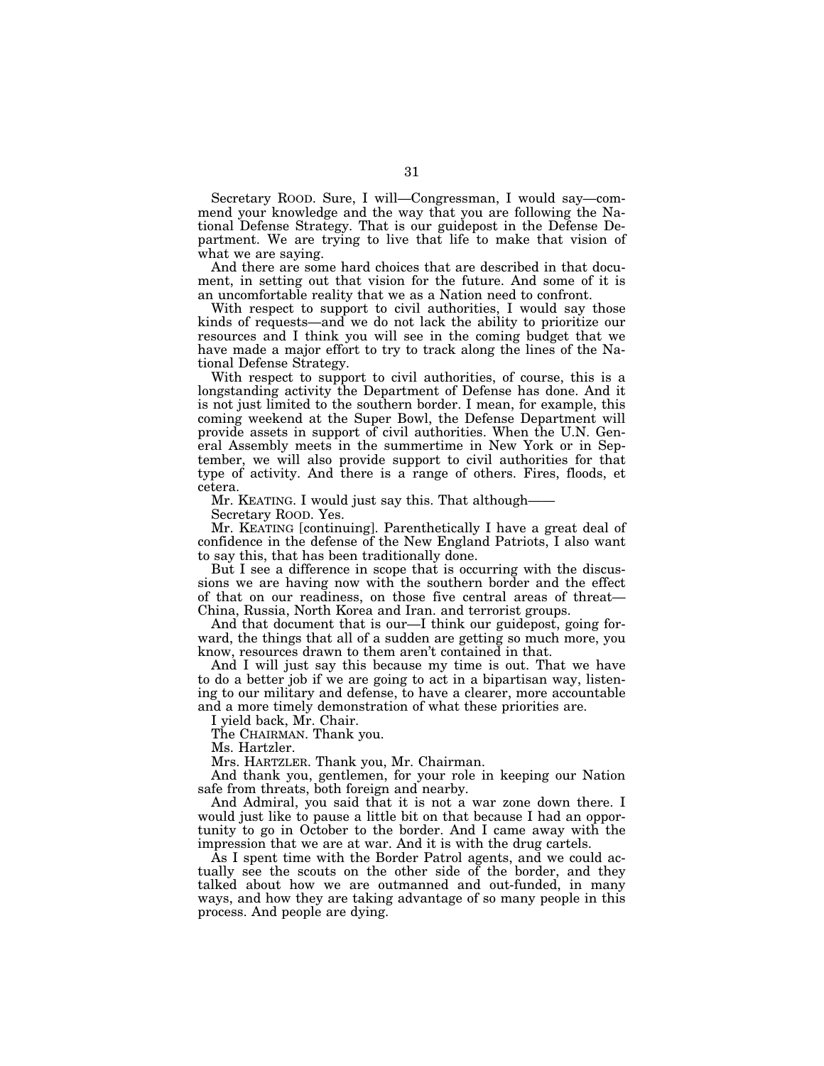Secretary ROOD. Sure, I will—Congressman, I would say—commend your knowledge and the way that you are following the National Defense Strategy. That is our guidepost in the Defense Department. We are trying to live that life to make that vision of what we are saying.

And there are some hard choices that are described in that document, in setting out that vision for the future. And some of it is an uncomfortable reality that we as a Nation need to confront.

With respect to support to civil authorities, I would say those kinds of requests—and we do not lack the ability to prioritize our resources and I think you will see in the coming budget that we have made a major effort to try to track along the lines of the National Defense Strategy.

With respect to support to civil authorities, of course, this is a longstanding activity the Department of Defense has done. And it is not just limited to the southern border. I mean, for example, this coming weekend at the Super Bowl, the Defense Department will provide assets in support of civil authorities. When the U.N. General Assembly meets in the summertime in New York or in September, we will also provide support to civil authorities for that type of activity. And there is a range of others. Fires, floods, et cetera.

Mr. KEATING. I would just say this. That although——

Secretary ROOD. Yes.

Mr. KEATING [continuing]. Parenthetically I have a great deal of confidence in the defense of the New England Patriots, I also want to say this, that has been traditionally done.

But I see a difference in scope that is occurring with the discussions we are having now with the southern border and the effect of that on our readiness, on those five central areas of threat—China, Russia, North Korea and Iran. and terrorist groups.

And that document that is our—I think our guidepost, going forward, the things that all of a sudden are getting so much more, you know, resources drawn to them aren't contained in that.

And I will just say this because my time is out. That we have to do a better job if we are going to act in a bipartisan way, listening to our military and defense, to have a clearer, more accountable and a more timely demonstration of what these priorities are.

I yield back, Mr. Chair.

The CHAIRMAN. Thank you.

Ms. Hartzler.

Mrs. HARTZLER. Thank you, Mr. Chairman.

And thank you, gentlemen, for your role in keeping our Nation safe from threats, both foreign and nearby.

And Admiral, you said that it is not a war zone down there. I would just like to pause a little bit on that because I had an opportunity to go in October to the border. And I came away with the impression that we are at war. And it is with the drug cartels.

As I spent time with the Border Patrol agents, and we could actually see the scouts on the other side of the border, and they talked about how we are outmanned and out-funded, in many ways, and how they are taking advantage of so many people in this process. And people are dying.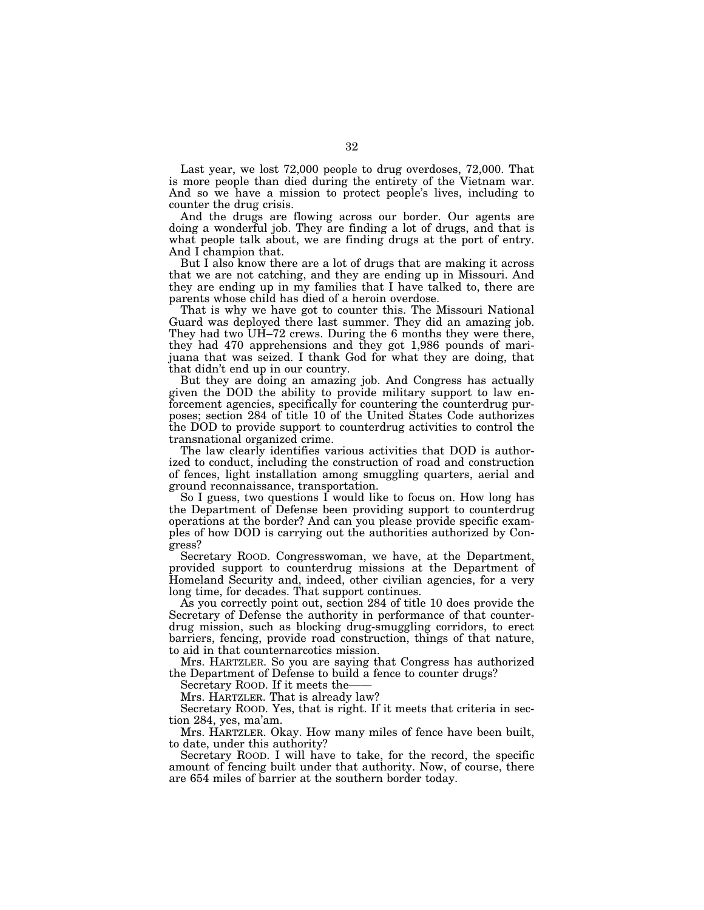Last year, we lost 72,000 people to drug overdoses, 72,000. That is more people than died during the entirety of the Vietnam war. And so we have a mission to protect people's lives, including to counter the drug crisis.

And the drugs are flowing across our border. Our agents are doing a wonderful job. They are finding a lot of drugs, and that is what people talk about, we are finding drugs at the port of entry. And I champion that.

But I also know there are a lot of drugs that are making it across that we are not catching, and they are ending up in Missouri. And they are ending up in my families that I have talked to, there are parents whose child has died of a heroin overdose.

That is why we have got to counter this. The Missouri National Guard was deployed there last summer. They did an amazing job. They had two UH–72 crews. During the 6 months they were there, they had 470 apprehensions and they got 1,986 pounds of marijuana that was seized. I thank God for what they are doing, that that didn't end up in our country.

But they are doing an amazing job. And Congress has actually given the DOD the ability to provide military support to law enforcement agencies, specifically for countering the counterdrug purposes; section 284 of title 10 of the United States Code authorizes the DOD to provide support to counterdrug activities to control the transnational organized crime.

The law clearly identifies various activities that DOD is authorized to conduct, including the construction of road and construction of fences, light installation among smuggling quarters, aerial and ground reconnaissance, transportation.

So I guess, two questions I would like to focus on. How long has the Department of Defense been providing support to counterdrug operations at the border? And can you please provide specific examples of how DOD is carrying out the authorities authorized by Congress?

Secretary ROOD. Congresswoman, we have, at the Department, provided support to counterdrug missions at the Department of Homeland Security and, indeed, other civilian agencies, for a very long time, for decades. That support continues.

As you correctly point out, section 284 of title 10 does provide the Secretary of Defense the authority in performance of that counterdrug mission, such as blocking drug-smuggling corridors, to erect barriers, fencing, provide road construction, things of that nature, to aid in that counternarcotics mission.

Mrs. HARTZLER. So you are saying that Congress has authorized the Department of Defense to build a fence to counter drugs?

Secretary ROOD. If it meets the——

Mrs. HARTZLER. That is already law?

Secretary ROOD. Yes, that is right. If it meets that criteria in section 284, yes, ma'am.

Mrs. HARTZLER. Okay. How many miles of fence have been built, to date, under this authority?

Secretary ROOD. I will have to take, for the record, the specific amount of fencing built under that authority. Now, of course, there are 654 miles of barrier at the southern border today.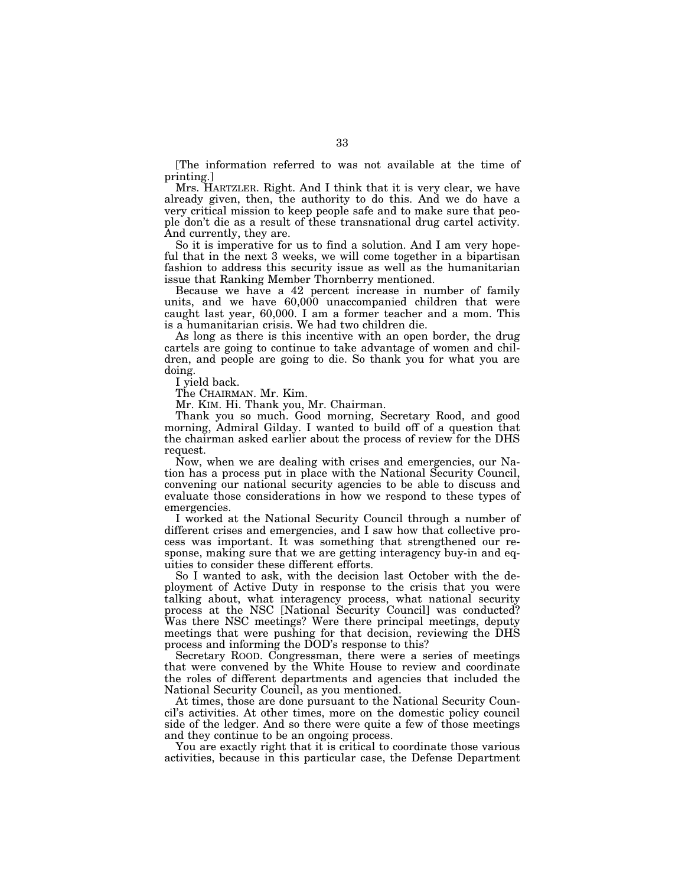[The information referred to was not available at the time of printing.]

Mrs. HARTZLER. Right. And I think that it is very clear, we have already given, then, the authority to do this. And we do have a very critical mission to keep people safe and to make sure that people don't die as a result of these transnational drug cartel activity. And currently, they are.

So it is imperative for us to find a solution. And I am very hopeful that in the next 3 weeks, we will come together in a bipartisan fashion to address this security issue as well as the humanitarian issue that Ranking Member Thornberry mentioned.

Because we have a 42 percent increase in number of family units, and we have 60,000 unaccompanied children that were caught last year, 60,000. I am a former teacher and a mom. This is a humanitarian crisis. We had two children die.

As long as there is this incentive with an open border, the drug cartels are going to continue to take advantage of women and children, and people are going to die. So thank you for what you are doing.

I yield back.

The CHAIRMAN. Mr. Kim.

Mr. KIM. Hi. Thank you, Mr. Chairman.

Thank you so much. Good morning, Secretary Rood, and good morning, Admiral Gilday. I wanted to build off of a question that the chairman asked earlier about the process of review for the DHS request.

Now, when we are dealing with crises and emergencies, our Nation has a process put in place with the National Security Council, convening our national security agencies to be able to discuss and evaluate those considerations in how we respond to these types of emergencies.

I worked at the National Security Council through a number of different crises and emergencies, and I saw how that collective process was important. It was something that strengthened our response, making sure that we are getting interagency buy-in and equities to consider these different efforts.

So I wanted to ask, with the decision last October with the deployment of Active Duty in response to the crisis that you were talking about, what interagency process, what national security process at the NSC [National Security Council] was conducted? Was there NSC meetings? Were there principal meetings, deputy meetings that were pushing for that decision, reviewing the DHS process and informing the DOD's response to this?

Secretary ROOD. Congressman, there were a series of meetings that were convened by the White House to review and coordinate the roles of different departments and agencies that included the National Security Council, as you mentioned.

At times, those are done pursuant to the National Security Council's activities. At other times, more on the domestic policy council side of the ledger. And so there were quite a few of those meetings and they continue to be an ongoing process.

You are exactly right that it is critical to coordinate those various activities, because in this particular case, the Defense Department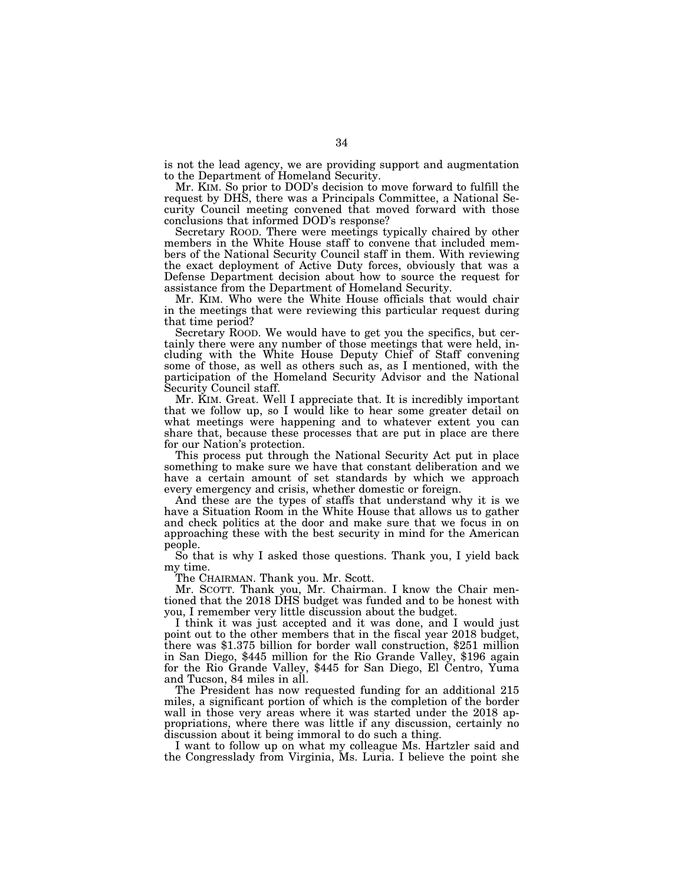is not the lead agency, we are providing support and augmentation to the Department of Homeland Security.

Mr. KIM. So prior to DOD's decision to move forward to fulfill the request by DHS, there was a Principals Committee, a National Security Council meeting convened that moved forward with those conclusions that informed DOD's response?

Secretary ROOD. There were meetings typically chaired by other members in the White House staff to convene that included members of the National Security Council staff in them. With reviewing the exact deployment of Active Duty forces, obviously that was a Defense Department decision about how to source the request for assistance from the Department of Homeland Security.

Mr. KIM. Who were the White House officials that would chair in the meetings that were reviewing this particular request during that time period?

Secretary ROOD. We would have to get you the specifics, but certainly there were any number of those meetings that were held, including with the White House Deputy Chief of Staff convening some of those, as well as others such as, as I mentioned, with the participation of the Homeland Security Advisor and the National Security Council staff.

Mr. KIM. Great. Well I appreciate that. It is incredibly important that we follow up, so I would like to hear some greater detail on what meetings were happening and to whatever extent you can share that, because these processes that are put in place are there for our Nation's protection.

This process put through the National Security Act put in place something to make sure we have that constant deliberation and we have a certain amount of set standards by which we approach every emergency and crisis, whether domestic or foreign.

And these are the types of staffs that understand why it is we have a Situation Room in the White House that allows us to gather and check politics at the door and make sure that we focus in on approaching these with the best security in mind for the American people.

So that is why I asked those questions. Thank you, I yield back my time.

The CHAIRMAN. Thank you. Mr. Scott.

Mr. SCOTT. Thank you, Mr. Chairman. I know the Chair mentioned that the 2018 DHS budget was funded and to be honest with you, I remember very little discussion about the budget.

I think it was just accepted and it was done, and I would just point out to the other members that in the fiscal year 2018 budget, there was $1.375 billion for border wall construction, $251 million in San Diego, $445 million for the Rio Grande Valley, $196 again for the Rio Grande Valley, $445 for San Diego, El Centro, Yuma and Tucson, 84 miles in all.

The President has now requested funding for an additional 215 miles, a significant portion of which is the completion of the border wall in those very areas where it was started under the 2018 appropriations, where there was little if any discussion, certainly no discussion about it being immoral to do such a thing.

I want to follow up on what my colleague Ms. Hartzler said and the Congresslady from Virginia, Ms. Luria. I believe the point she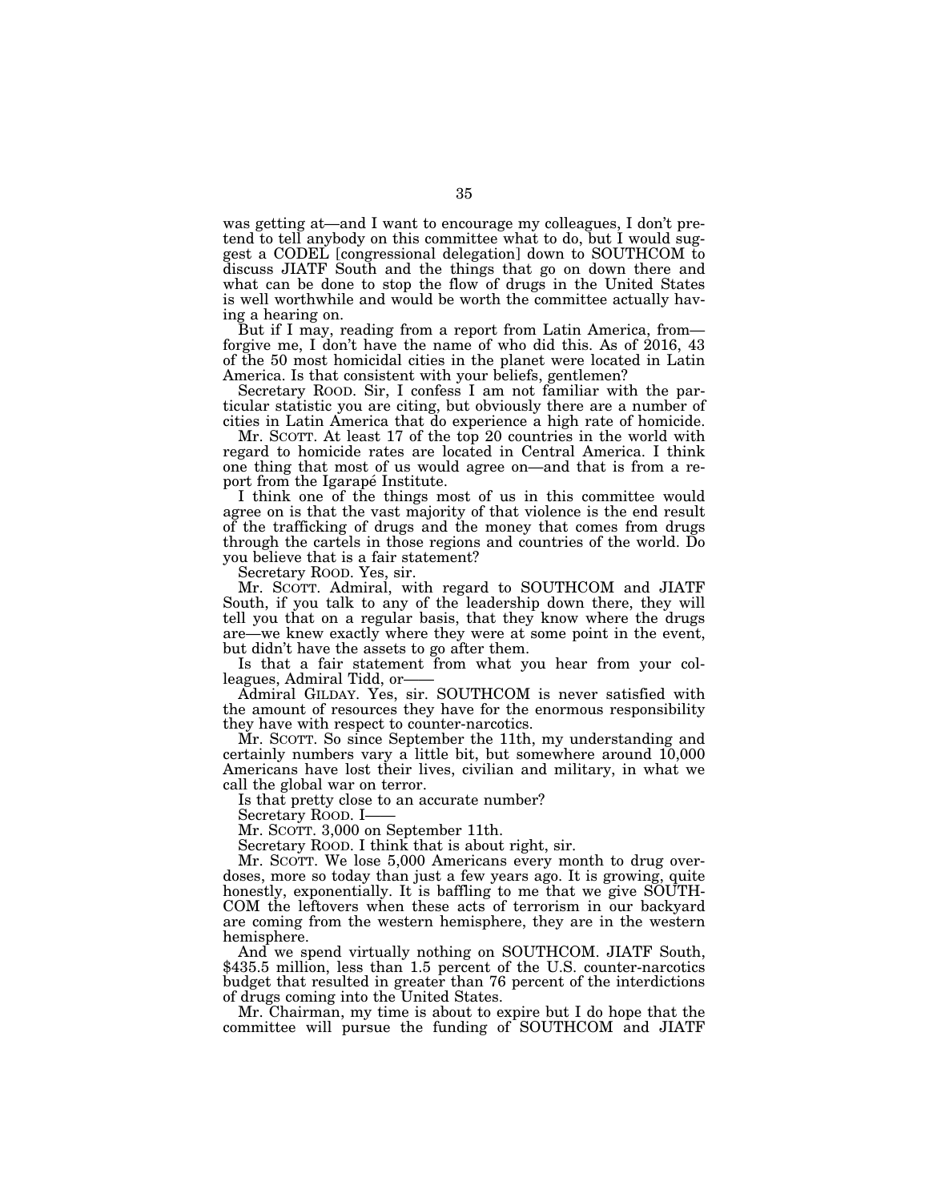was getting at—and I want to encourage my colleagues, I don't pretend to tell anybody on this committee what to do, but I would suggest a CODEL [congressional delegation] down to SOUTHCOM to discuss JIATF South and the things that go on down there and what can be done to stop the flow of drugs in the United States is well worthwhile and would be worth the committee actually having a hearing on.

But if I may, reading from a report from Latin America, from—forgive me, I don't have the name of who did this. As of 2016, 43 of the 50 most homicidal cities in the planet were located in Latin America. Is that consistent with your beliefs, gentlemen?

Secretary ROOD. Sir, I confess I am not familiar with the particular statistic you are citing, but obviously there are a number of cities in Latin America that do experience a high rate of homicide.

Mr. SCOTT. At least 17 of the top 20 countries in the world with regard to homicide rates are located in Central America. I think one thing that most of us would agree on—and that is from a report from the Igarapé Institute.

I think one of the things most of us in this committee would agree on is that the vast majority of that violence is the end result of the trafficking of drugs and the money that comes from drugs through the cartels in those regions and countries of the world. Do you believe that is a fair statement?

Secretary ROOD. Yes, sir.

Mr. SCOTT. Admiral, with regard to SOUTHCOM and JIATF South, if you talk to any of the leadership down there, they will tell you that on a regular basis, that they know where the drugs are—we knew exactly where they were at some point in the event, but didn't have the assets to go after them.

Is that a fair statement from what you hear from your colleagues, Admiral Tidd, or——

Admiral GILDAY. Yes, sir. SOUTHCOM is never satisfied with the amount of resources they have for the enormous responsibility they have with respect to counter-narcotics.

Mr. SCOTT. So since September the 11th, my understanding and certainly numbers vary a little bit, but somewhere around 10,000 Americans have lost their lives, civilian and military, in what we call the global war on terror.

Is that pretty close to an accurate number?

Secretary ROOD. I——

Mr. SCOTT. 3,000 on September 11th.

Secretary ROOD. I think that is about right, sir.

Mr. SCOTT. We lose 5,000 Americans every month to drug overdoses, more so today than just a few years ago. It is growing, quite honestly, exponentially. It is baffling to me that we give SOUTHCOM the leftovers when these acts of terrorism in our backyard are coming from the western hemisphere, they are in the western hemisphere.

And we spend virtually nothing on SOUTHCOM. JIATF South, $435.5 million, less than 1.5 percent of the U.S. counter-narcotics budget that resulted in greater than 76 percent of the interdictions of drugs coming into the United States.

Mr. Chairman, my time is about to expire but I do hope that the committee will pursue the funding of SOUTHCOM and JIATF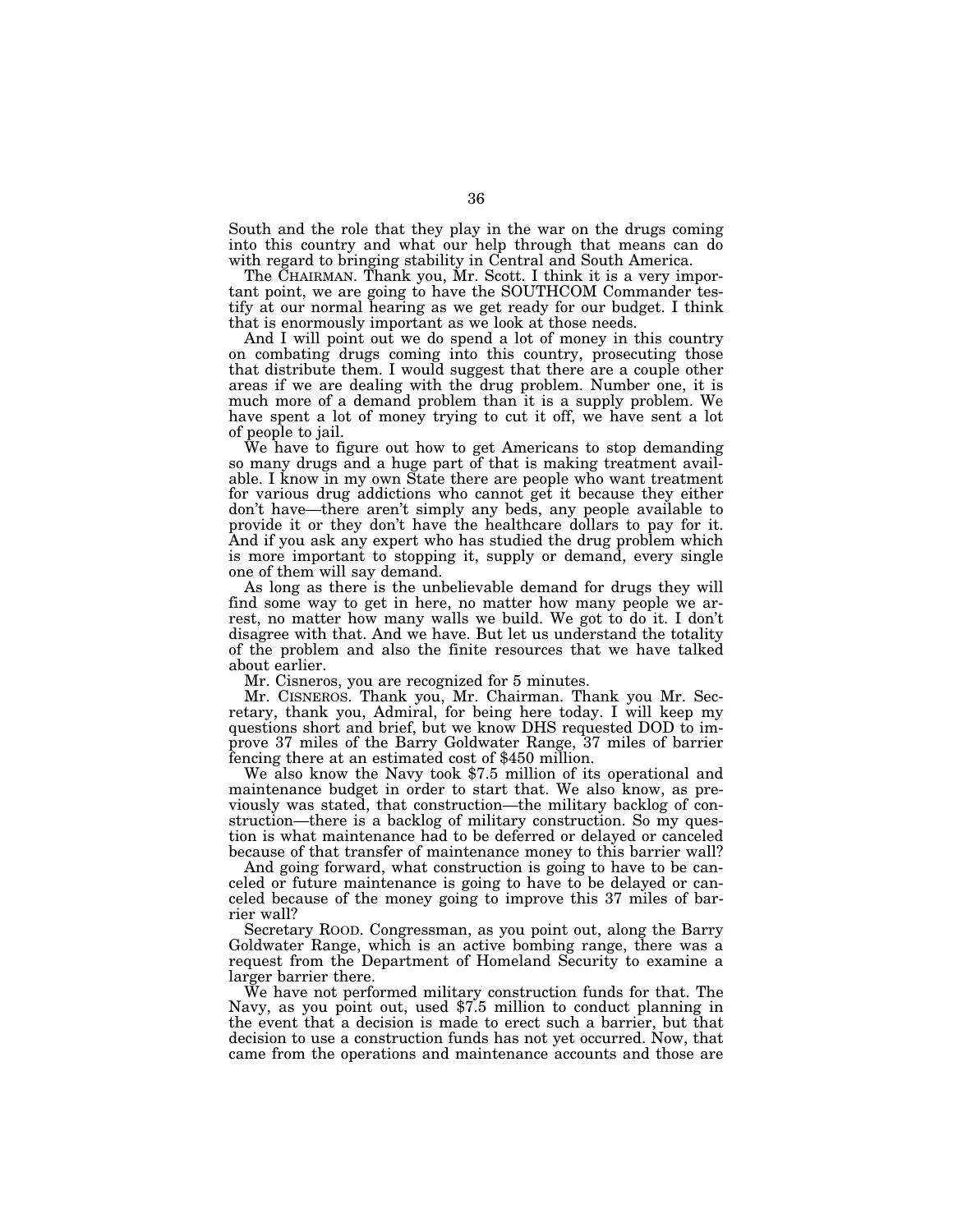South and the role that they play in the war on the drugs coming into this country and what our help through that means can do with regard to bringing stability in Central and South America.

The CHAIRMAN. Thank you, Mr. Scott. I think it is a very important point, we are going to have the SOUTHCOM Commander testify at our normal hearing as we get ready for our budget. I think that is enormously important as we look at those needs.

And I will point out we do spend a lot of money in this country on combating drugs coming into this country, prosecuting those that distribute them. I would suggest that there are a couple other areas if we are dealing with the drug problem. Number one, it is much more of a demand problem than it is a supply problem. We have spent a lot of money trying to cut it off, we have sent a lot of people to jail.

We have to figure out how to get Americans to stop demanding so many drugs and a huge part of that is making treatment available. I know in my own State there are people who want treatment for various drug addictions who cannot get it because they either don't have—there aren't simply any beds, any people available to provide it or they don't have the healthcare dollars to pay for it. And if you ask any expert who has studied the drug problem which is more important to stopping it, supply or demand, every single one of them will say demand.

As long as there is the unbelievable demand for drugs they will find some way to get in here, no matter how many people we arrest, no matter how many walls we build. We got to do it. I don't disagree with that. And we have. But let us understand the totality of the problem and also the finite resources that we have talked about earlier.

Mr. Cisneros, you are recognized for 5 minutes.

Mr. CISNEROS. Thank you, Mr. Chairman. Thank you Mr. Secretary, thank you, Admiral, for being here today. I will keep my questions short and brief, but we know DHS requested DOD to improve 37 miles of the Barry Goldwater Range, 37 miles of barrier fencing there at an estimated cost of $450 million.

We also know the Navy took $7.5 million of its operational and maintenance budget in order to start that. We also know, as previously was stated, that construction—the military backlog of construction—there is a backlog of military construction. So my question is what maintenance had to be deferred or delayed or canceled because of that transfer of maintenance money to this barrier wall?

And going forward, what construction is going to have to be canceled or future maintenance is going to have to be delayed or canceled because of the money going to improve this 37 miles of barrier wall?

Secretary ROOD. Congressman, as you point out, along the Barry Goldwater Range, which is an active bombing range, there was a request from the Department of Homeland Security to examine a larger barrier there.

We have not performed military construction funds for that. The Navy, as you point out, used $7.5 million to conduct planning in the event that a decision is made to erect such a barrier, but that decision to use a construction funds has not yet occurred. Now, that came from the operations and maintenance accounts and those are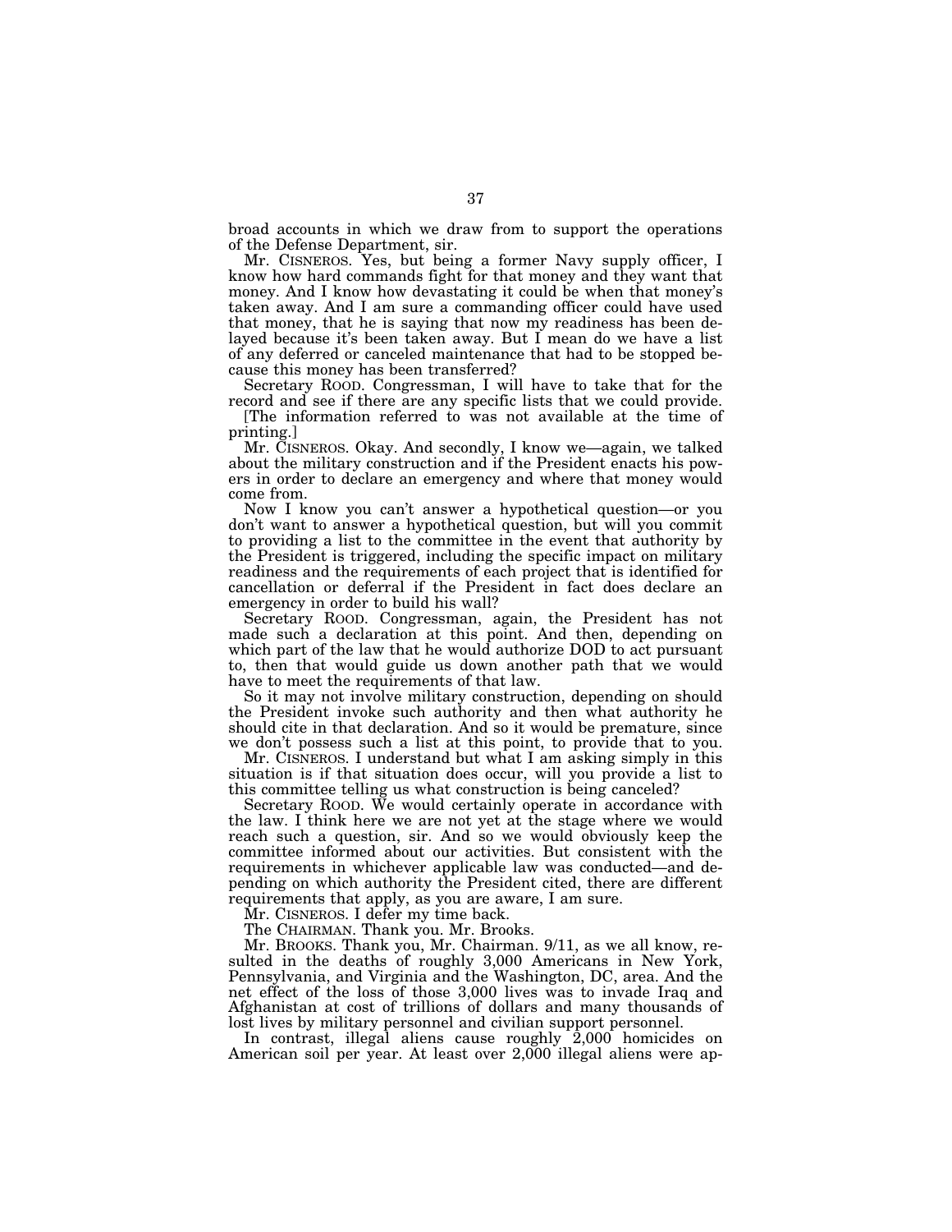broad accounts in which we draw from to support the operations of the Defense Department, sir.

Mr. CISNEROS. Yes, but being a former Navy supply officer, I know how hard commands fight for that money and they want that money. And I know how devastating it could be when that money's taken away. And I am sure a commanding officer could have used that money, that he is saying that now my readiness has been delayed because it's been taken away. But I mean do we have a list of any deferred or canceled maintenance that had to be stopped because this money has been transferred?

Secretary ROOD. Congressman, I will have to take that for the record and see if there are any specific lists that we could provide.

[The information referred to was not available at the time of printing.]

Mr. CISNEROS. Okay. And secondly, I know we—again, we talked about the military construction and if the President enacts his powers in order to declare an emergency and where that money would come from.

Now I know you can't answer a hypothetical question—or you don't want to answer a hypothetical question, but will you commit to providing a list to the committee in the event that authority by the President is triggered, including the specific impact on military readiness and the requirements of each project that is identified for cancellation or deferral if the President in fact does declare an emergency in order to build his wall?

Secretary ROOD. Congressman, again, the President has not made such a declaration at this point. And then, depending on which part of the law that he would authorize DOD to act pursuant to, then that would guide us down another path that we would have to meet the requirements of that law.

So it may not involve military construction, depending on should the President invoke such authority and then what authority he should cite in that declaration. And so it would be premature, since we don't possess such a list at this point, to provide that to you.

Mr. CISNEROS. I understand but what I am asking simply in this situation is if that situation does occur, will you provide a list to this committee telling us what construction is being canceled?

Secretary ROOD. We would certainly operate in accordance with the law. I think here we are not yet at the stage where we would reach such a question, sir. And so we would obviously keep the committee informed about our activities. But consistent with the requirements in whichever applicable law was conducted—and depending on which authority the President cited, there are different requirements that apply, as you are aware, I am sure.

Mr. CISNEROS. I defer my time back.

The CHAIRMAN. Thank you. Mr. Brooks.

Mr. BROOKS. Thank you, Mr. Chairman. 9/11, as we all know, resulted in the deaths of roughly 3,000 Americans in New York, Pennsylvania, and Virginia and the Washington, DC, area. And the net effect of the loss of those 3,000 lives was to invade Iraq and Afghanistan at cost of trillions of dollars and many thousands of lost lives by military personnel and civilian support personnel.

In contrast, illegal aliens cause roughly 2,000 homicides on American soil per year. At least over 2,000 illegal aliens were ap-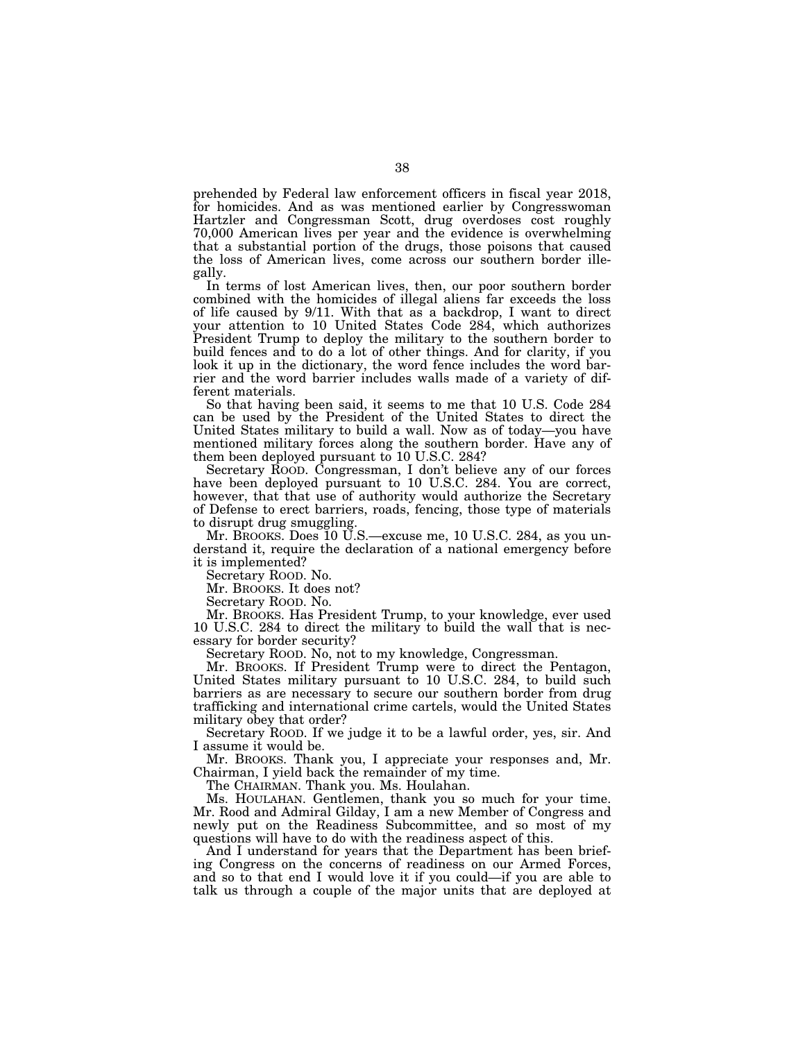prehended by Federal law enforcement officers in fiscal year 2018, for homicides. And as was mentioned earlier by Congresswoman Hartzler and Congressman Scott, drug overdoses cost roughly 70,000 American lives per year and the evidence is overwhelming that a substantial portion of the drugs, those poisons that caused the loss of American lives, come across our southern border illegally.

In terms of lost American lives, then, our poor southern border combined with the homicides of illegal aliens far exceeds the loss of life caused by 9/11. With that as a backdrop, I want to direct your attention to 10 United States Code 284, which authorizes President Trump to deploy the military to the southern border to build fences and to do a lot of other things. And for clarity, if you look it up in the dictionary, the word fence includes the word barrier and the word barrier includes walls made of a variety of different materials.

So that having been said, it seems to me that 10 U.S. Code 284 can be used by the President of the United States to direct the United States military to build a wall. Now as of today—you have mentioned military forces along the southern border. Have any of them been deployed pursuant to 10 U.S.C. 284?

Secretary ROOD. Congressman, I don't believe any of our forces have been deployed pursuant to 10 U.S.C. 284. You are correct, however, that that use of authority would authorize the Secretary of Defense to erect barriers, roads, fencing, those type of materials to disrupt drug smuggling.

Mr. BROOKS. Does 10 U.S.—excuse me, 10 U.S.C. 284, as you understand it, require the declaration of a national emergency before it is implemented?

Secretary ROOD. No.

Mr. BROOKS. It does not?

Secretary ROOD. No.

Mr. BROOKS. Has President Trump, to your knowledge, ever used 10 U.S.C. 284 to direct the military to build the wall that is necessary for border security?

Secretary ROOD. No, not to my knowledge, Congressman.

Mr. BROOKS. If President Trump were to direct the Pentagon, United States military pursuant to 10 U.S.C. 284, to build such barriers as are necessary to secure our southern border from drug trafficking and international crime cartels, would the United States military obey that order?

Secretary ROOD. If we judge it to be a lawful order, yes, sir. And I assume it would be.

Mr. BROOKS. Thank you, I appreciate your responses and, Mr. Chairman, I yield back the remainder of my time.

The CHAIRMAN. Thank you. Ms. Houlahan.

Ms. HOULAHAN. Gentlemen, thank you so much for your time. Mr. Rood and Admiral Gilday, I am a new Member of Congress and newly put on the Readiness Subcommittee, and so most of my questions will have to do with the readiness aspect of this.

And I understand for years that the Department has been briefing Congress on the concerns of readiness on our Armed Forces, and so to that end I would love it if you could—if you are able to talk us through a couple of the major units that are deployed at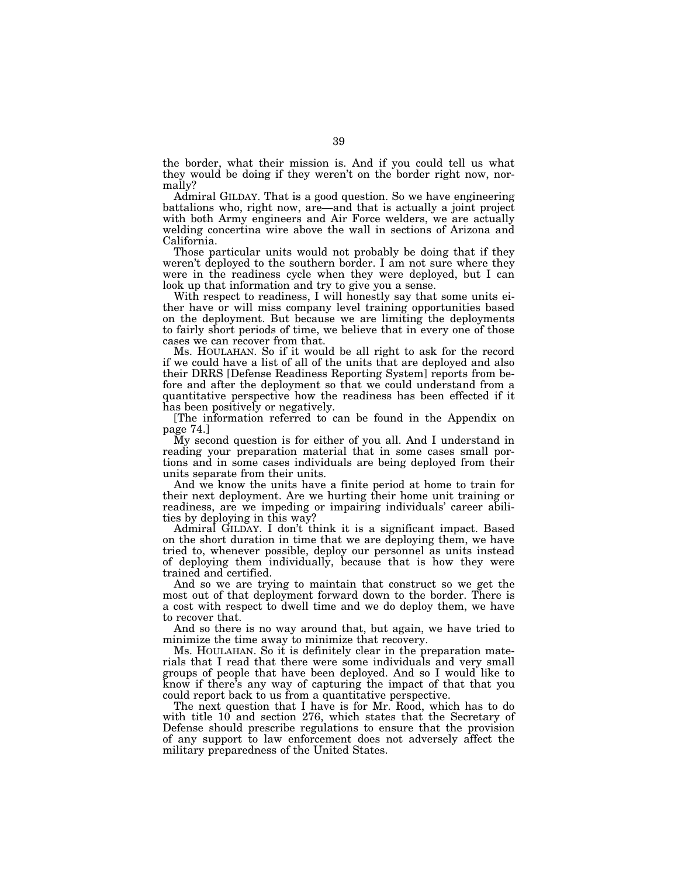the border, what their mission is. And if you could tell us what they would be doing if they weren't on the border right now, normally?

Admiral GILDAY. That is a good question. So we have engineering battalions who, right now, are—and that is actually a joint project with both Army engineers and Air Force welders, we are actually welding concertina wire above the wall in sections of Arizona and California.

Those particular units would not probably be doing that if they weren't deployed to the southern border. I am not sure where they were in the readiness cycle when they were deployed, but I can look up that information and try to give you a sense.

With respect to readiness, I will honestly say that some units either have or will miss company level training opportunities based on the deployment. But because we are limiting the deployments to fairly short periods of time, we believe that in every one of those cases we can recover from that.

Ms. HOULAHAN. So if it would be all right to ask for the record if we could have a list of all of the units that are deployed and also their DRRS [Defense Readiness Reporting System] reports from before and after the deployment so that we could understand from a quantitative perspective how the readiness has been effected if it has been positively or negatively.

[The information referred to can be found in the Appendix on page 74.]

My second question is for either of you all. And I understand in reading your preparation material that in some cases small portions and in some cases individuals are being deployed from their units separate from their units.

And we know the units have a finite period at home to train for their next deployment. Are we hurting their home unit training or readiness, are we impeding or impairing individuals' career abilities by deploying in this way?

Admiral GILDAY. I don't think it is a significant impact. Based on the short duration in time that we are deploying them, we have tried to, whenever possible, deploy our personnel as units instead of deploying them individually, because that is how they were trained and certified.

And so we are trying to maintain that construct so we get the most out of that deployment forward down to the border. There is a cost with respect to dwell time and we do deploy them, we have to recover that.

And so there is no way around that, but again, we have tried to minimize the time away to minimize that recovery.

Ms. HOULAHAN. So it is definitely clear in the preparation materials that I read that there were some individuals and very small groups of people that have been deployed. And so I would like to know if there's any way of capturing the impact of that that you could report back to us from a quantitative perspective.

The next question that I have is for Mr. Rood, which has to do with title 10 and section 276, which states that the Secretary of Defense should prescribe regulations to ensure that the provision of any support to law enforcement does not adversely affect the military preparedness of the United States.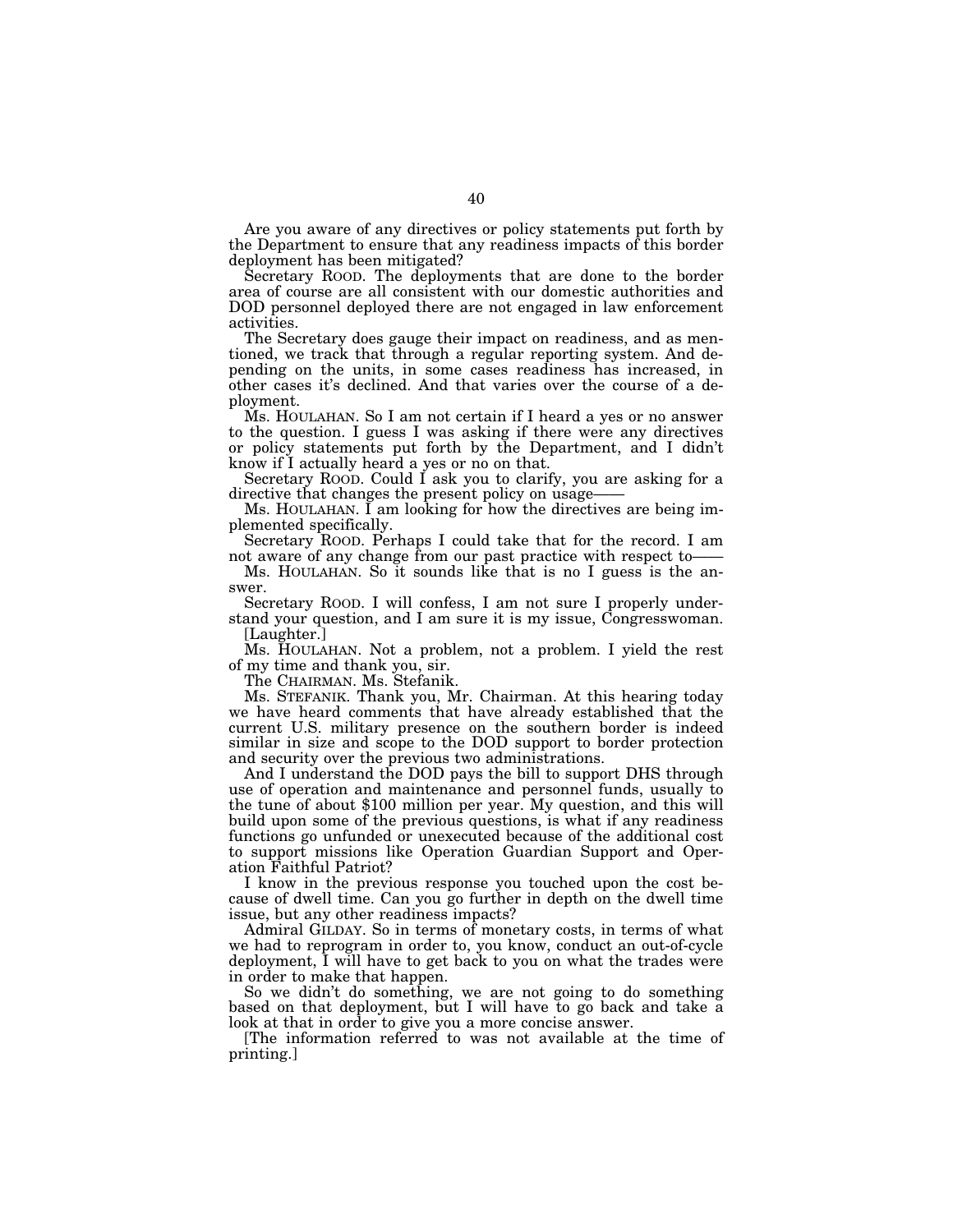Are you aware of any directives or policy statements put forth by the Department to ensure that any readiness impacts of this border deployment has been mitigated?

Secretary ROOD. The deployments that are done to the border area of course are all consistent with our domestic authorities and DOD personnel deployed there are not engaged in law enforcement activities.

The Secretary does gauge their impact on readiness, and as mentioned, we track that through a regular reporting system. And depending on the units, in some cases readiness has increased, in other cases it's declined. And that varies over the course of a deployment.

Ms. HOULAHAN. So I am not certain if I heard a yes or no answer to the question. I guess I was asking if there were any directives or policy statements put forth by the Department, and I didn't know if I actually heard a yes or no on that.

Secretary ROOD. Could I ask you to clarify, you are asking for a directive that changes the present policy on usage——

Ms. HOULAHAN. I am looking for how the directives are being implemented specifically.

Secretary ROOD. Perhaps I could take that for the record. I am not aware of any change from our past practice with respect to——

Ms. HOULAHAN. So it sounds like that is no I guess is the answer.

Secretary ROOD. I will confess, I am not sure I properly understand your question, and I am sure it is my issue, Congresswoman.

[Laughter.]

Ms. HOULAHAN. Not a problem, not a problem. I yield the rest of my time and thank you, sir.

The CHAIRMAN. Ms. Stefanik.

Ms. STEFANIK. Thank you, Mr. Chairman. At this hearing today we have heard comments that have already established that the current U.S. military presence on the southern border is indeed similar in size and scope to the DOD support to border protection and security over the previous two administrations.

And I understand the DOD pays the bill to support DHS through use of operation and maintenance and personnel funds, usually to the tune of about $100 million per year. My question, and this will build upon some of the previous questions, is what if any readiness functions go unfunded or unexecuted because of the additional cost to support missions like Operation Guardian Support and Operation Faithful Patriot?

I know in the previous response you touched upon the cost because of dwell time. Can you go further in depth on the dwell time issue, but any other readiness impacts?

Admiral GILDAY. So in terms of monetary costs, in terms of what we had to reprogram in order to, you know, conduct an out-of-cycle deployment, I will have to get back to you on what the trades were in order to make that happen.

So we didn't do something, we are not going to do something based on that deployment, but I will have to go back and take a look at that in order to give you a more concise answer.

[The information referred to was not available at the time of printing.]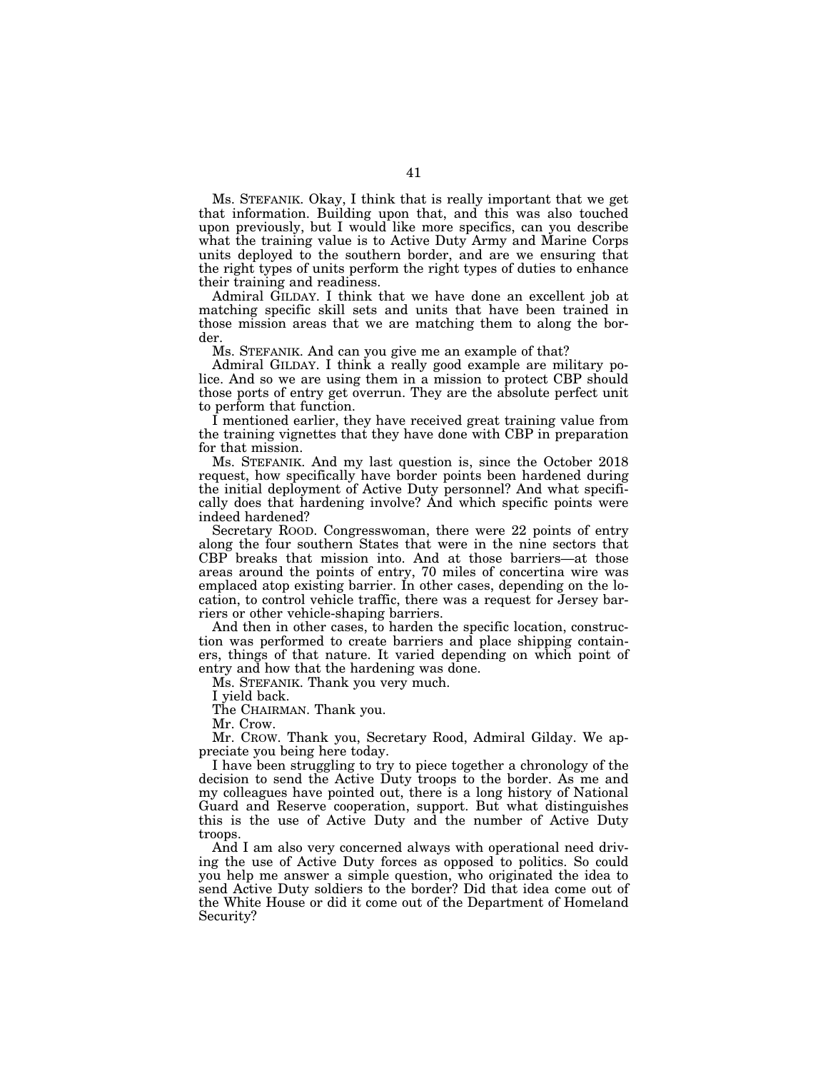Ms. STEFANIK. Okay, I think that is really important that we get that information. Building upon that, and this was also touched upon previously, but I would like more specifics, can you describe what the training value is to Active Duty Army and Marine Corps units deployed to the southern border, and are we ensuring that the right types of units perform the right types of duties to enhance their training and readiness.

Admiral GILDAY. I think that we have done an excellent job at matching specific skill sets and units that have been trained in those mission areas that we are matching them to along the border.

Ms. STEFANIK. And can you give me an example of that?

Admiral GILDAY. I think a really good example are military police. And so we are using them in a mission to protect CBP should those ports of entry get overrun. They are the absolute perfect unit to perform that function.

I mentioned earlier, they have received great training value from the training vignettes that they have done with CBP in preparation for that mission.

Ms. STEFANIK. And my last question is, since the October 2018 request, how specifically have border points been hardened during the initial deployment of Active Duty personnel? And what specifically does that hardening involve? And which specific points were indeed hardened?

Secretary ROOD. Congresswoman, there were 22 points of entry along the four southern States that were in the nine sectors that CBP breaks that mission into. And at those barriers—at those areas around the points of entry, 70 miles of concertina wire was emplaced atop existing barrier. In other cases, depending on the location, to control vehicle traffic, there was a request for Jersey barriers or other vehicle-shaping barriers.

And then in other cases, to harden the specific location, construction was performed to create barriers and place shipping containers, things of that nature. It varied depending on which point of entry and how that the hardening was done.

Ms. STEFANIK. Thank you very much.

I yield back.

The CHAIRMAN. Thank you.

Mr. Crow.

Mr. CROW. Thank you, Secretary Rood, Admiral Gilday. We appreciate you being here today.

I have been struggling to try to piece together a chronology of the decision to send the Active Duty troops to the border. As me and my colleagues have pointed out, there is a long history of National Guard and Reserve cooperation, support. But what distinguishes this is the use of Active Duty and the number of Active Duty troops.

And I am also very concerned always with operational need driving the use of Active Duty forces as opposed to politics. So could you help me answer a simple question, who originated the idea to send Active Duty soldiers to the border? Did that idea come out of the White House or did it come out of the Department of Homeland Security?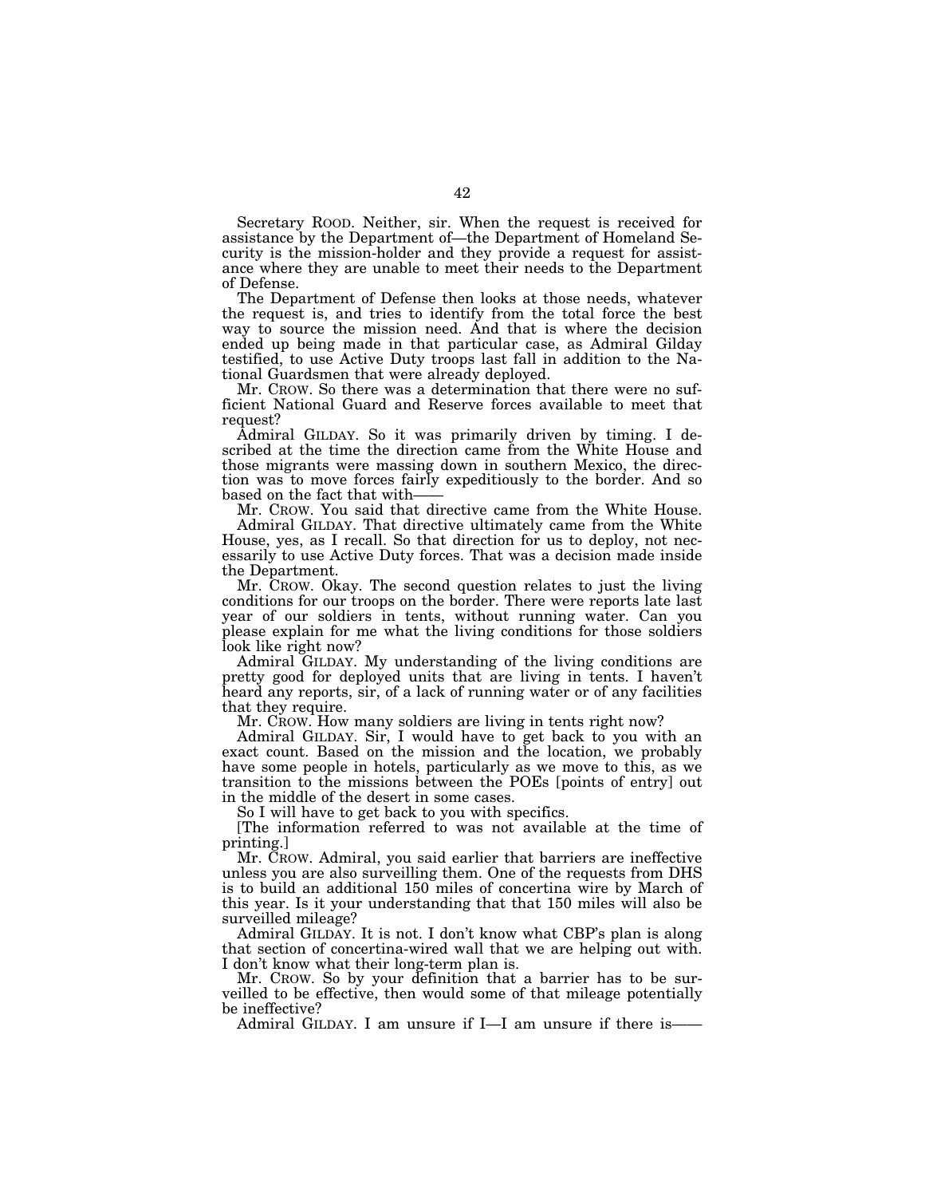Secretary ROOD. Neither, sir. When the request is received for assistance by the Department of—the Department of Homeland Security is the mission-holder and they provide a request for assistance where they are unable to meet their needs to the Department of Defense.

The Department of Defense then looks at those needs, whatever the request is, and tries to identify from the total force the best way to source the mission need. And that is where the decision ended up being made in that particular case, as Admiral Gilday testified, to use Active Duty troops last fall in addition to the National Guardsmen that were already deployed.

Mr. CROW. So there was a determination that there were no sufficient National Guard and Reserve forces available to meet that request?

Admiral GILDAY. So it was primarily driven by timing. I described at the time the direction came from the White House and those migrants were massing down in southern Mexico, the direction was to move forces fairly expeditiously to the border. And so based on the fact that with——

Mr. CROW. You said that directive came from the White House.

Admiral GILDAY. That directive ultimately came from the White House, yes, as I recall. So that direction for us to deploy, not necessarily to use Active Duty forces. That was a decision made inside the Department.

Mr. CROW. Okay. The second question relates to just the living conditions for our troops on the border. There were reports late last year of our soldiers in tents, without running water. Can you please explain for me what the living conditions for those soldiers look like right now?

Admiral GILDAY. My understanding of the living conditions are pretty good for deployed units that are living in tents. I haven't heard any reports, sir, of a lack of running water or of any facilities that they require.

Mr. CROW. How many soldiers are living in tents right now?

Admiral GILDAY. Sir, I would have to get back to you with an exact count. Based on the mission and the location, we probably have some people in hotels, particularly as we move to this, as we transition to the missions between the POEs [points of entry] out in the middle of the desert in some cases.

So I will have to get back to you with specifics.

[The information referred to was not available at the time of printing.]

Mr. CROW. Admiral, you said earlier that barriers are ineffective unless you are also surveilling them. One of the requests from DHS is to build an additional 150 miles of concertina wire by March of this year. Is it your understanding that that 150 miles will also be surveilled mileage?

Admiral GILDAY. It is not. I don't know what CBP's plan is along that section of concertina-wired wall that we are helping out with. I don't know what their long-term plan is.

Mr. CROW. So by your definition that a barrier has to be surveilled to be effective, then would some of that mileage potentially be ineffective?

Admiral GILDAY. I am unsure if I—I am unsure if there is——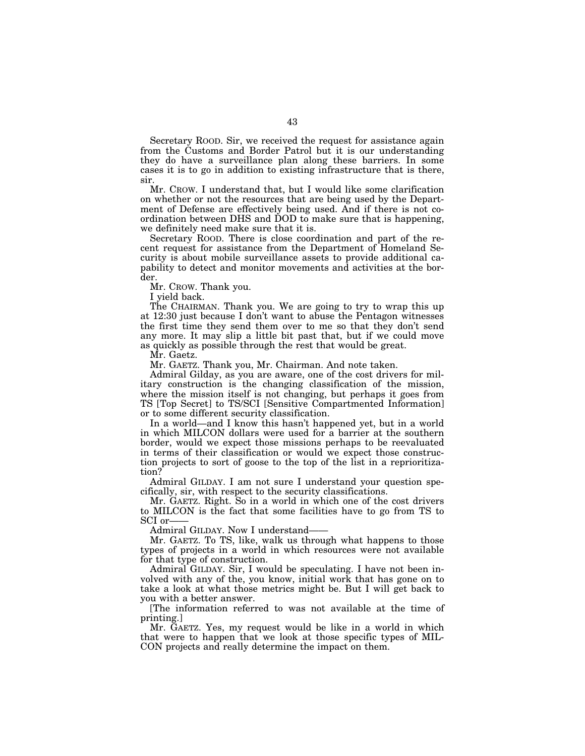Secretary ROOD. Sir, we received the request for assistance again from the Customs and Border Patrol but it is our understanding they do have a surveillance plan along these barriers. In some cases it is to go in addition to existing infrastructure that is there, sir.

Mr. CROW. I understand that, but I would like some clarification on whether or not the resources that are being used by the Department of Defense are effectively being used. And if there is not coordination between DHS and DOD to make sure that is happening, we definitely need make sure that it is.

Secretary ROOD. There is close coordination and part of the recent request for assistance from the Department of Homeland Security is about mobile surveillance assets to provide additional capability to detect and monitor movements and activities at the border.

Mr. CROW. Thank you.

I yield back.

The CHAIRMAN. Thank you. We are going to try to wrap this up at 12:30 just because I don't want to abuse the Pentagon witnesses the first time they send them over to me so that they don't send any more. It may slip a little bit past that, but if we could move as quickly as possible through the rest that would be great.

Mr. Gaetz.

Mr. GAETZ. Thank you, Mr. Chairman. And note taken.

Admiral Gilday, as you are aware, one of the cost drivers for military construction is the changing classification of the mission, where the mission itself is not changing, but perhaps it goes from TS [Top Secret] to TS/SCI [Sensitive Compartmented Information] or to some different security classification.

In a world—and I know this hasn't happened yet, but in a world in which MILCON dollars were used for a barrier at the southern border, would we expect those missions perhaps to be reevaluated in terms of their classification or would we expect those construction projects to sort of goose to the top of the list in a reprioritization?

Admiral GILDAY. I am not sure I understand your question specifically, sir, with respect to the security classifications.

Mr. GAETZ. Right. So in a world in which one of the cost drivers to MILCON is the fact that some facilities have to go from TS to SCI or——

Admiral GILDAY. Now I understand——

Mr. GAETZ. To TS, like, walk us through what happens to those types of projects in a world in which resources were not available for that type of construction.

Admiral GILDAY. Sir, I would be speculating. I have not been involved with any of the, you know, initial work that has gone on to take a look at what those metrics might be. But I will get back to you with a better answer.

[The information referred to was not available at the time of printing.]

Mr. GAETZ. Yes, my request would be like in a world in which that were to happen that we look at those specific types of MILCON projects and really determine the impact on them.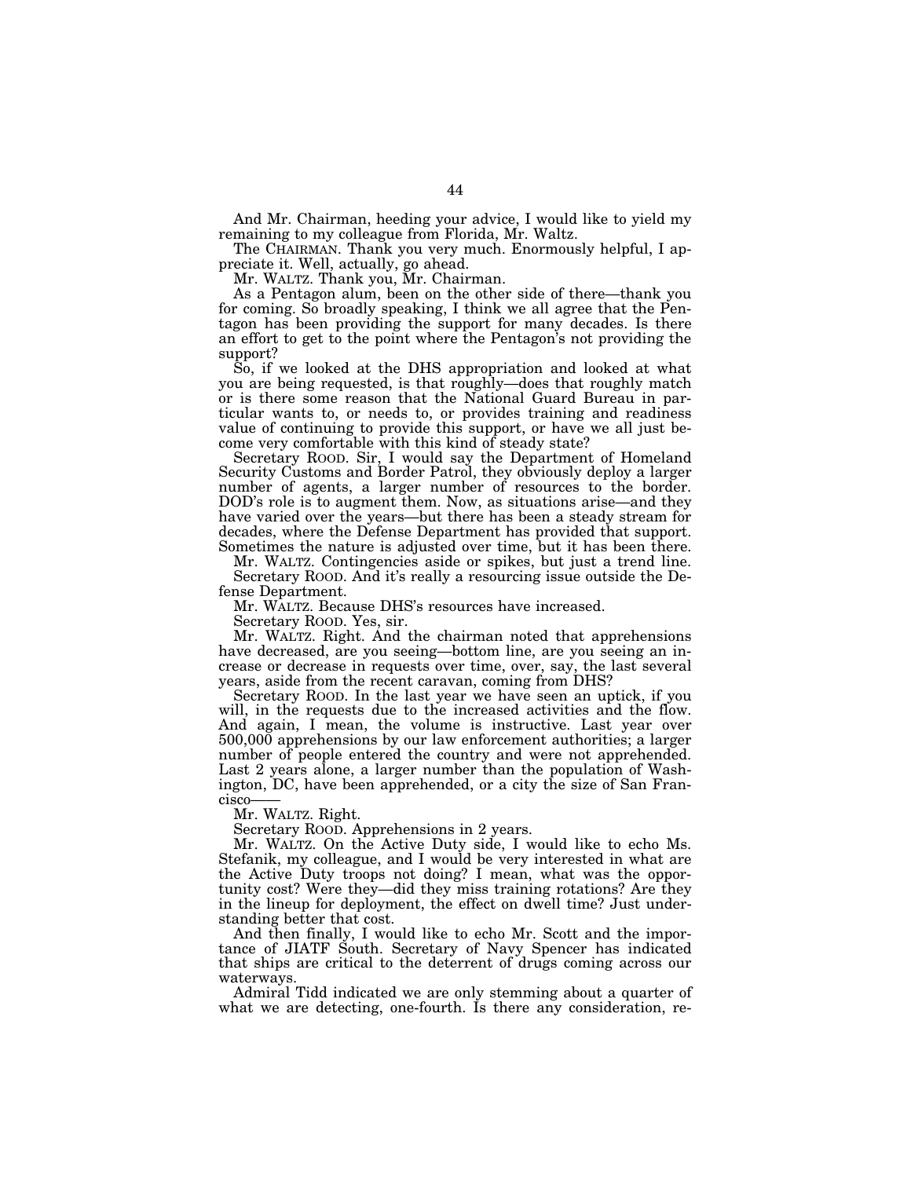And Mr. Chairman, heeding your advice, I would like to yield my remaining to my colleague from Florida, Mr. Waltz.

The CHAIRMAN. Thank you very much. Enormously helpful, I appreciate it. Well, actually, go ahead.

Mr. WALTZ. Thank you, Mr. Chairman.

As a Pentagon alum, been on the other side of there—thank you for coming. So broadly speaking, I think we all agree that the Pentagon has been providing the support for many decades. Is there an effort to get to the point where the Pentagon's not providing the support?

So, if we looked at the DHS appropriation and looked at what you are being requested, is that roughly—does that roughly match or is there some reason that the National Guard Bureau in particular wants to, or needs to, or provides training and readiness value of continuing to provide this support, or have we all just become very comfortable with this kind of steady state?

Secretary ROOD. Sir, I would say the Department of Homeland Security Customs and Border Patrol, they obviously deploy a larger number of agents, a larger number of resources to the border. DOD's role is to augment them. Now, as situations arise—and they have varied over the years—but there has been a steady stream for decades, where the Defense Department has provided that support. Sometimes the nature is adjusted over time, but it has been there.

Mr. WALTZ. Contingencies aside or spikes, but just a trend line.

Secretary ROOD. And it's really a resourcing issue outside the Defense Department.

Mr. WALTZ. Because DHS's resources have increased.

Secretary ROOD. Yes, sir.

Mr. WALTZ. Right. And the chairman noted that apprehensions have decreased, are you seeing—bottom line, are you seeing an increase or decrease in requests over time, over, say, the last several years, aside from the recent caravan, coming from DHS?

Secretary ROOD. In the last year we have seen an uptick, if you will, in the requests due to the increased activities and the flow. And again, I mean, the volume is instructive. Last year over 500,000 apprehensions by our law enforcement authorities; a larger number of people entered the country and were not apprehended. Last 2 years alone, a larger number than the population of Washington, DC, have been apprehended, or a city the size of San Francisco——

Mr. WALTZ. Right.

Secretary ROOD. Apprehensions in 2 years.

Mr. WALTZ. On the Active Duty side, I would like to echo Ms. Stefanik, my colleague, and I would be very interested in what are the Active Duty troops not doing? I mean, what was the opportunity cost? Were they—did they miss training rotations? Are they in the lineup for deployment, the effect on dwell time? Just understanding better that cost.

And then finally, I would like to echo Mr. Scott and the importance of JIATF South. Secretary of Navy Spencer has indicated that ships are critical to the deterrent of drugs coming across our waterways.

Admiral Tidd indicated we are only stemming about a quarter of what we are detecting, one-fourth. Is there any consideration, re-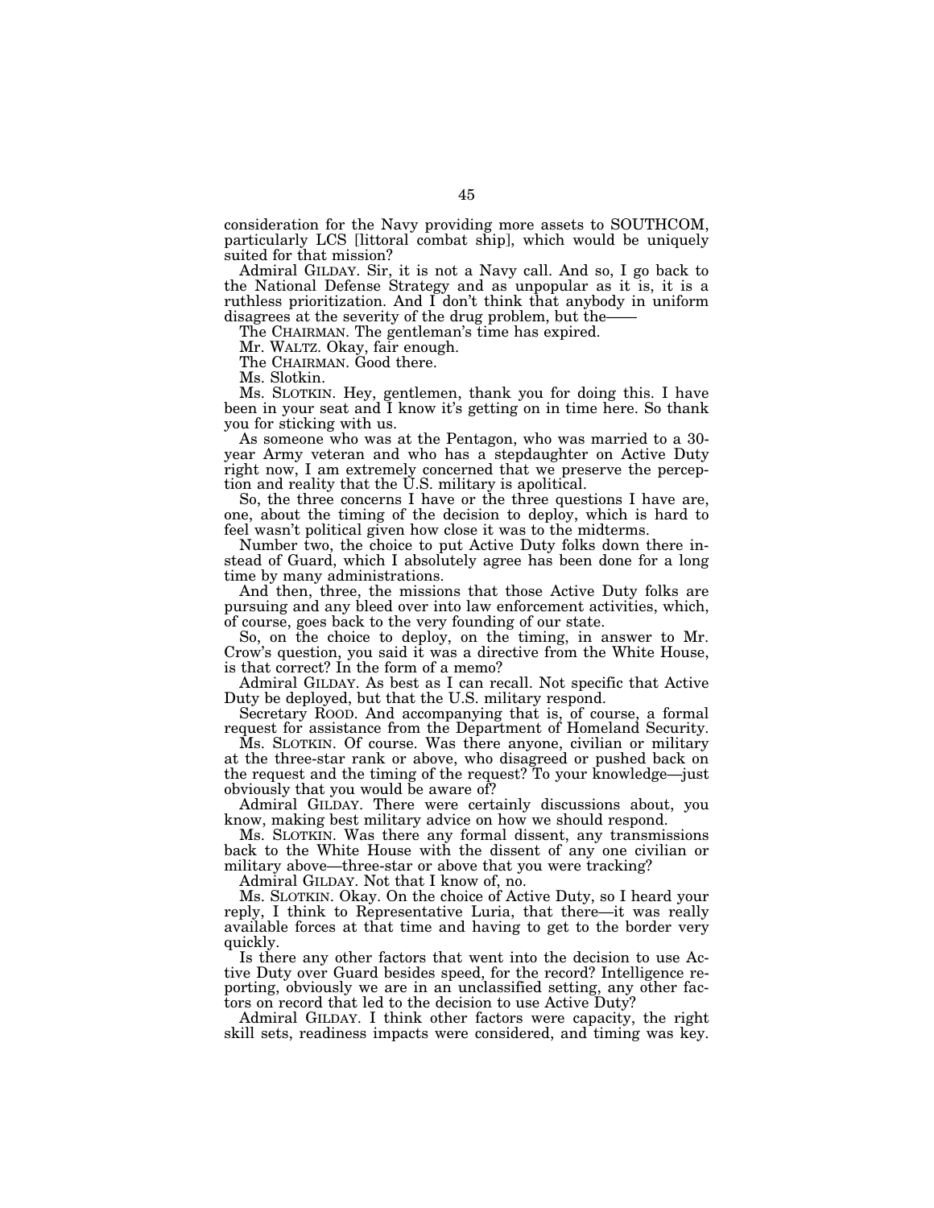consideration for the Navy providing more assets to SOUTHCOM, particularly LCS [littoral combat ship], which would be uniquely suited for that mission?

Admiral GILDAY. Sir, it is not a Navy call. And so, I go back to the National Defense Strategy and as unpopular as it is, it is a ruthless prioritization. And I don't think that anybody in uniform disagrees at the severity of the drug problem, but the——

The CHAIRMAN. The gentleman's time has expired.

Mr. WALTZ. Okay, fair enough.

The CHAIRMAN. Good there.

Ms. Slotkin.

Ms. SLOTKIN. Hey, gentlemen, thank you for doing this. I have been in your seat and I know it's getting on in time here. So thank you for sticking with us.

As someone who was at the Pentagon, who was married to a 30-year Army veteran and who has a stepdaughter on Active Duty right now, I am extremely concerned that we preserve the perception and reality that the U.S. military is apolitical.

So, the three concerns I have or the three questions I have are, one, about the timing of the decision to deploy, which is hard to feel wasn't political given how close it was to the midterms.

Number two, the choice to put Active Duty folks down there instead of Guard, which I absolutely agree has been done for a long time by many administrations.

And then, three, the missions that those Active Duty folks are pursuing and any bleed over into law enforcement activities, which, of course, goes back to the very founding of our state.

So, on the choice to deploy, on the timing, in answer to Mr. Crow's question, you said it was a directive from the White House, is that correct? In the form of a memo?

Admiral GILDAY. As best as I can recall. Not specific that Active Duty be deployed, but that the U.S. military respond.

Secretary ROOD. And accompanying that is, of course, a formal request for assistance from the Department of Homeland Security.

Ms. SLOTKIN. Of course. Was there anyone, civilian or military at the three-star rank or above, who disagreed or pushed back on the request and the timing of the request? To your knowledge—just obviously that you would be aware of?

Admiral GILDAY. There were certainly discussions about, you know, making best military advice on how we should respond.

Ms. SLOTKIN. Was there any formal dissent, any transmissions back to the White House with the dissent of any one civilian or military above—three-star or above that you were tracking?

Admiral GILDAY. Not that I know of, no.

Ms. SLOTKIN. Okay. On the choice of Active Duty, so I heard your reply, I think to Representative Luria, that there—it was really available forces at that time and having to get to the border very quickly.

Is there any other factors that went into the decision to use Active Duty over Guard besides speed, for the record? Intelligence reporting, obviously we are in an unclassified setting, any other factors on record that led to the decision to use Active Duty?

Admiral GILDAY. I think other factors were capacity, the right skill sets, readiness impacts were considered, and timing was key.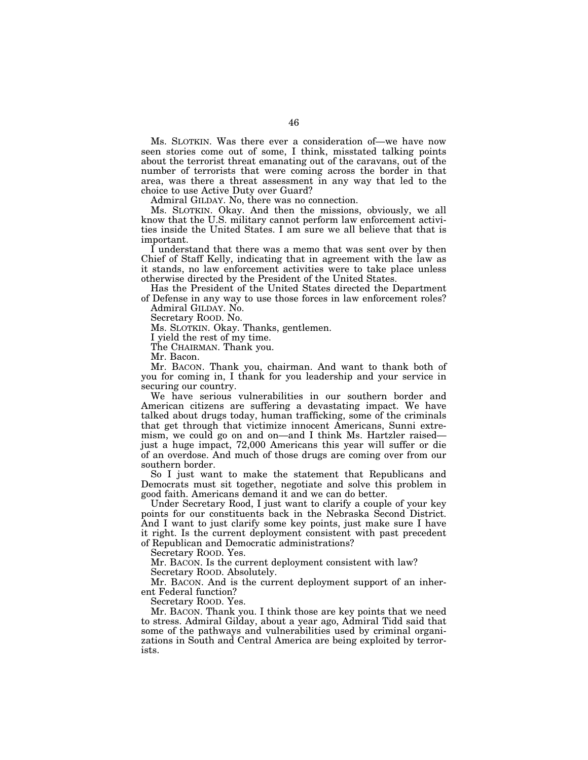Ms. SLOTKIN. Was there ever a consideration of—we have now seen stories come out of some, I think, misstated talking points about the terrorist threat emanating out of the caravans, out of the number of terrorists that were coming across the border in that area, was there a threat assessment in any way that led to the choice to use Active Duty over Guard?

Admiral GILDAY. No, there was no connection.

Ms. SLOTKIN. Okay. And then the missions, obviously, we all know that the U.S. military cannot perform law enforcement activities inside the United States. I am sure we all believe that that is important.

I understand that there was a memo that was sent over by then Chief of Staff Kelly, indicating that in agreement with the law as it stands, no law enforcement activities were to take place unless otherwise directed by the President of the United States.

Has the President of the United States directed the Department of Defense in any way to use those forces in law enforcement roles?

Admiral GILDAY. No.

Secretary ROOD. No.

Ms. SLOTKIN. Okay. Thanks, gentlemen.

I yield the rest of my time.

The CHAIRMAN. Thank you.

Mr. Bacon.

Mr. BACON. Thank you, chairman. And want to thank both of you for coming in, I thank for you leadership and your service in securing our country.

We have serious vulnerabilities in our southern border and American citizens are suffering a devastating impact. We have talked about drugs today, human trafficking, some of the criminals that get through that victimize innocent Americans, Sunni extremism, we could go on and on—and I think Ms. Hartzler raised—just a huge impact, 72,000 Americans this year will suffer or die of an overdose. And much of those drugs are coming over from our southern border.

So I just want to make the statement that Republicans and Democrats must sit together, negotiate and solve this problem in good faith. Americans demand it and we can do better.

Under Secretary Rood, I just want to clarify a couple of your key points for our constituents back in the Nebraska Second District. And I want to just clarify some key points, just make sure I have it right. Is the current deployment consistent with past precedent of Republican and Democratic administrations?

Secretary ROOD. Yes.

Mr. BACON. Is the current deployment consistent with law?

Secretary ROOD. Absolutely.

Mr. BACON. And is the current deployment support of an inherent Federal function?

Secretary ROOD. Yes.

Mr. BACON. Thank you. I think those are key points that we need to stress. Admiral Gilday, about a year ago, Admiral Tidd said that some of the pathways and vulnerabilities used by criminal organizations in South and Central America are being exploited by terrorists.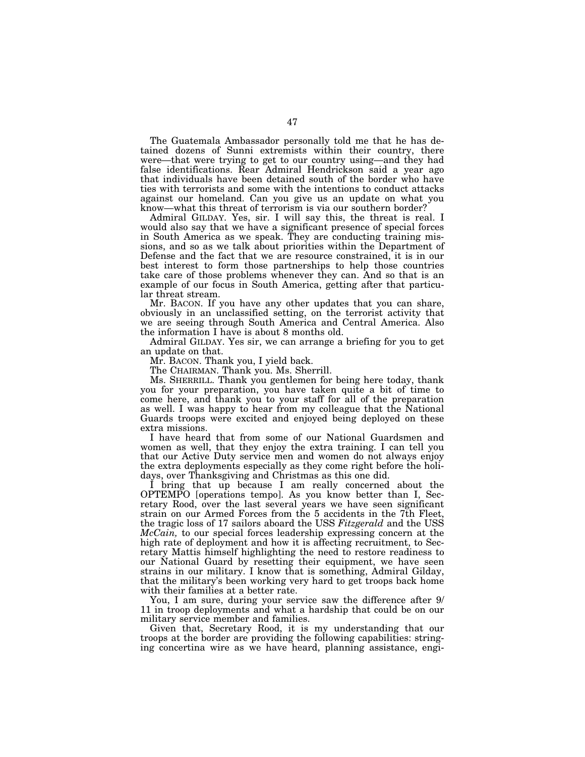The Guatemala Ambassador personally told me that he has detained dozens of Sunni extremists within their country, there were—that were trying to get to our country using—and they had false identifications. Rear Admiral Hendrickson said a year ago that individuals have been detained south of the border who have ties with terrorists and some with the intentions to conduct attacks against our homeland. Can you give us an update on what you know—what this threat of terrorism is via our southern border?

Admiral GILDAY. Yes, sir. I will say this, the threat is real. I would also say that we have a significant presence of special forces in South America as we speak. They are conducting training missions, and so as we talk about priorities within the Department of Defense and the fact that we are resource constrained, it is in our best interest to form those partnerships to help those countries take care of those problems whenever they can. And so that is an example of our focus in South America, getting after that particular threat stream.

Mr. BACON. If you have any other updates that you can share, obviously in an unclassified setting, on the terrorist activity that we are seeing through South America and Central America. Also the information I have is about 8 months old.

Admiral GILDAY. Yes sir, we can arrange a briefing for you to get an update on that.

Mr. BACON. Thank you, I yield back.

The CHAIRMAN. Thank you. Ms. Sherrill.

Ms. SHERRILL. Thank you gentlemen for being here today, thank you for your preparation, you have taken quite a bit of time to come here, and thank you to your staff for all of the preparation as well. I was happy to hear from my colleague that the National Guards troops were excited and enjoyed being deployed on these extra missions.

I have heard that from some of our National Guardsmen and women as well, that they enjoy the extra training. I can tell you that our Active Duty service men and women do not always enjoy the extra deployments especially as they come right before the holidays, over Thanksgiving and Christmas as this one did.

I bring that up because I am really concerned about the OPTEMPO [operations tempo]. As you know better than I, Secretary Rood, over the last several years we have seen significant strain on our Armed Forces from the 5 accidents in the 7th Fleet, the tragic loss of 17 sailors aboard the USS *Fitzgerald* and the USS *McCain,* to our special forces leadership expressing concern at the high rate of deployment and how it is affecting recruitment, to Secretary Mattis himself highlighting the need to restore readiness to our National Guard by resetting their equipment, we have seen strains in our military. I know that is something, Admiral Gilday, that the military's been working very hard to get troops back home with their families at a better rate.

You, I am sure, during your service saw the difference after 9/11 in troop deployments and what a hardship that could be on our military service member and families.

Given that, Secretary Rood, it is my understanding that our troops at the border are providing the following capabilities: stringing concertina wire as we have heard, planning assistance, engi-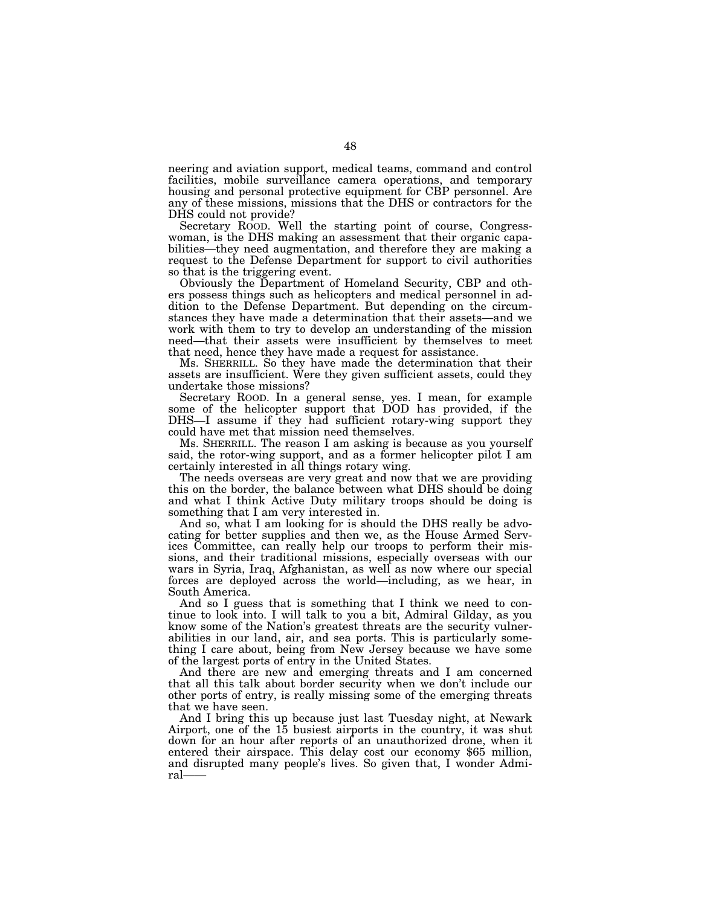neering and aviation support, medical teams, command and control facilities, mobile surveillance camera operations, and temporary housing and personal protective equipment for CBP personnel. Are any of these missions, missions that the DHS or contractors for the DHS could not provide?

Secretary ROOD. Well the starting point of course, Congresswoman, is the DHS making an assessment that their organic capabilities—they need augmentation, and therefore they are making a request to the Defense Department for support to civil authorities so that is the triggering event.

Obviously the Department of Homeland Security, CBP and others possess things such as helicopters and medical personnel in addition to the Defense Department. But depending on the circumstances they have made a determination that their assets—and we work with them to try to develop an understanding of the mission need—that their assets were insufficient by themselves to meet that need, hence they have made a request for assistance.

Ms. SHERRILL. So they have made the determination that their assets are insufficient. Were they given sufficient assets, could they undertake those missions?

Secretary ROOD. In a general sense, yes. I mean, for example some of the helicopter support that DOD has provided, if the DHS—I assume if they had sufficient rotary-wing support they could have met that mission need themselves.

Ms. SHERRILL. The reason I am asking is because as you yourself said, the rotor-wing support, and as a former helicopter pilot I am certainly interested in all things rotary wing.

The needs overseas are very great and now that we are providing this on the border, the balance between what DHS should be doing and what I think Active Duty military troops should be doing is something that I am very interested in.

And so, what I am looking for is should the DHS really be advocating for better supplies and then we, as the House Armed Services Committee, can really help our troops to perform their missions, and their traditional missions, especially overseas with our wars in Syria, Iraq, Afghanistan, as well as now where our special forces are deployed across the world—including, as we hear, in South America.

And so I guess that is something that I think we need to continue to look into. I will talk to you a bit, Admiral Gilday, as you know some of the Nation's greatest threats are the security vulnerabilities in our land, air, and sea ports. This is particularly something I care about, being from New Jersey because we have some of the largest ports of entry in the United States.

And there are new and emerging threats and I am concerned that all this talk about border security when we don't include our other ports of entry, is really missing some of the emerging threats that we have seen.

And I bring this up because just last Tuesday night, at Newark Airport, one of the 15 busiest airports in the country, it was shut down for an hour after reports of an unauthorized drone, when it entered their airspace. This delay cost our economy $65 million, and disrupted many people's lives. So given that, I wonder Admiral——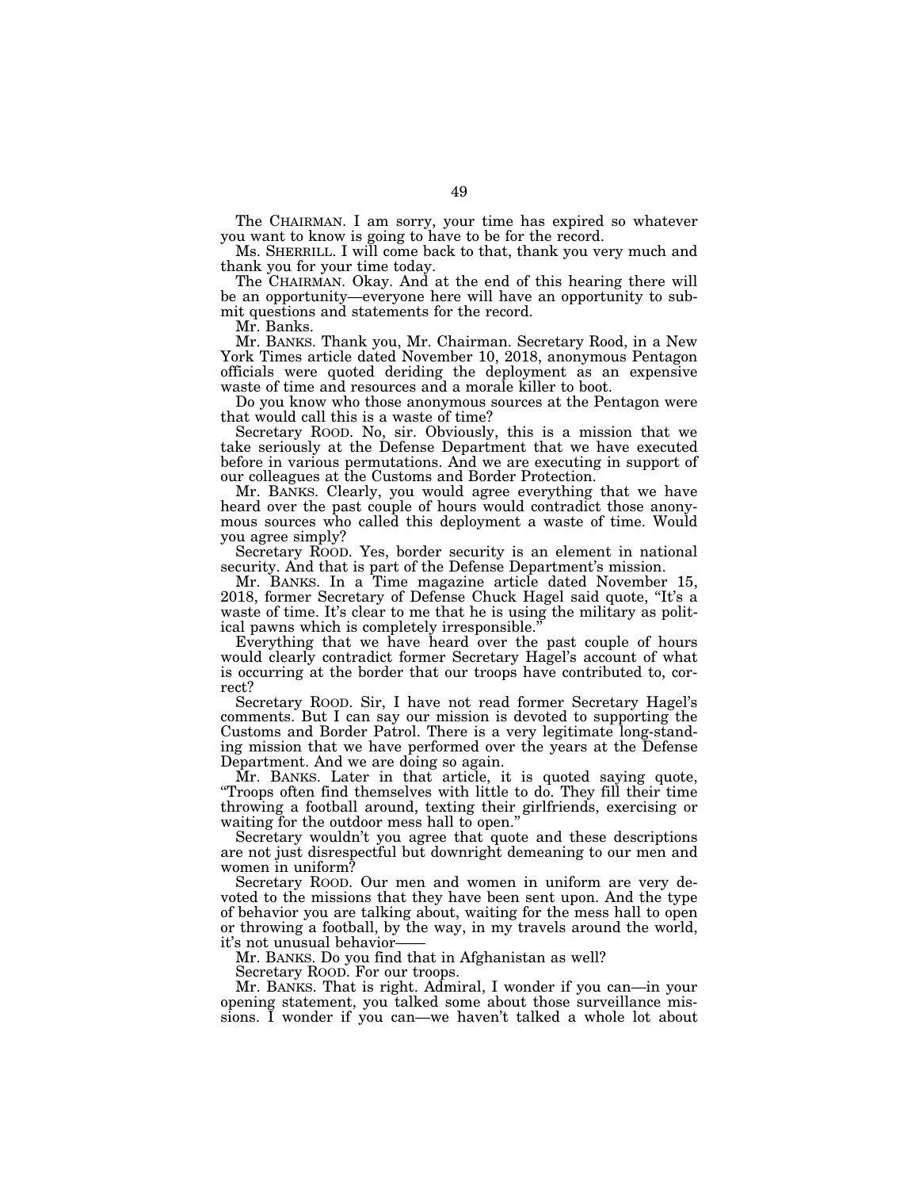The CHAIRMAN. I am sorry, your time has expired so whatever you want to know is going to have to be for the record.

Ms. SHERRILL. I will come back to that, thank you very much and thank you for your time today.

The CHAIRMAN. Okay. And at the end of this hearing there will be an opportunity—everyone here will have an opportunity to submit questions and statements for the record.

Mr. Banks.

Mr. BANKS. Thank you, Mr. Chairman. Secretary Rood, in a New York Times article dated November 10, 2018, anonymous Pentagon officials were quoted deriding the deployment as an expensive waste of time and resources and a morale killer to boot.

Do you know who those anonymous sources at the Pentagon were that would call this is a waste of time?

Secretary ROOD. No, sir. Obviously, this is a mission that we take seriously at the Defense Department that we have executed before in various permutations. And we are executing in support of our colleagues at the Customs and Border Protection.

Mr. BANKS. Clearly, you would agree everything that we have heard over the past couple of hours would contradict those anonymous sources who called this deployment a waste of time. Would you agree simply?

Secretary ROOD. Yes, border security is an element in national security. And that is part of the Defense Department's mission.

Mr. BANKS. In a Time magazine article dated November 15, 2018, former Secretary of Defense Chuck Hagel said quote, "It's a waste of time. It's clear to me that he is using the military as political pawns which is completely irresponsible."

Everything that we have heard over the past couple of hours would clearly contradict former Secretary Hagel's account of what is occurring at the border that our troops have contributed to, correct?

Secretary ROOD. Sir, I have not read former Secretary Hagel's comments. But I can say our mission is devoted to supporting the Customs and Border Patrol. There is a very legitimate long-standing mission that we have performed over the years at the Defense Department. And we are doing so again.

Mr. BANKS. Later in that article, it is quoted saying quote, "Troops often find themselves with little to do. They fill their time throwing a football around, texting their girlfriends, exercising or waiting for the outdoor mess hall to open."

Secretary wouldn't you agree that quote and these descriptions are not just disrespectful but downright demeaning to our men and women in uniform?

Secretary ROOD. Our men and women in uniform are very devoted to the missions that they have been sent upon. And the type of behavior you are talking about, waiting for the mess hall to open or throwing a football, by the way, in my travels around the world, it's not unusual behavior——

Mr. BANKS. Do you find that in Afghanistan as well?

Secretary ROOD. For our troops.

Mr. BANKS. That is right. Admiral, I wonder if you can—in your opening statement, you talked some about those surveillance missions. I wonder if you can—we haven't talked a whole lot about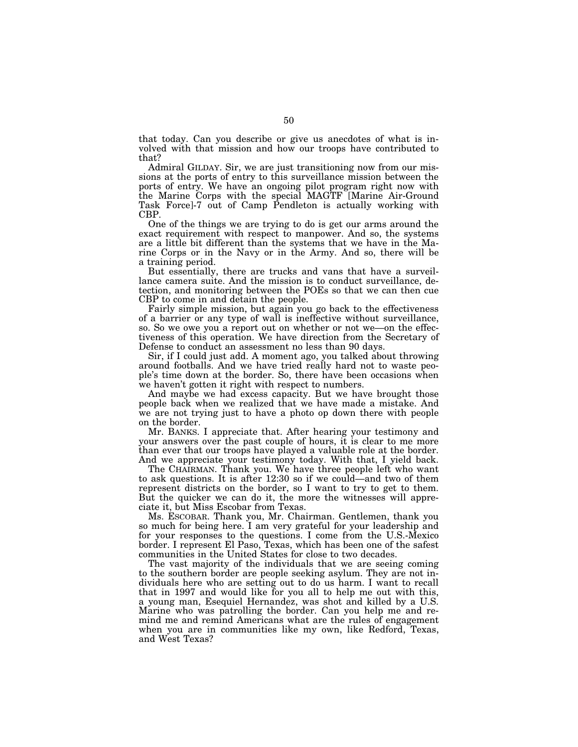that today. Can you describe or give us anecdotes of what is involved with that mission and how our troops have contributed to that?

Admiral GILDAY. Sir, we are just transitioning now from our missions at the ports of entry to this surveillance mission between the ports of entry. We have an ongoing pilot program right now with the Marine Corps with the special MAGTF [Marine Air-Ground Task Force]-7 out of Camp Pendleton is actually working with CBP.

One of the things we are trying to do is get our arms around the exact requirement with respect to manpower. And so, the systems are a little bit different than the systems that we have in the Marine Corps or in the Navy or in the Army. And so, there will be a training period.

But essentially, there are trucks and vans that have a surveillance camera suite. And the mission is to conduct surveillance, detection, and monitoring between the POEs so that we can then cue CBP to come in and detain the people.

Fairly simple mission, but again you go back to the effectiveness of a barrier or any type of wall is ineffective without surveillance, so. So we owe you a report out on whether or not we—on the effectiveness of this operation. We have direction from the Secretary of Defense to conduct an assessment no less than 90 days.

Sir, if I could just add. A moment ago, you talked about throwing around footballs. And we have tried really hard not to waste people's time down at the border. So, there have been occasions when we haven't gotten it right with respect to numbers.

And maybe we had excess capacity. But we have brought those people back when we realized that we have made a mistake. And we are not trying just to have a photo op down there with people on the border.

Mr. BANKS. I appreciate that. After hearing your testimony and your answers over the past couple of hours, it is clear to me more than ever that our troops have played a valuable role at the border. And we appreciate your testimony today. With that, I yield back.

The CHAIRMAN. Thank you. We have three people left who want to ask questions. It is after 12:30 so if we could—and two of them represent districts on the border, so I want to try to get to them. But the quicker we can do it, the more the witnesses will appreciate it, but Miss Escobar from Texas.

Ms. ESCOBAR. Thank you, Mr. Chairman. Gentlemen, thank you so much for being here. I am very grateful for your leadership and for your responses to the questions. I come from the U.S.-Mexico border. I represent El Paso, Texas, which has been one of the safest communities in the United States for close to two decades.

The vast majority of the individuals that we are seeing coming to the southern border are people seeking asylum. They are not individuals here who are setting out to do us harm. I want to recall that in 1997 and would like for you all to help me out with this, a young man, Esequiel Hernandez, was shot and killed by a U.S. Marine who was patrolling the border. Can you help me and remind me and remind Americans what are the rules of engagement when you are in communities like my own, like Redford, Texas, and West Texas?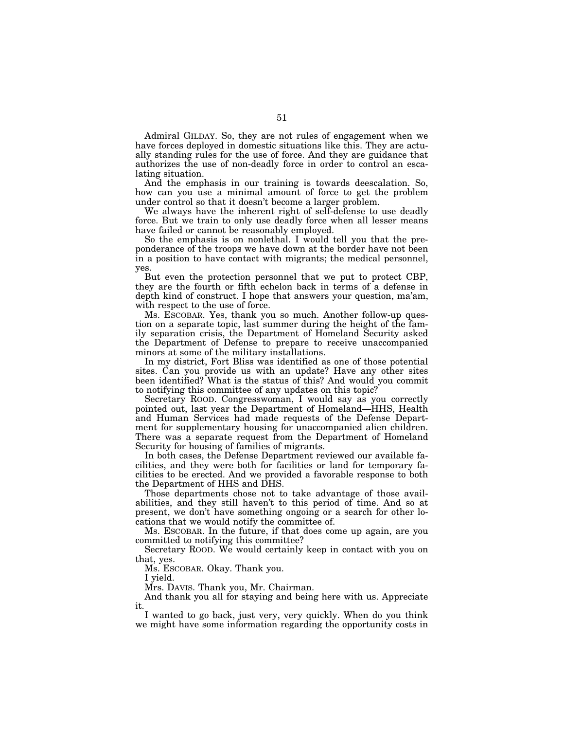Admiral GILDAY. So, they are not rules of engagement when we have forces deployed in domestic situations like this. They are actually standing rules for the use of force. And they are guidance that authorizes the use of non-deadly force in order to control an escalating situation.

And the emphasis in our training is towards deescalation. So, how can you use a minimal amount of force to get the problem under control so that it doesn't become a larger problem.

We always have the inherent right of self-defense to use deadly force. But we train to only use deadly force when all lesser means have failed or cannot be reasonably employed.

So the emphasis is on nonlethal. I would tell you that the preponderance of the troops we have down at the border have not been in a position to have contact with migrants; the medical personnel, yes.

But even the protection personnel that we put to protect CBP, they are the fourth or fifth echelon back in terms of a defense in depth kind of construct. I hope that answers your question, ma'am, with respect to the use of force.

Ms. ESCOBAR. Yes, thank you so much. Another follow-up question on a separate topic, last summer during the height of the family separation crisis, the Department of Homeland Security asked the Department of Defense to prepare to receive unaccompanied minors at some of the military installations.

In my district, Fort Bliss was identified as one of those potential sites. Can you provide us with an update? Have any other sites been identified? What is the status of this? And would you commit to notifying this committee of any updates on this topic?

Secretary ROOD. Congresswoman, I would say as you correctly pointed out, last year the Department of Homeland—HHS, Health and Human Services had made requests of the Defense Department for supplementary housing for unaccompanied alien children. There was a separate request from the Department of Homeland Security for housing of families of migrants.

In both cases, the Defense Department reviewed our available facilities, and they were both for facilities or land for temporary facilities to be erected. And we provided a favorable response to both the Department of HHS and DHS.

Those departments chose not to take advantage of those availabilities, and they still haven't to this period of time. And so at present, we don't have something ongoing or a search for other locations that we would notify the committee of.

Ms. ESCOBAR. In the future, if that does come up again, are you committed to notifying this committee?

Secretary ROOD. We would certainly keep in contact with you on that, yes.

Ms. ESCOBAR. Okay. Thank you.

I yield.

Mrs. DAVIS. Thank you, Mr. Chairman.

And thank you all for staying and being here with us. Appreciate it.

I wanted to go back, just very, very quickly. When do you think we might have some information regarding the opportunity costs in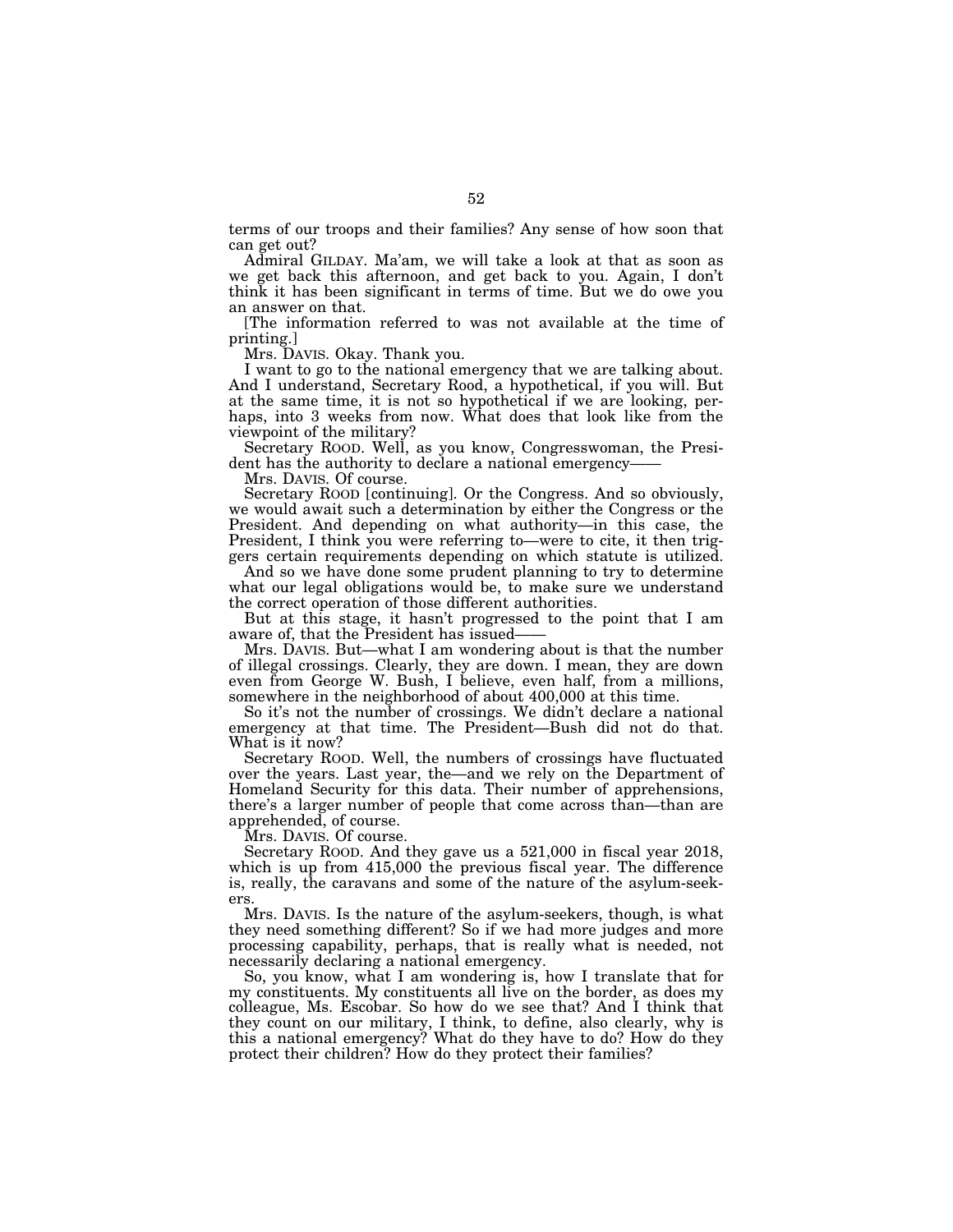terms of our troops and their families? Any sense of how soon that can get out?

Admiral GILDAY. Ma'am, we will take a look at that as soon as we get back this afternoon, and get back to you. Again, I don't think it has been significant in terms of time. But we do owe you an answer on that.

[The information referred to was not available at the time of printing.]

Mrs. DAVIS. Okay. Thank you.

I want to go to the national emergency that we are talking about. And I understand, Secretary Rood, a hypothetical, if you will. But at the same time, it is not so hypothetical if we are looking, perhaps, into 3 weeks from now. What does that look like from the viewpoint of the military?

Secretary ROOD. Well, as you know, Congresswoman, the President has the authority to declare a national emergency——

Mrs. DAVIS. Of course.

Secretary ROOD [continuing]. Or the Congress. And so obviously, we would await such a determination by either the Congress or the President. And depending on what authority—in this case, the President, I think you were referring to—were to cite, it then triggers certain requirements depending on which statute is utilized.

And so we have done some prudent planning to try to determine what our legal obligations would be, to make sure we understand the correct operation of those different authorities.

But at this stage, it hasn't progressed to the point that I am aware of, that the President has issued——

Mrs. DAVIS. But—what I am wondering about is that the number of illegal crossings. Clearly, they are down. I mean, they are down even from George W. Bush, I believe, even half, from a millions, somewhere in the neighborhood of about 400,000 at this time.

So it's not the number of crossings. We didn't declare a national emergency at that time. The President—Bush did not do that. What is it now?

Secretary ROOD. Well, the numbers of crossings have fluctuated over the years. Last year, the—and we rely on the Department of Homeland Security for this data. Their number of apprehensions, there's a larger number of people that come across than—than are apprehended, of course.

Mrs. DAVIS. Of course.

Secretary ROOD. And they gave us a 521,000 in fiscal year 2018, which is up from 415,000 the previous fiscal year. The difference is, really, the caravans and some of the nature of the asylum-seekers.

Mrs. DAVIS. Is the nature of the asylum-seekers, though, is what they need something different? So if we had more judges and more processing capability, perhaps, that is really what is needed, not necessarily declaring a national emergency.

So, you know, what I am wondering is, how I translate that for my constituents. My constituents all live on the border, as does my colleague, Ms. Escobar. So how do we see that? And I think that they count on our military, I think, to define, also clearly, why is this a national emergency? What do they have to do? How do they protect their children? How do they protect their families?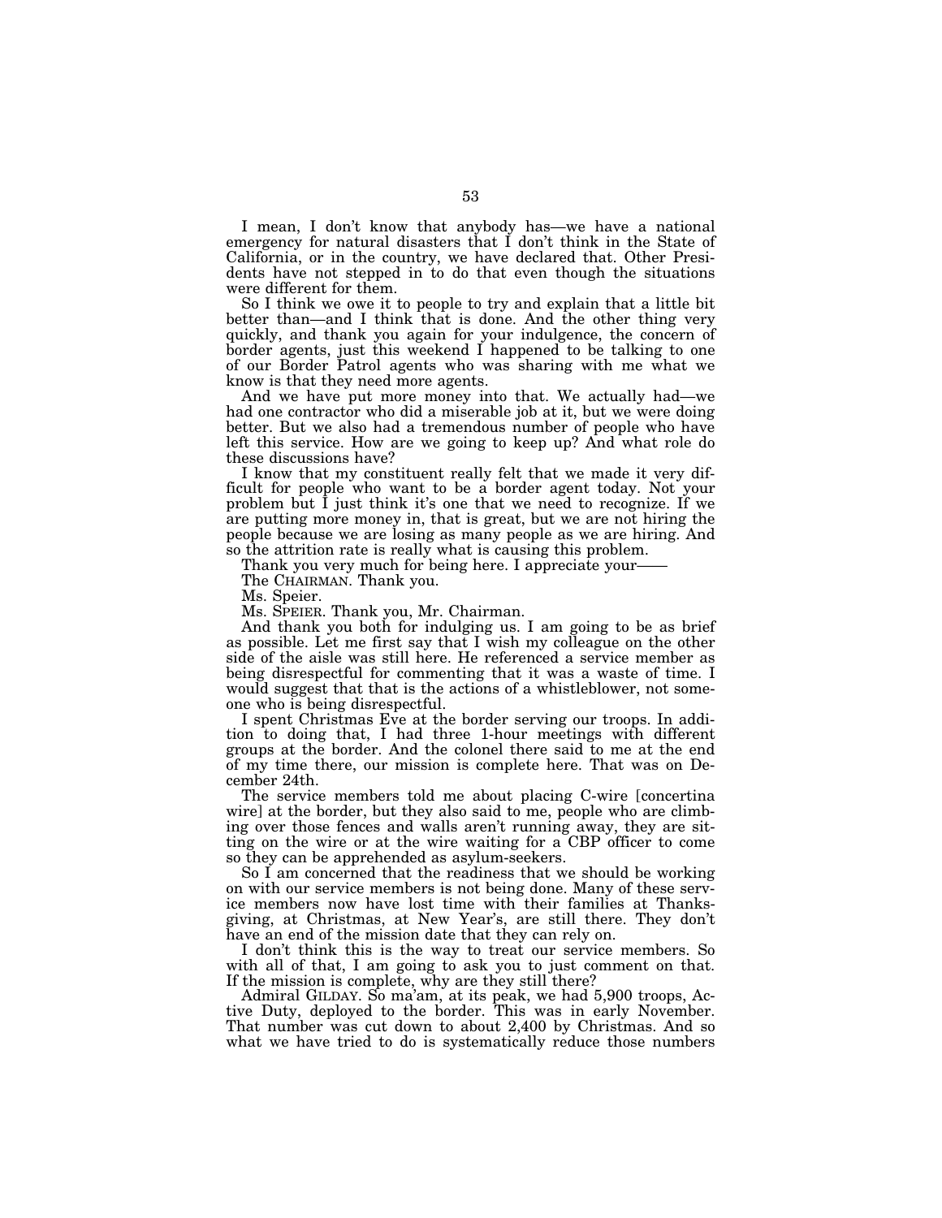I mean, I don't know that anybody has—we have a national emergency for natural disasters that I don't think in the State of California, or in the country, we have declared that. Other Presidents have not stepped in to do that even though the situations were different for them.

So I think we owe it to people to try and explain that a little bit better than—and I think that is done. And the other thing very quickly, and thank you again for your indulgence, the concern of border agents, just this weekend I happened to be talking to one of our Border Patrol agents who was sharing with me what we know is that they need more agents.

And we have put more money into that. We actually had—we had one contractor who did a miserable job at it, but we were doing better. But we also had a tremendous number of people who have left this service. How are we going to keep up? And what role do these discussions have?

I know that my constituent really felt that we made it very difficult for people who want to be a border agent today. Not your problem but I just think it's one that we need to recognize. If we are putting more money in, that is great, but we are not hiring the people because we are losing as many people as we are hiring. And so the attrition rate is really what is causing this problem.

Thank you very much for being here. I appreciate your——

The CHAIRMAN. Thank you.

Ms. Speier.

Ms. SPEIER. Thank you, Mr. Chairman.

And thank you both for indulging us. I am going to be as brief as possible. Let me first say that I wish my colleague on the other side of the aisle was still here. He referenced a service member as being disrespectful for commenting that it was a waste of time. I would suggest that that is the actions of a whistleblower, not someone who is being disrespectful.

I spent Christmas Eve at the border serving our troops. In addition to doing that, I had three 1-hour meetings with different groups at the border. And the colonel there said to me at the end of my time there, our mission is complete here. That was on December 24th.

The service members told me about placing C-wire [concertina wire] at the border, but they also said to me, people who are climbing over those fences and walls aren't running away, they are sitting on the wire or at the wire waiting for a CBP officer to come so they can be apprehended as asylum-seekers.

So I am concerned that the readiness that we should be working on with our service members is not being done. Many of these service members now have lost time with their families at Thanksgiving, at Christmas, at New Year's, are still there. They don't have an end of the mission date that they can rely on.

I don't think this is the way to treat our service members. So with all of that, I am going to ask you to just comment on that. If the mission is complete, why are they still there?

Admiral GILDAY. So ma'am, at its peak, we had 5,900 troops, Active Duty, deployed to the border. This was in early November. That number was cut down to about 2,400 by Christmas. And so what we have tried to do is systematically reduce those numbers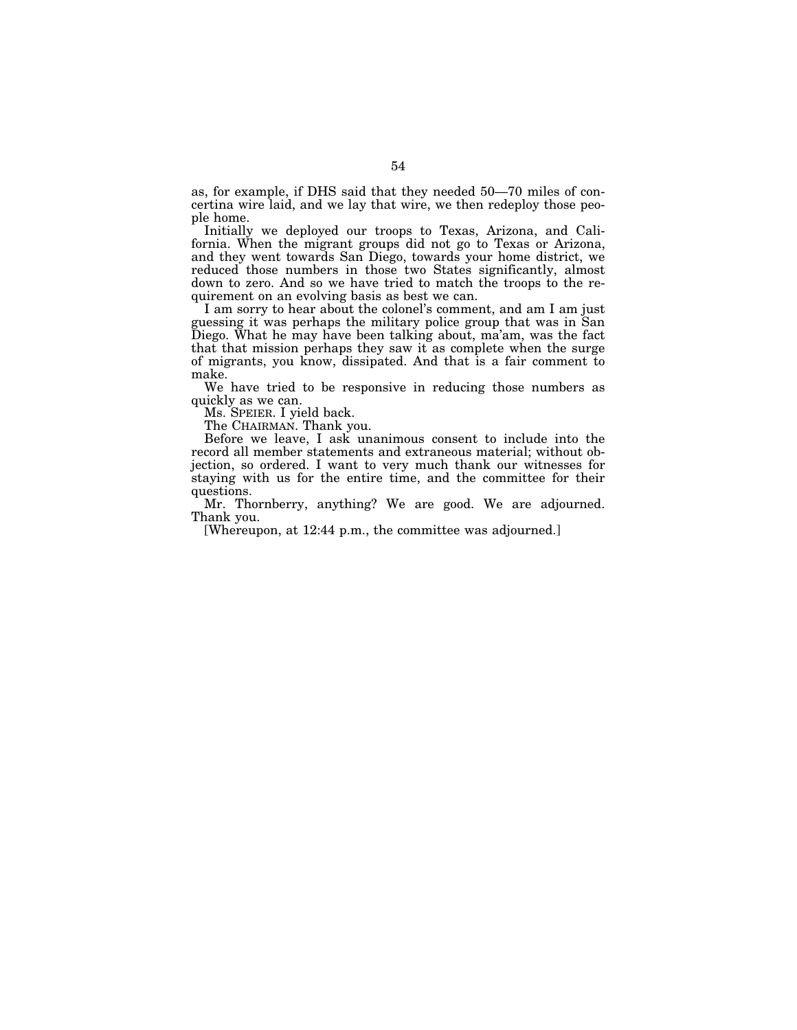as, for example, if DHS said that they needed 50—70 miles of concertina wire laid, and we lay that wire, we then redeploy those people home.

Initially we deployed our troops to Texas, Arizona, and California. When the migrant groups did not go to Texas or Arizona, and they went towards San Diego, towards your home district, we reduced those numbers in those two States significantly, almost down to zero. And so we have tried to match the troops to the requirement on an evolving basis as best we can.

I am sorry to hear about the colonel's comment, and am I am just guessing it was perhaps the military police group that was in San Diego. What he may have been talking about, ma'am, was the fact that that mission perhaps they saw it as complete when the surge of migrants, you know, dissipated. And that is a fair comment to make.

We have tried to be responsive in reducing those numbers as quickly as we can.

Ms. SPEIER. I yield back.

The CHAIRMAN. Thank you.

Before we leave, I ask unanimous consent to include into the record all member statements and extraneous material; without objection, so ordered. I want to very much thank our witnesses for staying with us for the entire time, and the committee for their questions.

Mr. Thornberry, anything? We are good. We are adjourned. Thank you.

[Whereupon, at 12:44 p.m., the committee was adjourned.]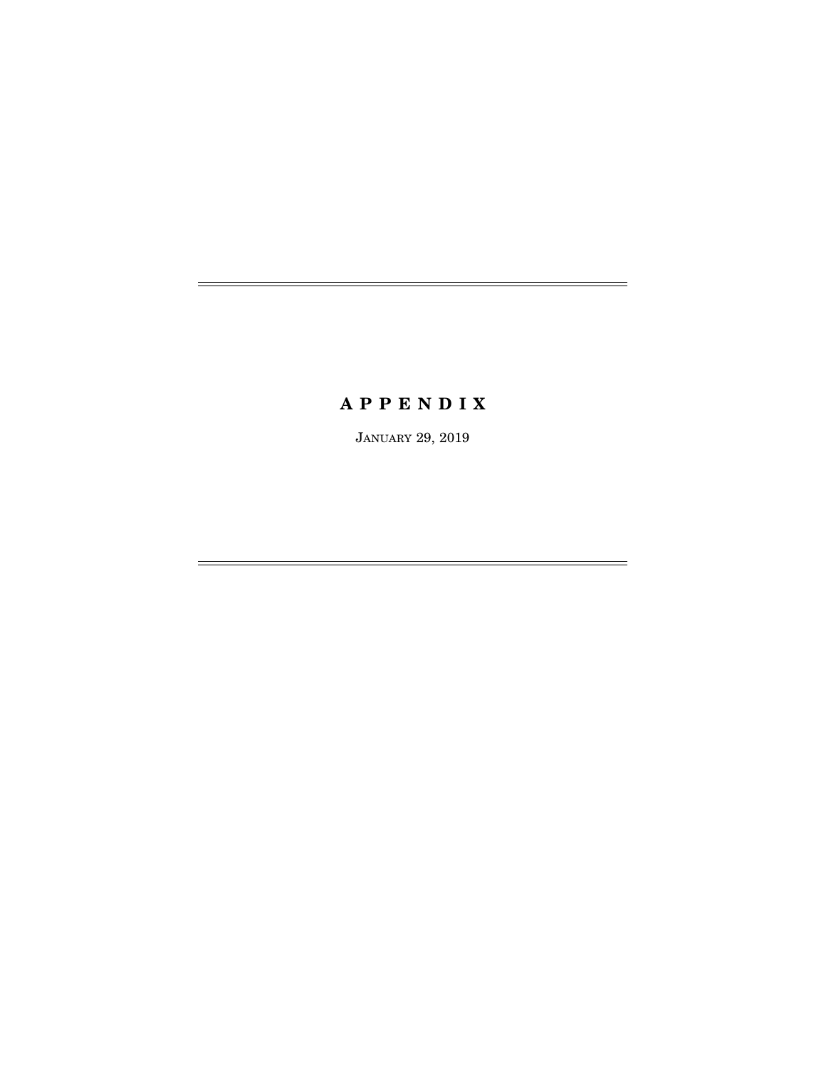# APPENDIX

January 29, 2019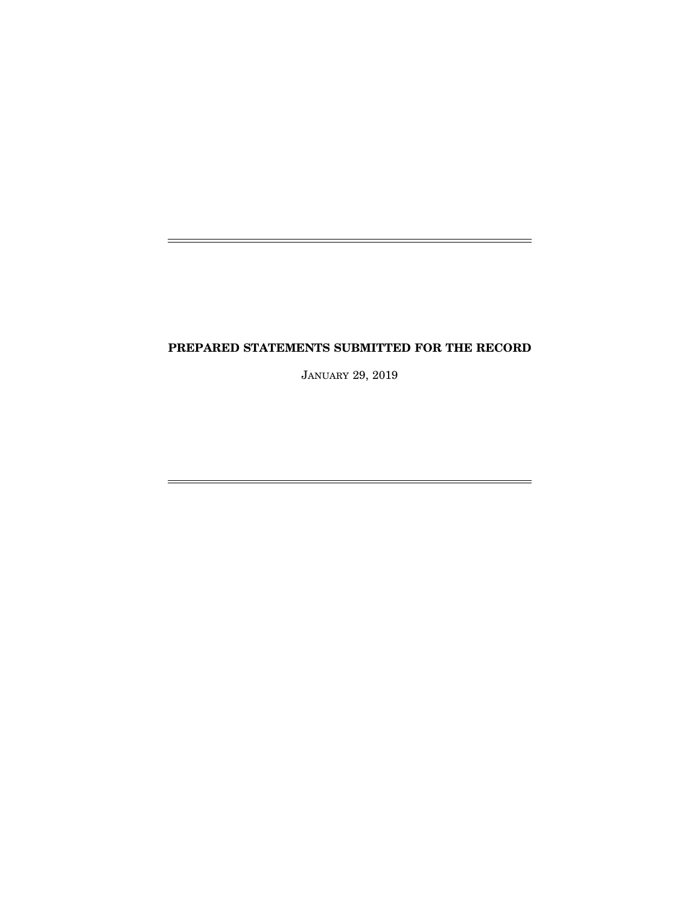# PREPARED STATEMENTS SUBMITTED FOR THE RECORD

JANUARY 29, 2019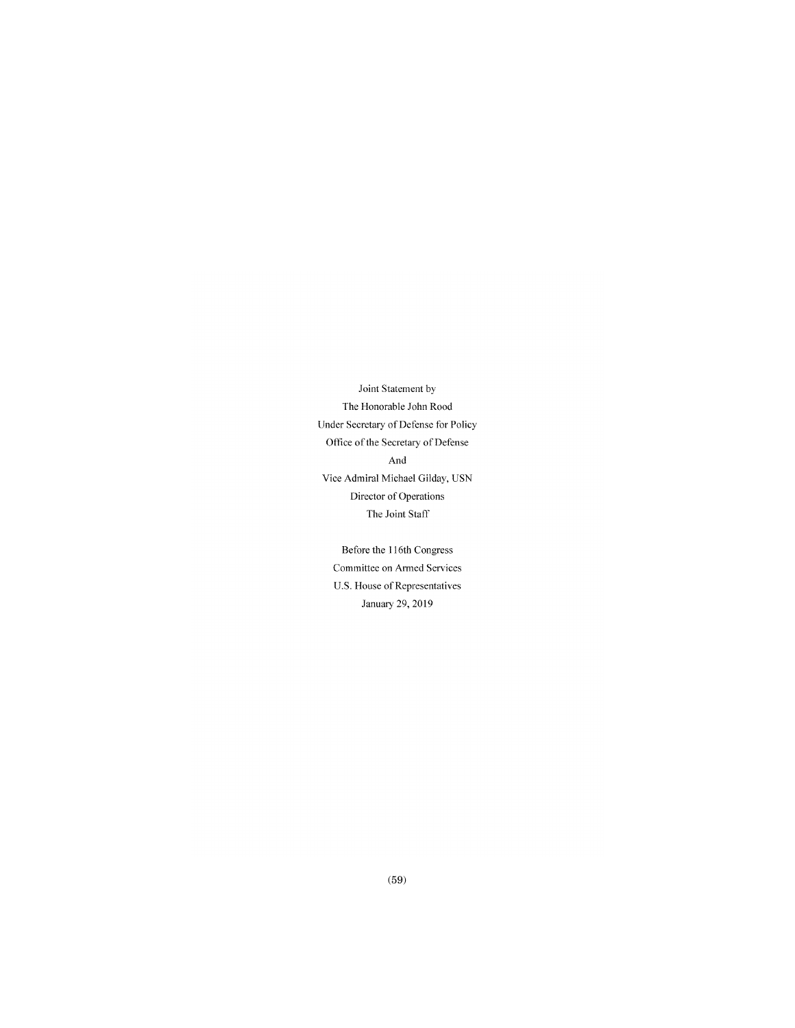Joint Statement by

The Honorable John Rood

Under Secretary of Defense for Policy

Office of the Secretary of Defense

And

Vice Admiral Michael Gilday, USN

Director of Operations

The Joint Staff

Before the 116th Congress

Committee on Armed Services

U.S. House of Representatives

January 29, 2019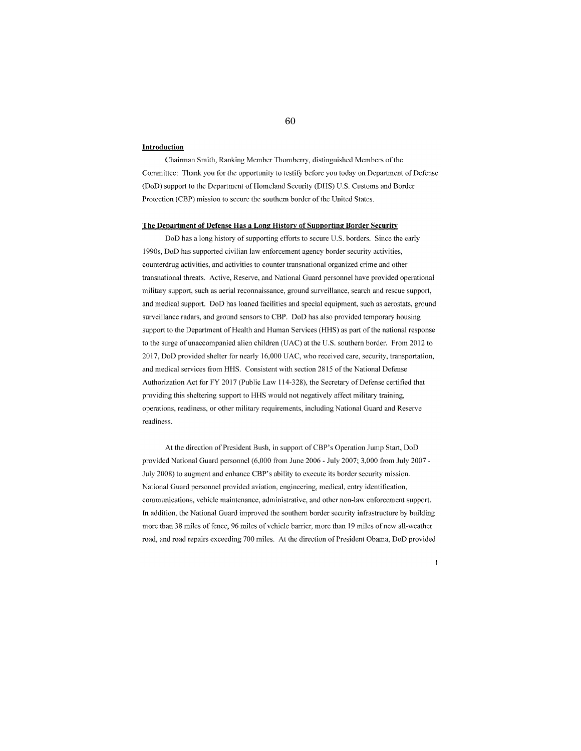**Introduction**

Chairman Smith, Ranking Member Thornberry, distinguished Members of the Committee: Thank you for the opportunity to testify before you today on Department of Defense (DoD) support to the Department of Homeland Security (DHS) U.S. Customs and Border Protection (CBP) mission to secure the southern border of the United States.

**The Department of Defense Has a Long History of Supporting Border Security**

DoD has a long history of supporting efforts to secure U.S. borders. Since the early 1990s, DoD has supported civilian law enforcement agency border security activities, counterdrug activities, and activities to counter transnational organized crime and other transnational threats. Active, Reserve, and National Guard personnel have provided operational military support, such as aerial reconnaissance, ground surveillance, search and rescue support, and medical support. DoD has loaned facilities and special equipment, such as aerostats, ground surveillance radars, and ground sensors to CBP. DoD has also provided temporary housing support to the Department of Health and Human Services (HHS) as part of the national response to the surge of unaccompanied alien children (UAC) at the U.S. southern border. From 2012 to 2017, DoD provided shelter for nearly 16,000 UAC, who received care, security, transportation, and medical services from HHS. Consistent with section 2815 of the National Defense Authorization Act for FY 2017 (Public Law 114-328), the Secretary of Defense certified that providing this sheltering support to HHS would not negatively affect military training, operations, readiness, or other military requirements, including National Guard and Reserve readiness.

At the direction of President Bush, in support of CBP's Operation Jump Start, DoD provided National Guard personnel (6,000 from June 2006 - July 2007; 3,000 from July 2007 - July 2008) to augment and enhance CBP's ability to execute its border security mission. National Guard personnel provided aviation, engineering, medical, entry identification, communications, vehicle maintenance, administrative, and other non-law enforcement support. In addition, the National Guard improved the southern border security infrastructure by building more than 38 miles of fence, 96 miles of vehicle barrier, more than 19 miles of new all-weather road, and road repairs exceeding 700 miles. At the direction of President Obama, DoD provided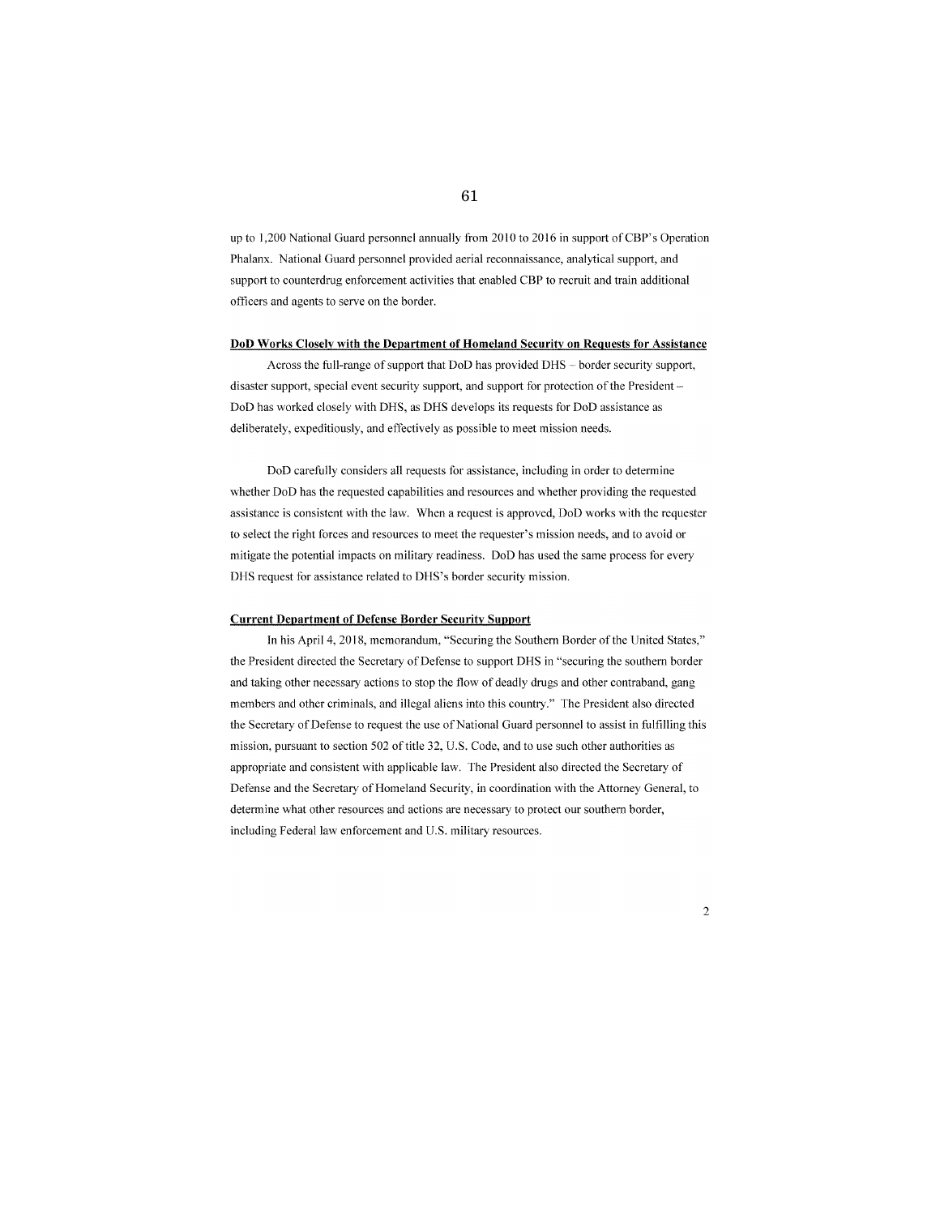up to 1,200 National Guard personnel annually from 2010 to 2016 in support of CBP's Operation Phalanx. National Guard personnel provided aerial reconnaissance, analytical support, and support to counterdrug enforcement activities that enabled CBP to recruit and train additional officers and agents to serve on the border.

**DoD Works Closely with the Department of Homeland Security on Requests for Assistance**

Across the full-range of support that DoD has provided DHS – border security support, disaster support, special event security support, and support for protection of the President – DoD has worked closely with DHS, as DHS develops its requests for DoD assistance as deliberately, expeditiously, and effectively as possible to meet mission needs.

DoD carefully considers all requests for assistance, including in order to determine whether DoD has the requested capabilities and resources and whether providing the requested assistance is consistent with the law. When a request is approved, DoD works with the requester to select the right forces and resources to meet the requester's mission needs, and to avoid or mitigate the potential impacts on military readiness. DoD has used the same process for every DHS request for assistance related to DHS's border security mission.

**Current Department of Defense Border Security Support**

In his April 4, 2018, memorandum, "Securing the Southern Border of the United States," the President directed the Secretary of Defense to support DHS in "securing the southern border and taking other necessary actions to stop the flow of deadly drugs and other contraband, gang members and other criminals, and illegal aliens into this country." The President also directed the Secretary of Defense to request the use of National Guard personnel to assist in fulfilling this mission, pursuant to section 502 of title 32, U.S. Code, and to use such other authorities as appropriate and consistent with applicable law. The President also directed the Secretary of Defense and the Secretary of Homeland Security, in coordination with the Attorney General, to determine what other resources and actions are necessary to protect our southern border, including Federal law enforcement and U.S. military resources.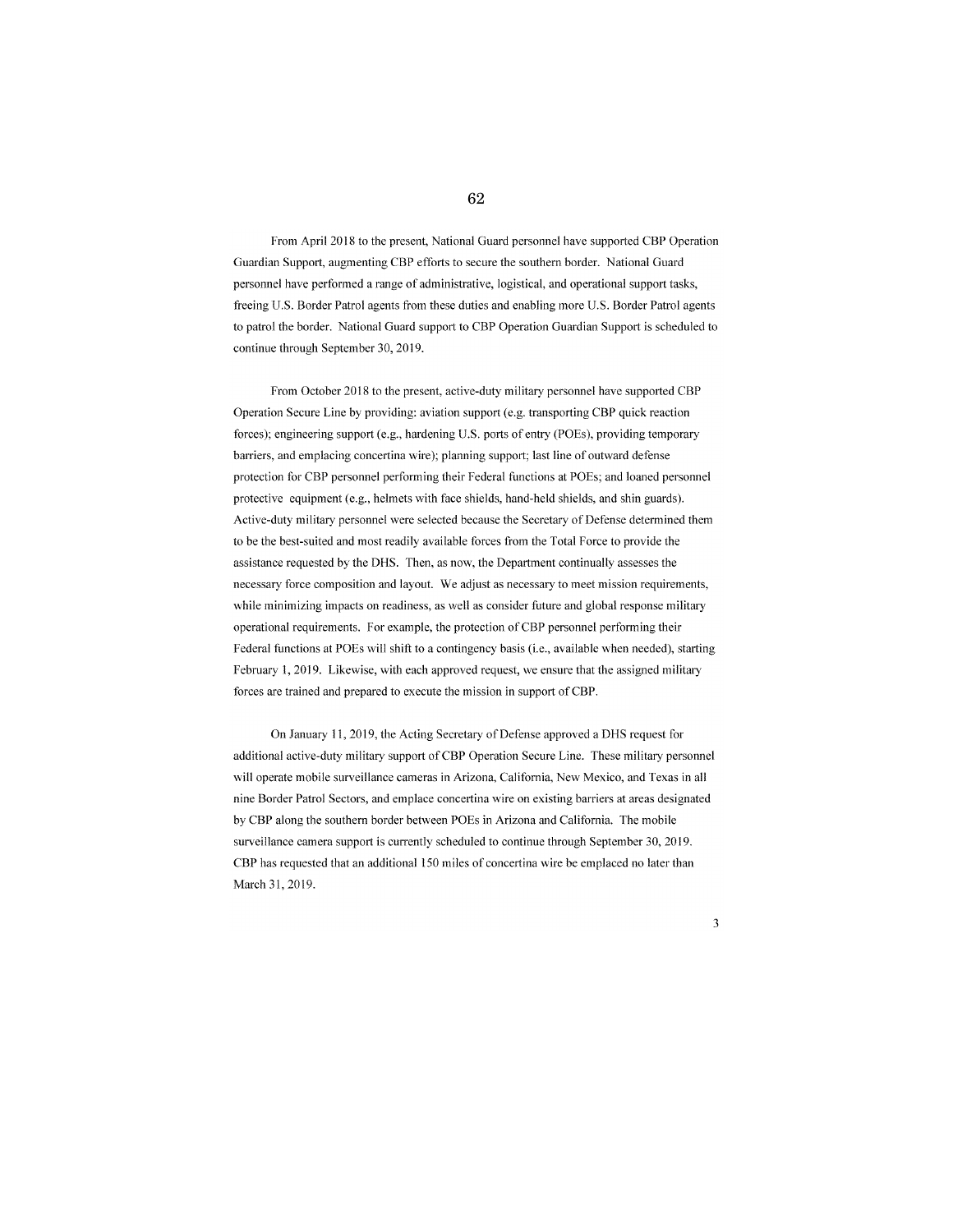From April 2018 to the present, National Guard personnel have supported CBP Operation Guardian Support, augmenting CBP efforts to secure the southern border. National Guard personnel have performed a range of administrative, logistical, and operational support tasks, freeing U.S. Border Patrol agents from these duties and enabling more U.S. Border Patrol agents to patrol the border. National Guard support to CBP Operation Guardian Support is scheduled to continue through September 30, 2019.

From October 2018 to the present, active-duty military personnel have supported CBP Operation Secure Line by providing: aviation support (e.g. transporting CBP quick reaction forces); engineering support (e.g., hardening U.S. ports of entry (POEs), providing temporary barriers, and emplacing concertina wire); planning support; last line of outward defense protection for CBP personnel performing their Federal functions at POEs; and loaned personnel protective equipment (e.g., helmets with face shields, hand-held shields, and shin guards). Active-duty military personnel were selected because the Secretary of Defense determined them to be the best-suited and most readily available forces from the Total Force to provide the assistance requested by the DHS. Then, as now, the Department continually assesses the necessary force composition and layout. We adjust as necessary to meet mission requirements, while minimizing impacts on readiness, as well as consider future and global response military operational requirements. For example, the protection of CBP personnel performing their Federal functions at POEs will shift to a contingency basis (i.e., available when needed), starting February 1, 2019. Likewise, with each approved request, we ensure that the assigned military forces are trained and prepared to execute the mission in support of CBP.

On January 11, 2019, the Acting Secretary of Defense approved a DHS request for additional active-duty military support of CBP Operation Secure Line. These military personnel will operate mobile surveillance cameras in Arizona, California, New Mexico, and Texas in all nine Border Patrol Sectors, and emplace concertina wire on existing barriers at areas designated by CBP along the southern border between POEs in Arizona and California. The mobile surveillance camera support is currently scheduled to continue through September 30, 2019. CBP has requested that an additional 150 miles of concertina wire be emplaced no later than March 31, 2019.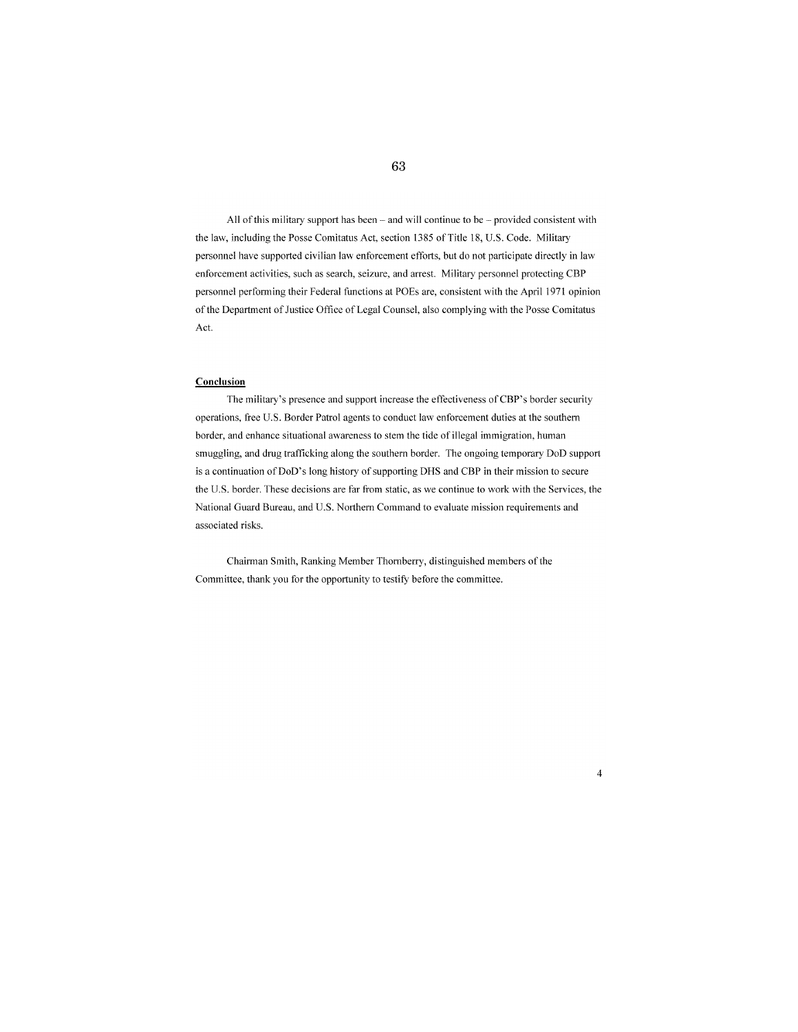All of this military support has been – and will continue to be – provided consistent with the law, including the Posse Comitatus Act, section 1385 of Title 18, U.S. Code. Military personnel have supported civilian law enforcement efforts, but do not participate directly in law enforcement activities, such as search, seizure, and arrest. Military personnel protecting CBP personnel performing their Federal functions at POEs are, consistent with the April 1971 opinion of the Department of Justice Office of Legal Counsel, also complying with the Posse Comitatus Act.

**Conclusion**

The military's presence and support increase the effectiveness of CBP's border security operations, free U.S. Border Patrol agents to conduct law enforcement duties at the southern border, and enhance situational awareness to stem the tide of illegal immigration, human smuggling, and drug trafficking along the southern border. The ongoing temporary DoD support is a continuation of DoD's long history of supporting DHS and CBP in their mission to secure the U.S. border. These decisions are far from static, as we continue to work with the Services, the National Guard Bureau, and U.S. Northern Command to evaluate mission requirements and associated risks.

Chairman Smith, Ranking Member Thornberry, distinguished members of the Committee, thank you for the opportunity to testify before the committee.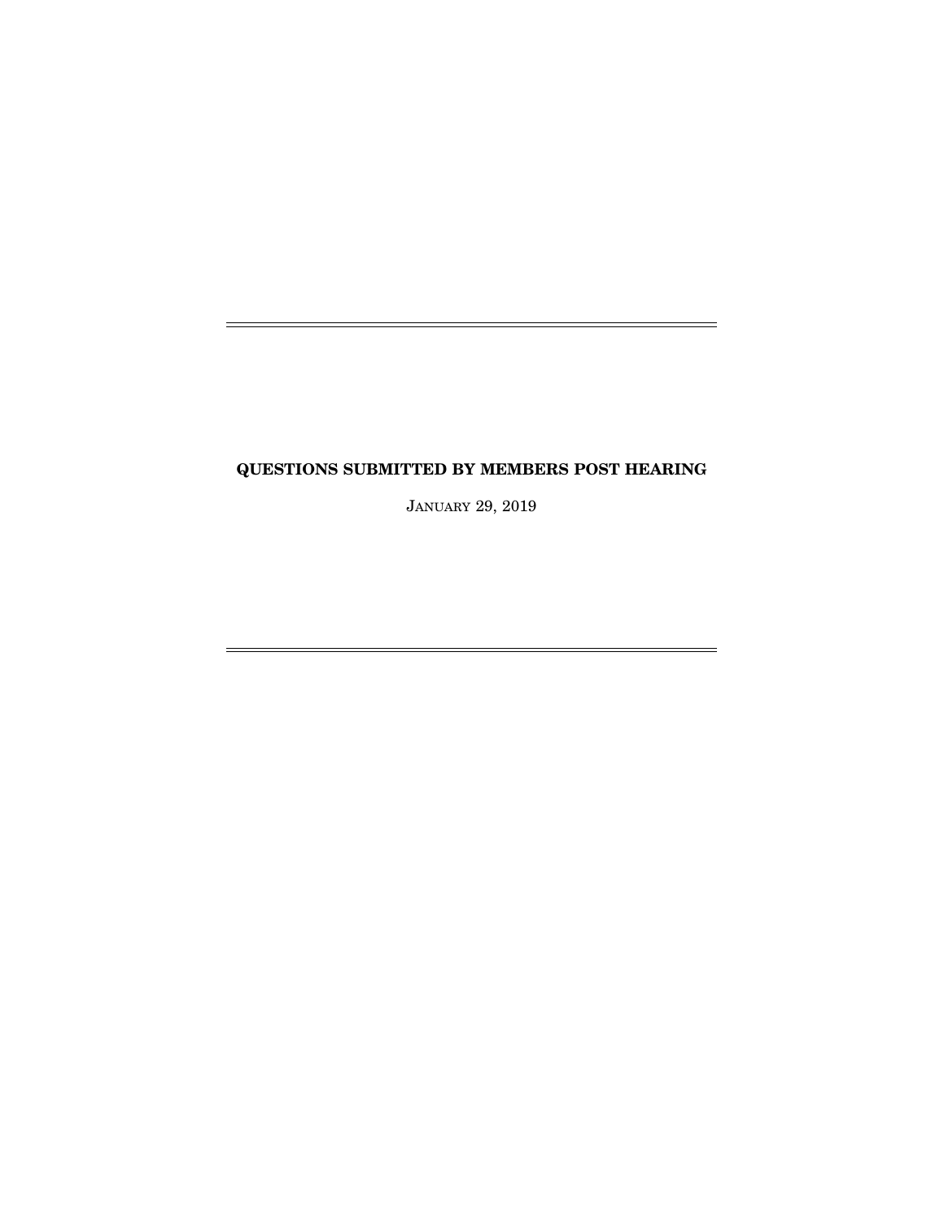# QUESTIONS SUBMITTED BY MEMBERS POST HEARING

January 29, 2019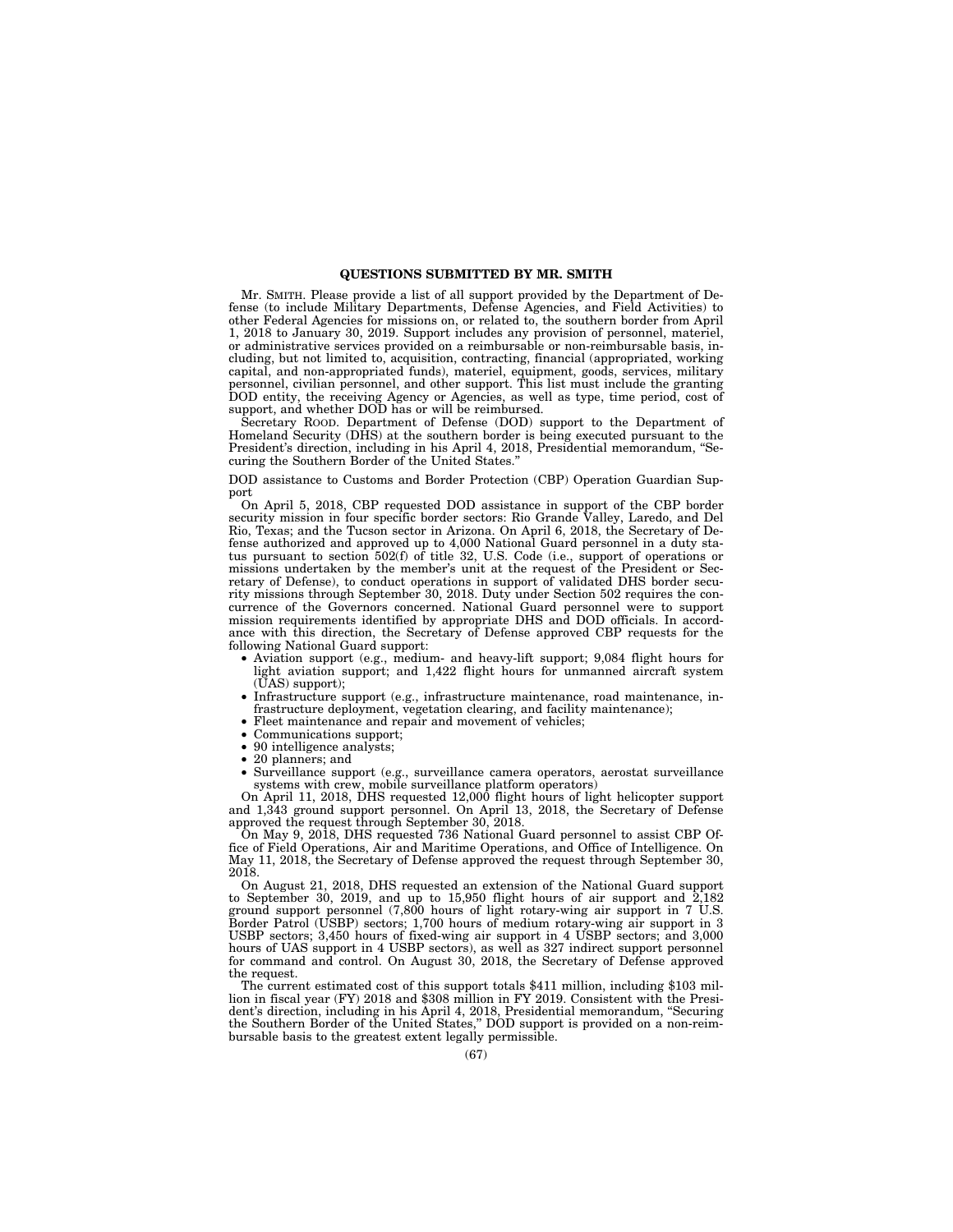## QUESTIONS SUBMITTED BY MR. SMITH

Mr. SMITH. Please provide a list of all support provided by the Department of Defense (to include Military Departments, Defense Agencies, and Field Activities) to other Federal Agencies for missions on, or related to, the southern border from April 1, 2018 to January 30, 2019. Support includes any provision of personnel, materiel, or administrative services provided on a reimbursable or non-reimbursable basis, including, but not limited to, acquisition, contracting, financial (appropriated, working capital, and non-appropriated funds), materiel, equipment, goods, services, military personnel, civilian personnel, and other support. This list must include the granting DOD entity, the receiving Agency or Agencies, as well as type, time period, cost of support, and whether DOD has or will be reimbursed.

Secretary ROOD. Department of Defense (DOD) support to the Department of Homeland Security (DHS) at the southern border is being executed pursuant to the President's direction, including in his April 4, 2018, Presidential memorandum, "Securing the Southern Border of the United States."

DOD assistance to Customs and Border Protection (CBP) Operation Guardian Support

On April 5, 2018, CBP requested DOD assistance in support of the CBP border security mission in four specific border sectors: Rio Grande Valley, Laredo, and Del Rio, Texas; and the Tucson sector in Arizona. On April 6, 2018, the Secretary of Defense authorized and approved up to 4,000 National Guard personnel in a duty status pursuant to section 502(f) of title 32, U.S. Code (i.e., support of operations or missions undertaken by the member's unit at the request of the President or Secretary of Defense), to conduct operations in support of validated DHS border security missions through September 30, 2018. Duty under Section 502 requires the concurrence of the Governors concerned. National Guard personnel were to support mission requirements identified by appropriate DHS and DOD officials. In accordance with this direction, the Secretary of Defense approved CBP requests for the following National Guard support:

- Aviation support (e.g., medium- and heavy-lift support; 9,084 flight hours for light aviation support; and 1,422 flight hours for unmanned aircraft system (UAS) support);
- Infrastructure support (e.g., infrastructure maintenance, road maintenance, infrastructure deployment, vegetation clearing, and facility maintenance);
- Fleet maintenance and repair and movement of vehicles;
- Communications support;
- 90 intelligence analysts;
- 20 planners; and
- Surveillance support (e.g., surveillance camera operators, aerostat surveillance systems with crew, mobile surveillance platform operators)

On April 11, 2018, DHS requested 12,000 flight hours of light helicopter support and 1,343 ground support personnel. On April 13, 2018, the Secretary of Defense approved the request through September 30, 2018.

On May 9, 2018, DHS requested 736 National Guard personnel to assist CBP Office of Field Operations, Air and Maritime Operations, and Office of Intelligence. On May 11, 2018, the Secretary of Defense approved the request through September 30, 2018.

On August 21, 2018, DHS requested an extension of the National Guard support to September 30, 2019, and up to 15,950 flight hours of air support and 2,182 ground support personnel (7,800 hours of light rotary-wing air support in 7 U.S. Border Patrol (USBP) sectors; 1,700 hours of medium rotary-wing air support in 3 USBP sectors; 3,450 hours of fixed-wing air support in 4 USBP sectors; and 3,000 hours of UAS support in 4 USBP sectors), as well as 327 indirect support personnel for command and control. On August 30, 2018, the Secretary of Defense approved the request.

The current estimated cost of this support totals $411 million, including $103 million in fiscal year (FY) 2018 and $308 million in FY 2019. Consistent with the President's direction, including in his April 4, 2018, Presidential memorandum, "Securing the Southern Border of the United States," DOD support is provided on a non-reimbursable basis to the greatest extent legally permissible.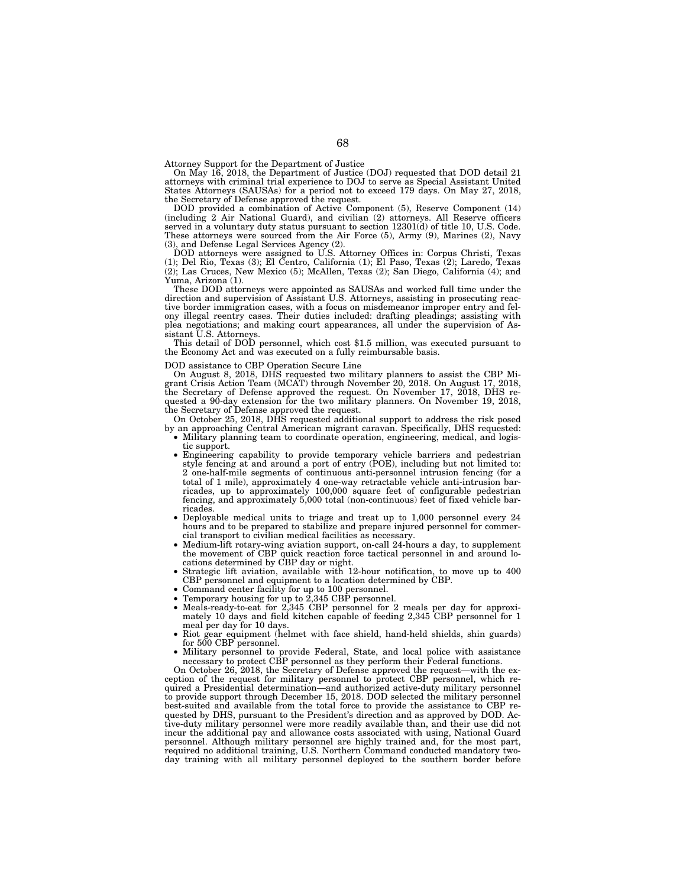Attorney Support for the Department of Justice

On May 16, 2018, the Department of Justice (DOJ) requested that DOD detail 21 attorneys with criminal trial experience to DOJ to serve as Special Assistant United States Attorneys (SAUSAs) for a period not to exceed 179 days. On May 27, 2018, the Secretary of Defense approved the request.

DOD provided a combination of Active Component (5), Reserve Component (14) (including 2 Air National Guard), and civilian (2) attorneys. All Reserve officers served in a voluntary duty status pursuant to section 12301(d) of title 10, U.S. Code. These attorneys were sourced from the Air Force (5), Army (9), Marines (2), Navy (3), and Defense Legal Services Agency (2).

DOD attorneys were assigned to U.S. Attorney Offices in: Corpus Christi, Texas (1); Del Rio, Texas (3); El Centro, California (1); El Paso, Texas (2); Laredo, Texas (2); Las Cruces, New Mexico (5); McAllen, Texas (2); San Diego, California (4); and Yuma, Arizona (1).

These DOD attorneys were appointed as SAUSAs and worked full time under the direction and supervision of Assistant U.S. Attorneys, assisting in prosecuting reactive border immigration cases, with a focus on misdemeanor improper entry and felony illegal reentry cases. Their duties included: drafting pleadings; assisting with plea negotiations; and making court appearances, all under the supervision of Assistant U.S. Attorneys.

This detail of DOD personnel, which cost $1.5 million, was executed pursuant to the Economy Act and was executed on a fully reimbursable basis.

DOD assistance to CBP Operation Secure Line

On August 8, 2018, DHS requested two military planners to assist the CBP Migrant Crisis Action Team (MCAT) through November 20, 2018. On August 17, 2018, the Secretary of Defense approved the request. On November 17, 2018, DHS requested a 90-day extension for the two military planners. On November 19, 2018, the Secretary of Defense approved the request.

On October 25, 2018, DHS requested additional support to address the risk posed by an approaching Central American migrant caravan. Specifically, DHS requested:

- Military planning team to coordinate operation, engineering, medical, and logistic support.
- Engineering capability to provide temporary vehicle barriers and pedestrian style fencing at and around a port of entry (POE), including but not limited to: 2 one-half-mile segments of continuous anti-personnel intrusion fencing (for a total of 1 mile), approximately 4 one-way retractable vehicle anti-intrusion barricades, up to approximately 100,000 square feet of configurable pedestrian fencing, and approximately 5,000 total (non-continuous) feet of fixed vehicle barricades.
- Deployable medical units to triage and treat up to 1,000 personnel every 24 hours and to be prepared to stabilize and prepare injured personnel for commercial transport to civilian medical facilities as necessary.
- Medium-lift rotary-wing aviation support, on-call 24-hours a day, to supplement the movement of CBP quick reaction force tactical personnel in and around locations determined by CBP day or night.
- Strategic lift aviation, available with 12-hour notification, to move up to 400 CBP personnel and equipment to a location determined by CBP.
- Command center facility for up to 100 personnel.
- Temporary housing for up to 2,345 CBP personnel.
- Meals-ready-to-eat for 2,345 CBP personnel for 2 meals per day for approximately 10 days and field kitchen capable of feeding 2,345 CBP personnel for 1 meal per day for 10 days.
- Riot gear equipment (helmet with face shield, hand-held shields, shin guards) for 500 CBP personnel.
- Military personnel to provide Federal, State, and local police with assistance necessary to protect CBP personnel as they perform their Federal functions.

On October 26, 2018, the Secretary of Defense approved the request—with the exception of the request for military personnel to protect CBP personnel, which required a Presidential determination—and authorized active-duty military personnel to provide support through December 15, 2018. DOD selected the military personnel best-suited and available from the total force to provide the assistance to CBP requested by DHS, pursuant to the President's direction and as approved by DOD. Active-duty military personnel were more readily available than, and their use did not incur the additional pay and allowance costs associated with using, National Guard personnel. Although military personnel are highly trained and, for the most part, required no additional training, U.S. Northern Command conducted mandatory two-day training with all military personnel deployed to the southern border before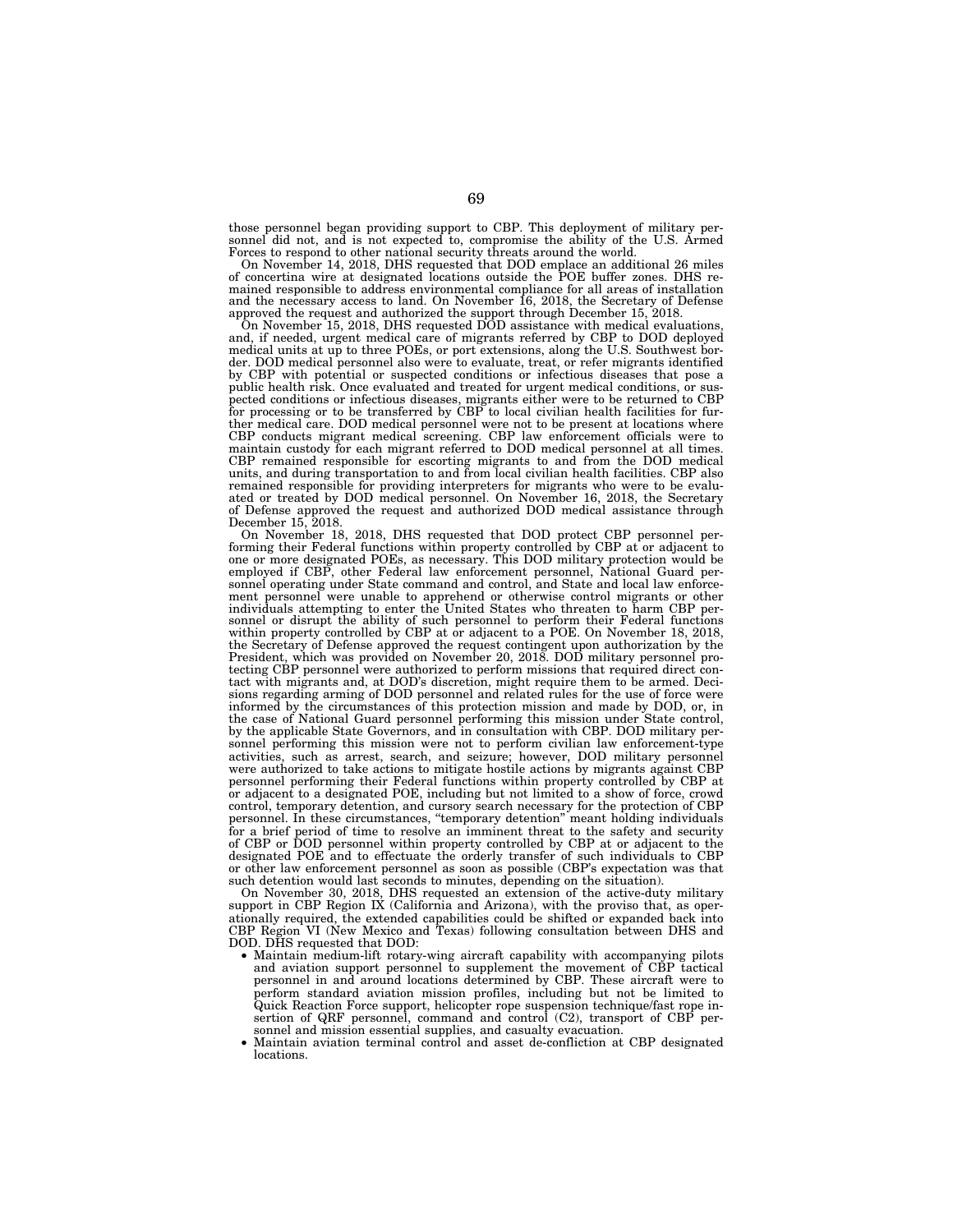those personnel began providing support to CBP. This deployment of military personnel did not, and is not expected to, compromise the ability of the U.S. Armed Forces to respond to other national security threats around the world.

On November 14, 2018, DHS requested that DOD emplace an additional 26 miles of concertina wire at designated locations outside the POE buffer zones. DHS remained responsible to address environmental compliance for all areas of installation and the necessary access to land. On November 16, 2018, the Secretary of Defense approved the request and authorized the support through December 15, 2018.

On November 15, 2018, DHS requested DOD assistance with medical evaluations, and, if needed, urgent medical care of migrants referred by CBP to DOD deployed medical units at up to three POEs, or port extensions, along the U.S. Southwest border. DOD medical personnel also were to evaluate, treat, or refer migrants identified by CBP with potential or suspected conditions or infectious diseases that pose a public health risk. Once evaluated and treated for urgent medical conditions, or suspected conditions or infectious diseases, migrants either were to be returned to CBP for processing or to be transferred by CBP to local civilian health facilities for further medical care. DOD medical personnel were not to be present at locations where CBP conducts migrant medical screening. CBP law enforcement officials were to maintain custody for each migrant referred to DOD medical personnel at all times. CBP remained responsible for escorting migrants to and from the DOD medical units, and during transportation to and from local civilian health facilities. CBP also remained responsible for providing interpreters for migrants who were to be evaluated or treated by DOD medical personnel. On November 16, 2018, the Secretary of Defense approved the request and authorized DOD medical assistance through December 15, 2018.

On November 18, 2018, DHS requested that DOD protect CBP personnel performing their Federal functions within property controlled by CBP at or adjacent to one or more designated POEs, as necessary. This DOD military protection would be employed if CBP, other Federal law enforcement personnel, National Guard personnel operating under State command and control, and State and local law enforcement personnel were unable to apprehend or otherwise control migrants or other individuals attempting to enter the United States who threaten to harm CBP personnel or disrupt the ability of such personnel to perform their Federal functions within property controlled by CBP at or adjacent to a POE. On November 18, 2018, the Secretary of Defense approved the request contingent upon authorization by the President, which was provided on November 20, 2018. DOD military personnel protecting CBP personnel were authorized to perform missions that required direct contact with migrants and, at DOD's discretion, might require them to be armed. Decisions regarding arming of DOD personnel and related rules for the use of force were informed by the circumstances of this protection mission and made by DOD, or, in the case of National Guard personnel performing this mission under State control, by the applicable State Governors, and in consultation with CBP. DOD military personnel performing this mission were not to perform civilian law enforcement-type activities, such as arrest, search, and seizure; however, DOD military personnel were authorized to take actions to mitigate hostile actions by migrants against CBP personnel performing their Federal functions within property controlled by CBP at or adjacent to a designated POE, including but not limited to a show of force, crowd control, temporary detention, and cursory search necessary for the protection of CBP personnel. In these circumstances, "temporary detention" meant holding individuals for a brief period of time to resolve an imminent threat to the safety and security of CBP or DOD personnel within property controlled by CBP at or adjacent to the designated POE and to effectuate the orderly transfer of such individuals to CBP or other law enforcement personnel as soon as possible (CBP's expectation was that such detention would last seconds to minutes, depending on the situation).

On November 30, 2018, DHS requested an extension of the active-duty military support in CBP Region IX (California and Arizona), with the proviso that, as operationally required, the extended capabilities could be shifted or expanded back into CBP Region VI (New Mexico and Texas) following consultation between DHS and DOD. DHS requested that DOD:

- Maintain medium-lift rotary-wing aircraft capability with accompanying pilots and aviation support personnel to supplement the movement of CBP tactical personnel in and around locations determined by CBP. These aircraft were to perform standard aviation mission profiles, including but not be limited to Quick Reaction Force support, helicopter rope suspension technique/fast rope insertion of QRF personnel, command and control (C2), transport of CBP personnel and mission essential supplies, and casualty evacuation.
- Maintain aviation terminal control and asset de-confliction at CBP designated locations.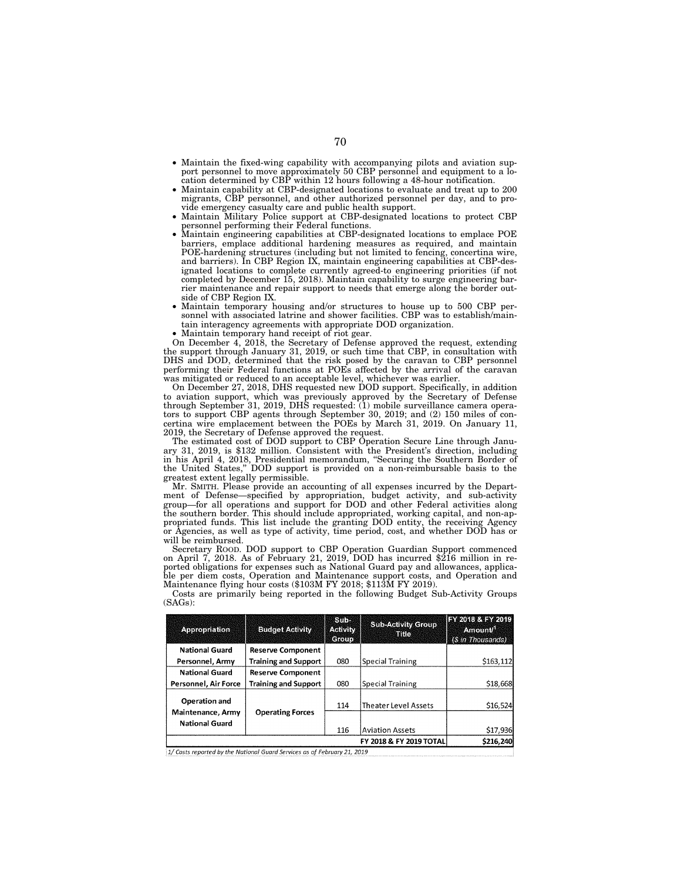- Maintain the fixed-wing capability with accompanying pilots and aviation support personnel to move approximately 50 CBP personnel and equipment to a location determined by CBP within 12 hours following a 48-hour notification.
- Maintain capability at CBP-designated locations to evaluate and treat up to 200 migrants, CBP personnel, and other authorized personnel per day, and to provide emergency casualty care and public health support.
- Maintain Military Police support at CBP-designated locations to protect CBP personnel performing their Federal functions.
- Maintain engineering capabilities at CBP-designated locations to emplace POE barriers, emplace additional hardening measures as required, and maintain POE-hardening structures (including but not limited to fencing, concertina wire, and barriers). In CBP Region IX, maintain engineering capabilities at CBP-designated locations to complete currently agreed-to engineering priorities (if not completed by December 15, 2018). Maintain capability to surge engineering barrier maintenance and repair support to needs that emerge along the border outside of CBP Region IX.
- Maintain temporary housing and/or structures to house up to 500 CBP personnel with associated latrine and shower facilities. CBP was to establish/maintain interagency agreements with appropriate DOD organization.
- Maintain temporary hand receipt of riot gear.

On December 4, 2018, the Secretary of Defense approved the request, extending the support through January 31, 2019, or such time that CBP, in consultation with DHS and DOD, determined that the risk posed by the caravan to CBP personnel performing their Federal functions at POEs affected by the arrival of the caravan was mitigated or reduced to an acceptable level, whichever was earlier.

On December 27, 2018, DHS requested new DOD support. Specifically, in addition to aviation support, which was previously approved by the Secretary of Defense through September 31, 2019, DHS requested: (1) mobile surveillance camera operators to support CBP agents through September 30, 2019; and (2) 150 miles of concertina wire emplacement between the POEs by March 31, 2019. On January 11, 2019, the Secretary of Defense approved the request.

The estimated cost of DOD support to CBP Operation Secure Line through January 31, 2019, is $132 million. Consistent with the President's direction, including in his April 4, 2018, Presidential memorandum, "Securing the Southern Border of the United States," DOD support is provided on a non-reimbursable basis to the greatest extent legally permissible.

Mr. SMITH. Please provide an accounting of all expenses incurred by the Department of Defense—specified by appropriation, budget activity, and sub-activity group—for all operations and support for DOD and other Federal activities along the southern border. This should include appropriated, working capital, and non-appropriated funds. This list include the granting DOD entity, the receiving Agency or Agencies, as well as type of activity, time period, cost, and whether DOD has or will be reimbursed.

Secretary ROOD. DOD support to CBP Operation Guardian Support commenced on April 7, 2018. As of February 21, 2019, DOD has incurred $216 million in reported obligations for expenses such as National Guard pay and allowances, applicable per diem costs, Operation and Maintenance support costs, and Operation and Maintenance flying hour costs ($103M FY 2018; $113M FY 2019).

Costs are primarily being reported in the following Budget Sub-Activity Groups (SAGs):

| Appropriation | Budget Activity | Sub-Activity Group | Sub-Activity Group Title | FY 2018 & FY 2019 Amount[1] ($ in Thousands) |
|---|---|---|---|---|
| National Guard Personnel, Army | Reserve Component Training and Support | 080 | Special Training | $163,112 |
| National Guard Personnel, Air Force | Reserve Component Training and Support | 080 | Special Training | $18,668 |
| Operation and Maintenance, Army National Guard | Operating Forces | 114 | Theater Level Assets | $16,524 |
| | | 116 | Aviation Assets | $17,936 |
| | | | FY 2018 & FY 2019 TOTAL | $216,240 |

1/ Costs reported by the National Guard Services as of February 21, 2019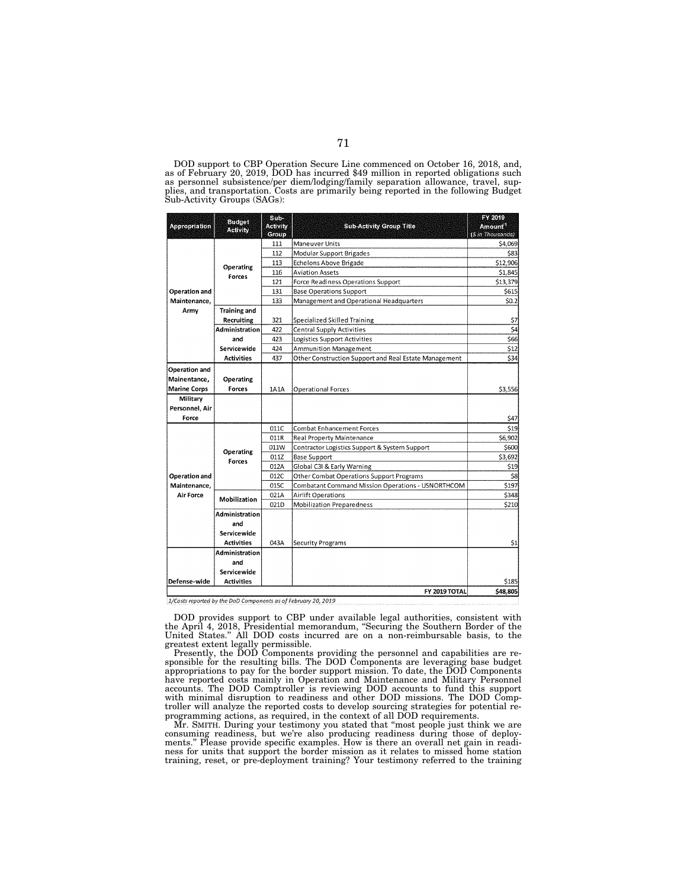DOD support to CBP Operation Secure Line commenced on October 16, 2018, and, as of February 20, 2019, DOD has incurred $49 million in reported obligations such as personnel subsistence/per diem/lodging/family separation allowance, travel, supplies, and transportation. Costs are primarily being reported in the following Budget Sub-Activity Groups (SAGs):

| Appropriation | Budget Activity | Sub-Activity Group | Sub-Activity Group Title | FY 2019 Amount[1] ($ in Thousands) |
|---|---|---|---|---|
| Operation and Maintenance, Army | Operating Forces | 111 | Maneuver Units | $4,069 |
| | | 112 | Modular Support Brigades | $83 |
| | | 113 | Echelons Above Brigade | $12,906 |
| | | 116 | Aviation Assets | $1,845 |
| | | 121 | Force Readiness Operations Support | $13,379 |
| | | 131 | Base Operations Support | $615 |
| | | 133 | Management and Operational Headquarters | $0.2 |
| | Training and Recruiting | 321 | Specialized Skilled Training | $7 |
| | Administration and Servicewide Activities | 422 | Central Supply Activities | $4 |
| | | 423 | Logistics Support Activities | $66 |
| | | 424 | Ammunition Management | $12 |
| | | 437 | Other Construction Support and Real Estate Management | $34 |
| Operation and Maintenance, Marine Corps | Operating Forces | 1A1A | Operational Forces | $3,556 |
| Military Personnel, Air Force | | | | $47 |
| Operation and Maintenance, Air Force | Operating Forces | 011C | Combat Enhancement Forces | $19 |
| | | 011R | Real Property Maintenance | $6,902 |
| | | 011W | Contractor Logistics Support & System Support | $600 |
| | | 011Z | Base Support | $3,692 |
| | | 012A | Global C3I & Early Warning | $19 |
| | | 012C | Other Combat Operations Support Programs | $8 |
| | | 015C | Combatant Command Mission Operations - USNORTHCOM | $197 |
| | Mobilization | 021A | Airlift Operations | $348 |
| | | 021D | Mobilization Preparedness | $210 |
| | Administration and Servicewide Activities | 043A | Security Programs | $1 |
| Defense-wide | Administration and Servicewide Activities | | | $185 |
| | | | FY 2019 TOTAL | $48,805 |

*1/Costs reported by the DoD Components as of February 20, 2019*

DOD provides support to CBP under available legal authorities, consistent with the April 4, 2018, Presidential memorandum, "Securing the Southern Border of the United States." All DOD costs incurred are on a non-reimbursable basis, to the greatest extent legally permissible.

Presently, the DOD Components providing the personnel and capabilities are responsible for the resulting bills. The DOD Components are leveraging base budget appropriations to pay for the border support mission. To date, the DOD Components have reported costs mainly in Operation and Maintenance and Military Personnel accounts. The DOD Comptroller is reviewing DOD accounts to fund this support with minimal disruption to readiness and other DOD missions. The DOD Comptroller will analyze the reported costs to develop sourcing strategies for potential reprogramming actions, as required, in the context of all DOD requirements.

Mr. SMITH. During your testimony you stated that "most people just think we are consuming readiness, but we're also producing readiness during those of deployments." Please provide specific examples. How is there an overall net gain in readiness for units that support the border mission as it relates to missed home station training, reset, or pre-deployment training? Your testimony referred to the training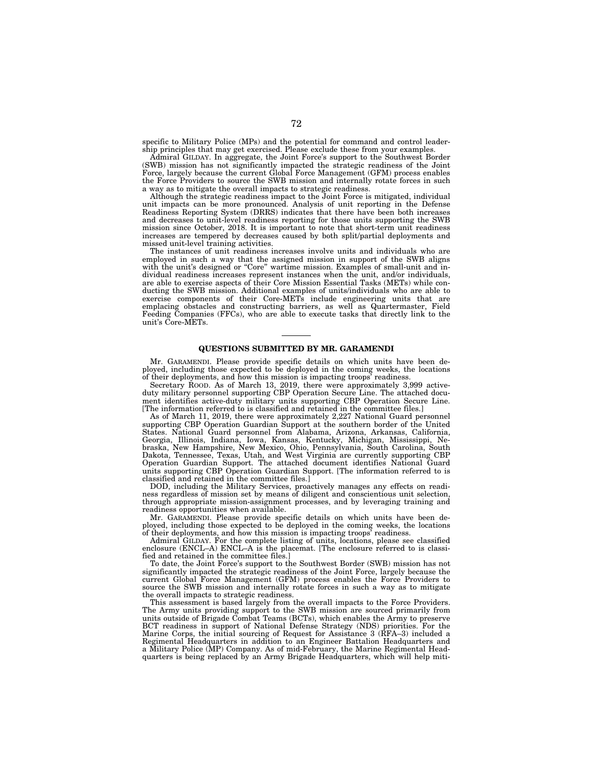specific to Military Police (MPs) and the potential for command and control leadership principles that may get exercised. Please exclude these from your examples.

Admiral GILDAY. In aggregate, the Joint Force's support to the Southwest Border (SWB) mission has not significantly impacted the strategic readiness of the Joint Force, largely because the current Global Force Management (GFM) process enables the Force Providers to source the SWB mission and internally rotate forces in such a way as to mitigate the overall impacts to strategic readiness.

Although the strategic readiness impact to the Joint Force is mitigated, individual unit impacts can be more pronounced. Analysis of unit reporting in the Defense Readiness Reporting System (DRRS) indicates that there have been both increases and decreases to unit-level readiness reporting for those units supporting the SWB mission since October, 2018. It is important to note that short-term unit readiness increases are tempered by decreases caused by both split/partial deployments and missed unit-level training activities.

The instances of unit readiness increases involve units and individuals who are employed in such a way that the assigned mission in support of the SWB aligns with the unit's designed or "Core" wartime mission. Examples of small-unit and individual readiness increases represent instances when the unit, and/or individuals, are able to exercise aspects of their Core Mission Essential Tasks (METs) while conducting the SWB mission. Additional examples of units/individuals who are able to exercise components of their Core-METs include engineering units that are emplacing obstacles and constructing barriers, as well as Quartermaster, Field Feeding Companies (FFCs), who are able to execute tasks that directly link to the unit's Core-METs.

## QUESTIONS SUBMITTED BY MR. GARAMENDI

Mr. GARAMENDI. Please provide specific details on which units have been deployed, including those expected to be deployed in the coming weeks, the locations of their deployments, and how this mission is impacting troops' readiness.

Secretary ROOD. As of March 13, 2019, there were approximately 3,999 active-duty military personnel supporting CBP Operation Secure Line. The attached document identifies active-duty military units supporting CBP Operation Secure Line. [The information referred to is classified and retained in the committee files.]

As of March 11, 2019, there were approximately 2,227 National Guard personnel supporting CBP Operation Guardian Support at the southern border of the United States. National Guard personnel from Alabama, Arizona, Arkansas, California, Georgia, Illinois, Indiana, Iowa, Kansas, Kentucky, Michigan, Mississippi, Nebraska, New Hampshire, New Mexico, Ohio, Pennsylvania, South Carolina, South Dakota, Tennessee, Texas, Utah, and West Virginia are currently supporting CBP Operation Guardian Support. The attached document identifies National Guard units supporting CBP Operation Guardian Support. [The information referred to is classified and retained in the committee files.]

DOD, including the Military Services, proactively manages any effects on readiness regardless of mission set by means of diligent and conscientious unit selection, through appropriate mission-assignment processes, and by leveraging training and readiness opportunities when available.

Mr. GARAMENDI. Please provide specific details on which units have been deployed, including those expected to be deployed in the coming weeks, the locations of their deployments, and how this mission is impacting troops' readiness.

Admiral GILDAY. For the complete listing of units, locations, please see classified enclosure (ENCL–A) ENCL–A is the placemat. [The enclosure referred to is classified and retained in the committee files.]

To date, the Joint Force's support to the Southwest Border (SWB) mission has not significantly impacted the strategic readiness of the Joint Force, largely because the current Global Force Management (GFM) process enables the Force Providers to source the SWB mission and internally rotate forces in such a way as to mitigate the overall impacts to strategic readiness.

This assessment is based largely from the overall impacts to the Force Providers. The Army units providing support to the SWB mission are sourced primarily from units outside of Brigade Combat Teams (BCTs), which enables the Army to preserve BCT readiness in support of National Defense Strategy (NDS) priorities. For the Marine Corps, the initial sourcing of Request for Assistance 3 (RFA–3) included a Regimental Headquarters in addition to an Engineer Battalion Headquarters and a Military Police (MP) Company. As of mid-February, the Marine Regimental Headquarters is being replaced by an Army Brigade Headquarters, which will help miti-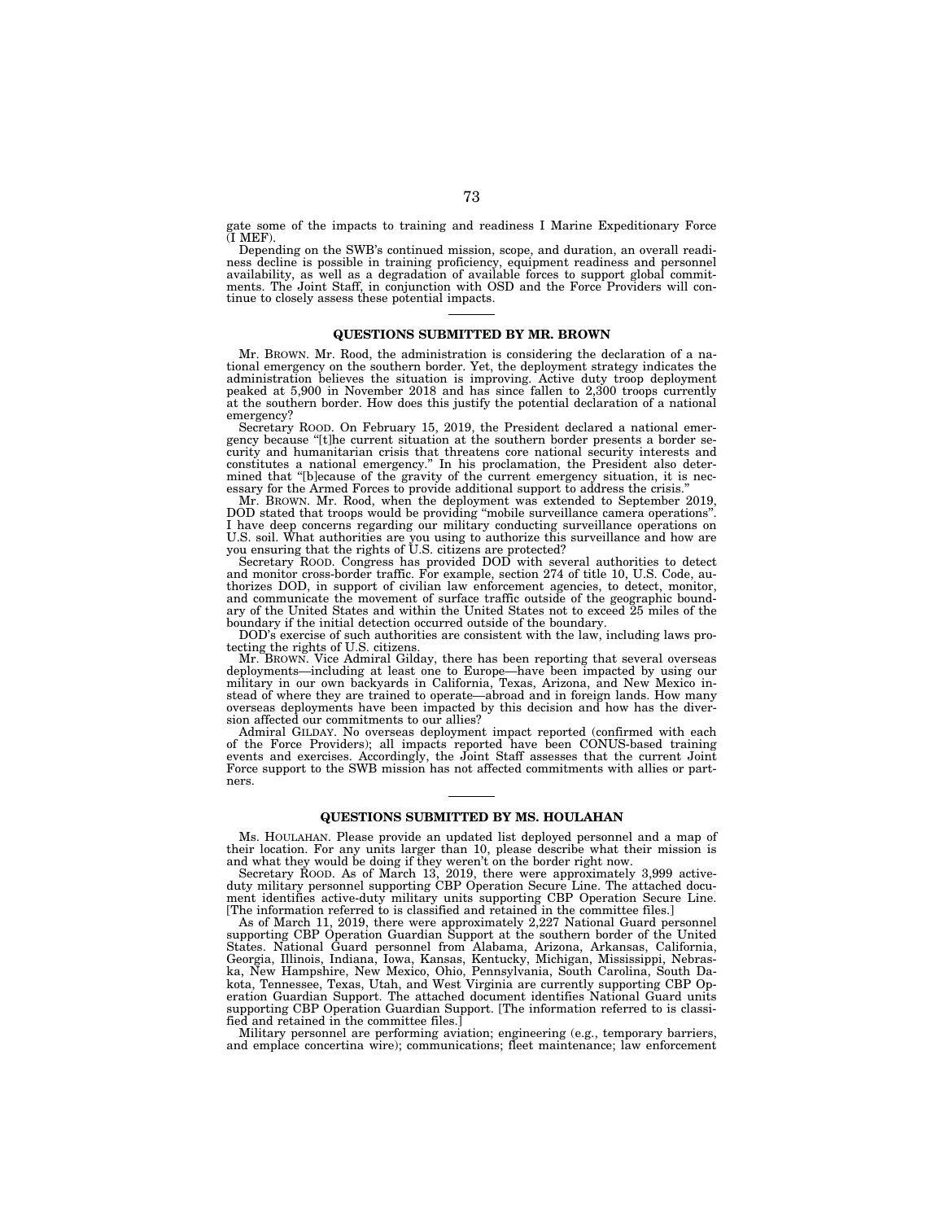gate some of the impacts to training and readiness I Marine Expeditionary Force (I MEF).

Depending on the SWB's continued mission, scope, and duration, an overall readiness decline is possible in training proficiency, equipment readiness and personnel availability, as well as a degradation of available forces to support global commitments. The Joint Staff, in conjunction with OSD and the Force Providers will continue to closely assess these potential impacts.

---

## QUESTIONS SUBMITTED BY MR. BROWN

Mr. BROWN. Mr. Rood, the administration is considering the declaration of a national emergency on the southern border. Yet, the deployment strategy indicates the administration believes the situation is improving. Active duty troop deployment peaked at 5,900 in November 2018 and has since fallen to 2,300 troops currently at the southern border. How does this justify the potential declaration of a national emergency?

Secretary ROOD. On February 15, 2019, the President declared a national emergency because "[t]he current situation at the southern border presents a border security and humanitarian crisis that threatens core national security interests and constitutes a national emergency." In his proclamation, the President also determined that "[b]ecause of the gravity of the current emergency situation, it is necessary for the Armed Forces to provide additional support to address the crisis."

Mr. BROWN. Mr. Rood, when the deployment was extended to September 2019, DOD stated that troops would be providing "mobile surveillance camera operations". I have deep concerns regarding our military conducting surveillance operations on U.S. soil. What authorities are you using to authorize this surveillance and how are you ensuring that the rights of U.S. citizens are protected?

Secretary ROOD. Congress has provided DOD with several authorities to detect and monitor cross-border traffic. For example, section 274 of title 10, U.S. Code, authorizes DOD, in support of civilian law enforcement agencies, to detect, monitor, and communicate the movement of surface traffic outside of the geographic boundary of the United States and within the United States not to exceed 25 miles of the boundary if the initial detection occurred outside of the boundary.

DOD's exercise of such authorities are consistent with the law, including laws protecting the rights of U.S. citizens.

Mr. BROWN. Vice Admiral Gilday, there has been reporting that several overseas deployments—including at least one to Europe—have been impacted by using our military in our own backyards in California, Texas, Arizona, and New Mexico instead of where they are trained to operate—abroad and in foreign lands. How many overseas deployments have been impacted by this decision and how has the diversion affected our commitments to our allies?

Admiral GILDAY. No overseas deployment impact reported (confirmed with each of the Force Providers); all impacts reported have been CONUS-based training events and exercises. Accordingly, the Joint Staff assesses that the current Joint Force support to the SWB mission has not affected commitments with allies or partners.

---

## QUESTIONS SUBMITTED BY MS. HOULAHAN

Ms. HOULAHAN. Please provide an updated list deployed personnel and a map of their location. For any units larger than 10, please describe what their mission is and what they would be doing if they weren't on the border right now.

Secretary ROOD. As of March 13, 2019, there were approximately 3,999 active-duty military personnel supporting CBP Operation Secure Line. The attached document identifies active-duty military units supporting CBP Operation Secure Line. [The information referred to is classified and retained in the committee files.]

As of March 11, 2019, there were approximately 2,227 National Guard personnel supporting CBP Operation Guardian Support at the southern border of the United States. National Guard personnel from Alabama, Arizona, Arkansas, California, Georgia, Illinois, Indiana, Iowa, Kansas, Kentucky, Michigan, Mississippi, Nebraska, New Hampshire, New Mexico, Ohio, Pennsylvania, South Carolina, South Dakota, Tennessee, Texas, Utah, and West Virginia are currently supporting CBP Operation Guardian Support. The attached document identifies National Guard units supporting CBP Operation Guardian Support. [The information referred to is classified and retained in the committee files.]

Military personnel are performing aviation; engineering (e.g., temporary barriers, and emplace concertina wire); communications; fleet maintenance; law enforcement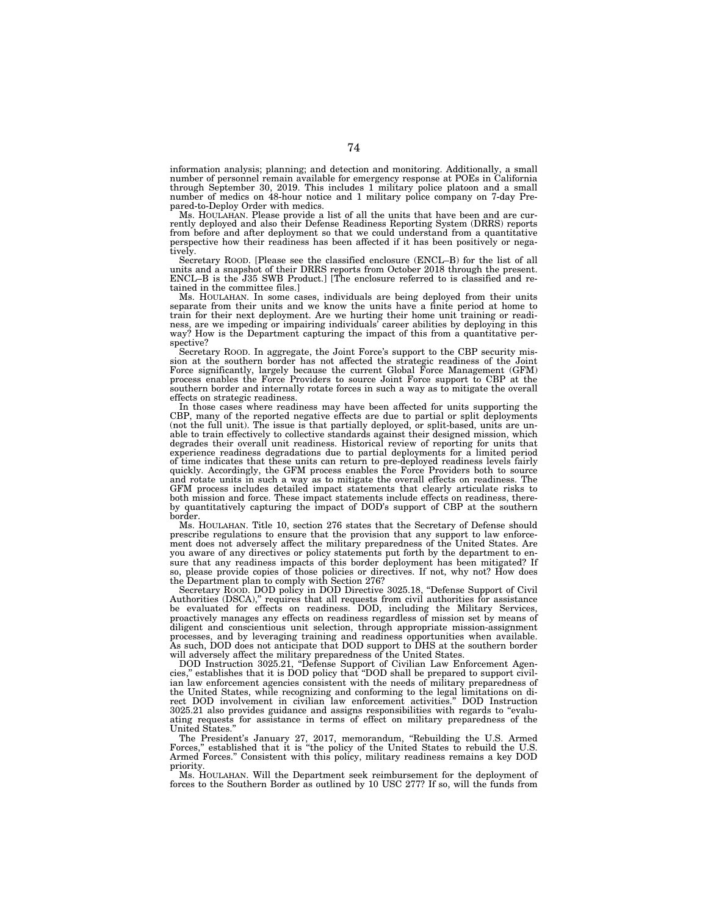information analysis; planning; and detection and monitoring. Additionally, a small number of personnel remain available for emergency response at POEs in California through September 30, 2019. This includes 1 military police platoon and a small number of medics on 48-hour notice and 1 military police company on 7-day Prepared-to-Deploy Order with medics.

Ms. HOULAHAN. Please provide a list of all the units that have been and are currently deployed and also their Defense Readiness Reporting System (DRRS) reports from before and after deployment so that we could understand from a quantitative perspective how their readiness has been affected if it has been positively or negatively.

Secretary ROOD. [Please see the classified enclosure (ENCL–B) for the list of all units and a snapshot of their DRRS reports from October 2018 through the present. ENCL–B is the J35 SWB Product.] [The enclosure referred to is classified and retained in the committee files.]

Ms. HOULAHAN. In some cases, individuals are being deployed from their units separate from their units and we know the units have a finite period at home to train for their next deployment. Are we hurting their home unit training or readiness, are we impeding or impairing individuals' career abilities by deploying in this way? How is the Department capturing the impact of this from a quantitative perspective?

Secretary ROOD. In aggregate, the Joint Force's support to the CBP security mission at the southern border has not affected the strategic readiness of the Joint Force significantly, largely because the current Global Force Management (GFM) process enables the Force Providers to source Joint Force support to CBP at the southern border and internally rotate forces in such a way as to mitigate the overall effects on strategic readiness.

In those cases where readiness may have been affected for units supporting the CBP, many of the reported negative effects are due to partial or split deployments (not the full unit). The issue is that partially deployed, or split-based, units are unable to train effectively to collective standards against their designed mission, which degrades their overall unit readiness. Historical review of reporting for units that experience readiness degradations due to partial deployments for a limited period of time indicates that these units can return to pre-deployed readiness levels fairly quickly. Accordingly, the GFM process enables the Force Providers both to source and rotate units in such a way as to mitigate the overall effects on readiness. The GFM process includes detailed impact statements that clearly articulate risks to both mission and force. These impact statements include effects on readiness, thereby quantitatively capturing the impact of DOD's support of CBP at the southern border.

Ms. HOULAHAN. Title 10, section 276 states that the Secretary of Defense should prescribe regulations to ensure that the provision that any support to law enforcement does not adversely affect the military preparedness of the United States. Are you aware of any directives or policy statements put forth by the department to ensure that any readiness impacts of this border deployment has been mitigated? If so, please provide copies of those policies or directives. If not, why not? How does the Department plan to comply with Section 276?

Secretary ROOD. DOD policy in DOD Directive 3025.18, "Defense Support of Civil Authorities (DSCA)," requires that all requests from civil authorities for assistance be evaluated for effects on readiness. DOD, including the Military Services, proactively manages any effects on readiness regardless of mission set by means of diligent and conscientious unit selection, through appropriate mission-assignment processes, and by leveraging training and readiness opportunities when available. As such, DOD does not anticipate that DOD support to DHS at the southern border will adversely affect the military preparedness of the United States.

DOD Instruction 3025.21, "Defense Support of Civilian Law Enforcement Agencies," establishes that it is DOD policy that "DOD shall be prepared to support civilian law enforcement agencies consistent with the needs of military preparedness of the United States, while recognizing and conforming to the legal limitations on direct DOD involvement in civilian law enforcement activities." DOD Instruction 3025.21 also provides guidance and assigns responsibilities with regards to "evaluating requests for assistance in terms of effect on military preparedness of the United States."

The President's January 27, 2017, memorandum, "Rebuilding the U.S. Armed Forces," established that it is "the policy of the United States to rebuild the U.S. Armed Forces." Consistent with this policy, military readiness remains a key DOD priority.

Ms. HOULAHAN. Will the Department seek reimbursement for the deployment of forces to the Southern Border as outlined by 10 USC 277? If so, will the funds from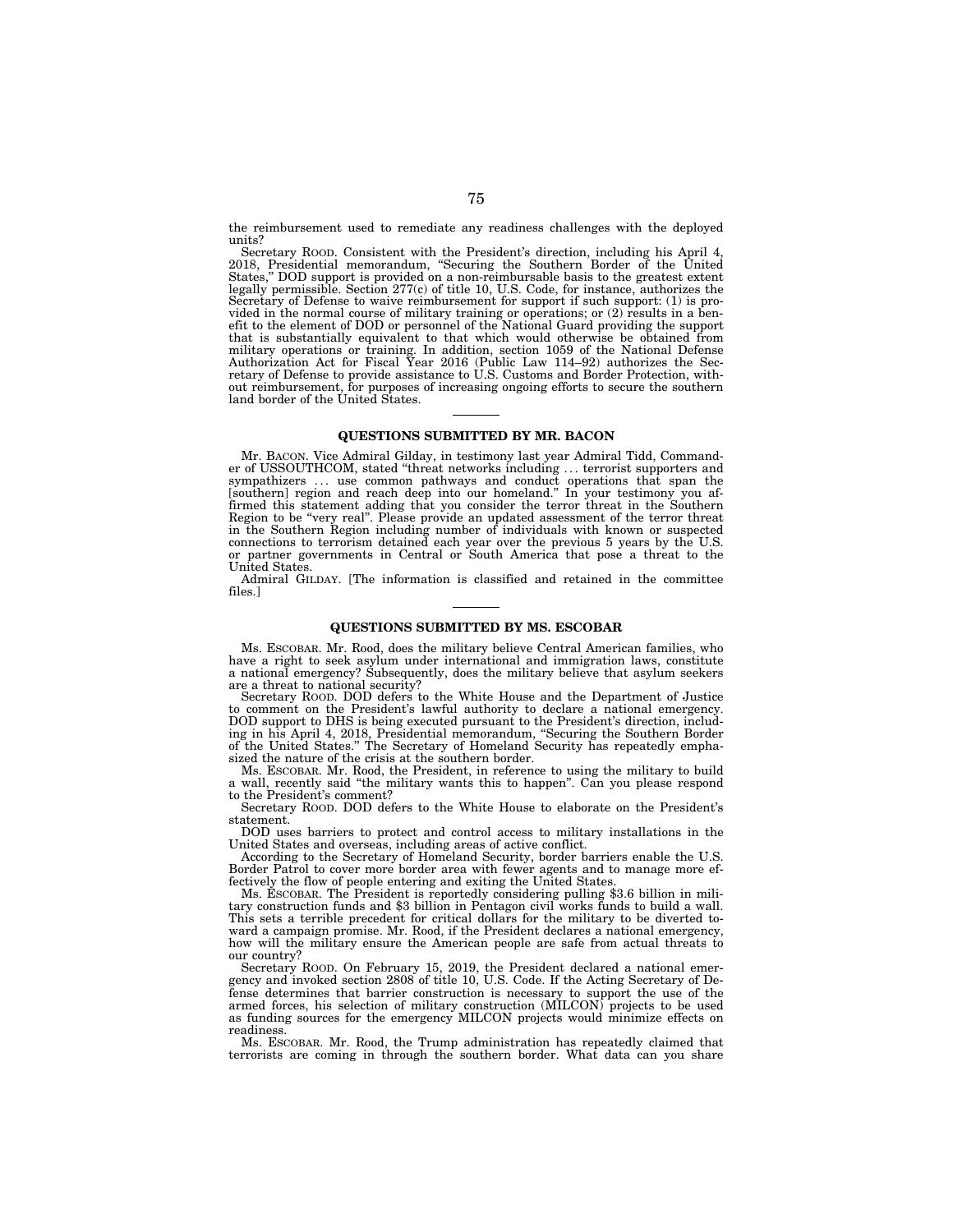the reimbursement used to remediate any readiness challenges with the deployed units?

Secretary ROOD. Consistent with the President's direction, including his April 4, 2018, Presidential memorandum, "Securing the Southern Border of the United States," DOD support is provided on a non-reimbursable basis to the greatest extent legally permissible. Section 277(c) of title 10, U.S. Code, for instance, authorizes the Secretary of Defense to waive reimbursement for support if such support: (1) is provided in the normal course of military training or operations; or (2) results in a benefit to the element of DOD or personnel of the National Guard providing the support that is substantially equivalent to that which would otherwise be obtained from military operations or training. In addition, section 1059 of the National Defense Authorization Act for Fiscal Year 2016 (Public Law 114–92) authorizes the Secretary of Defense to provide assistance to U.S. Customs and Border Protection, without reimbursement, for purposes of increasing ongoing efforts to secure the southern land border of the United States.

## QUESTIONS SUBMITTED BY MR. BACON

Mr. BACON. Vice Admiral Gilday, in testimony last year Admiral Tidd, Commander of USSOUTHCOM, stated "threat networks including . . . terrorist supporters and sympathizers . . . use common pathways and conduct operations that span the [southern] region and reach deep into our homeland." In your testimony you affirmed this statement adding that you consider the terror threat in the Southern Region to be "very real". Please provide an updated assessment of the terror threat in the Southern Region including number of individuals with known or suspected connections to terrorism detained each year over the previous 5 years by the U.S. or partner governments in Central or South America that pose a threat to the United States.

Admiral GILDAY. [The information is classified and retained in the committee files.]

## QUESTIONS SUBMITTED BY MS. ESCOBAR

Ms. ESCOBAR. Mr. Rood, does the military believe Central American families, who have a right to seek asylum under international and immigration laws, constitute a national emergency? Subsequently, does the military believe that asylum seekers are a threat to national security?

Secretary ROOD. DOD defers to the White House and the Department of Justice to comment on the President's lawful authority to declare a national emergency. DOD support to DHS is being executed pursuant to the President's direction, including in his April 4, 2018, Presidential memorandum, "Securing the Southern Border of the United States." The Secretary of Homeland Security has repeatedly emphasized the nature of the crisis at the southern border.

Ms. ESCOBAR. Mr. Rood, the President, in reference to using the military to build a wall, recently said "the military wants this to happen". Can you please respond to the President's comment?

Secretary ROOD. DOD defers to the White House to elaborate on the President's statement.

DOD uses barriers to protect and control access to military installations in the United States and overseas, including areas of active conflict.

According to the Secretary of Homeland Security, border barriers enable the U.S. Border Patrol to cover more border area with fewer agents and to manage more effectively the flow of people entering and exiting the United States.

Ms. ESCOBAR. The President is reportedly considering pulling $3.6 billion in military construction funds and $3 billion in Pentagon civil works funds to build a wall. This sets a terrible precedent for critical dollars for the military to be diverted toward a campaign promise. Mr. Rood, if the President declares a national emergency, how will the military ensure the American people are safe from actual threats to our country?

Secretary ROOD. On February 15, 2019, the President declared a national emergency and invoked section 2808 of title 10, U.S. Code. If the Acting Secretary of Defense determines that barrier construction is necessary to support the use of the armed forces, his selection of military construction (MILCON) projects to be used as funding sources for the emergency MILCON projects would minimize effects on readiness.

Ms. ESCOBAR. Mr. Rood, the Trump administration has repeatedly claimed that terrorists are coming in through the southern border. What data can you share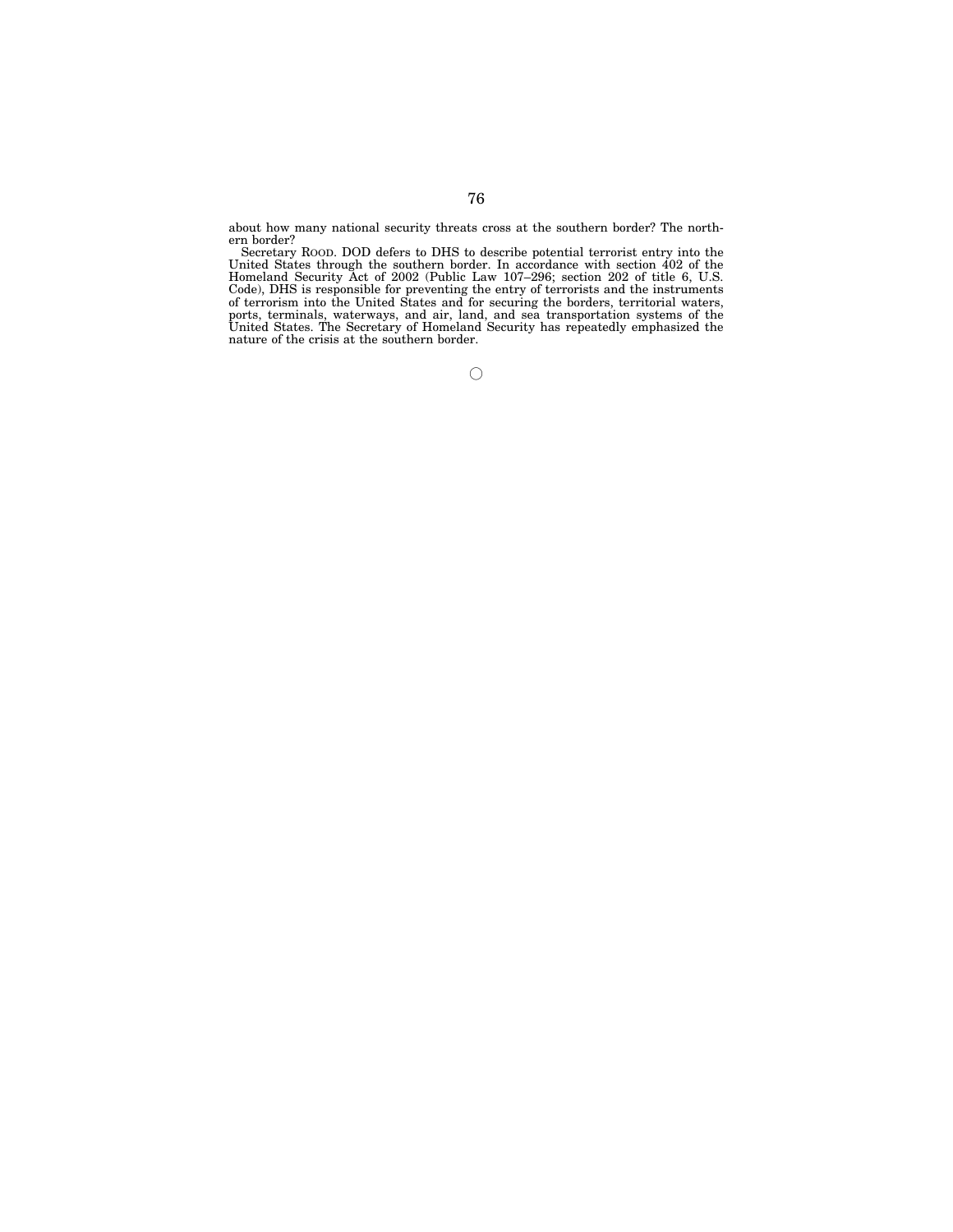about how many national security threats cross at the southern border? The northern border?

Secretary ROOD. DOD defers to DHS to describe potential terrorist entry into the United States through the southern border. In accordance with section 402 of the Homeland Security Act of 2002 (Public Law 107–296; section 202 of title 6, U.S. Code), DHS is responsible for preventing the entry of terrorists and the instruments of terrorism into the United States and for securing the borders, territorial waters, ports, terminals, waterways, and air, land, and sea transportation systems of the United States. The Secretary of Homeland Security has repeatedly emphasized the nature of the crisis at the southern border.